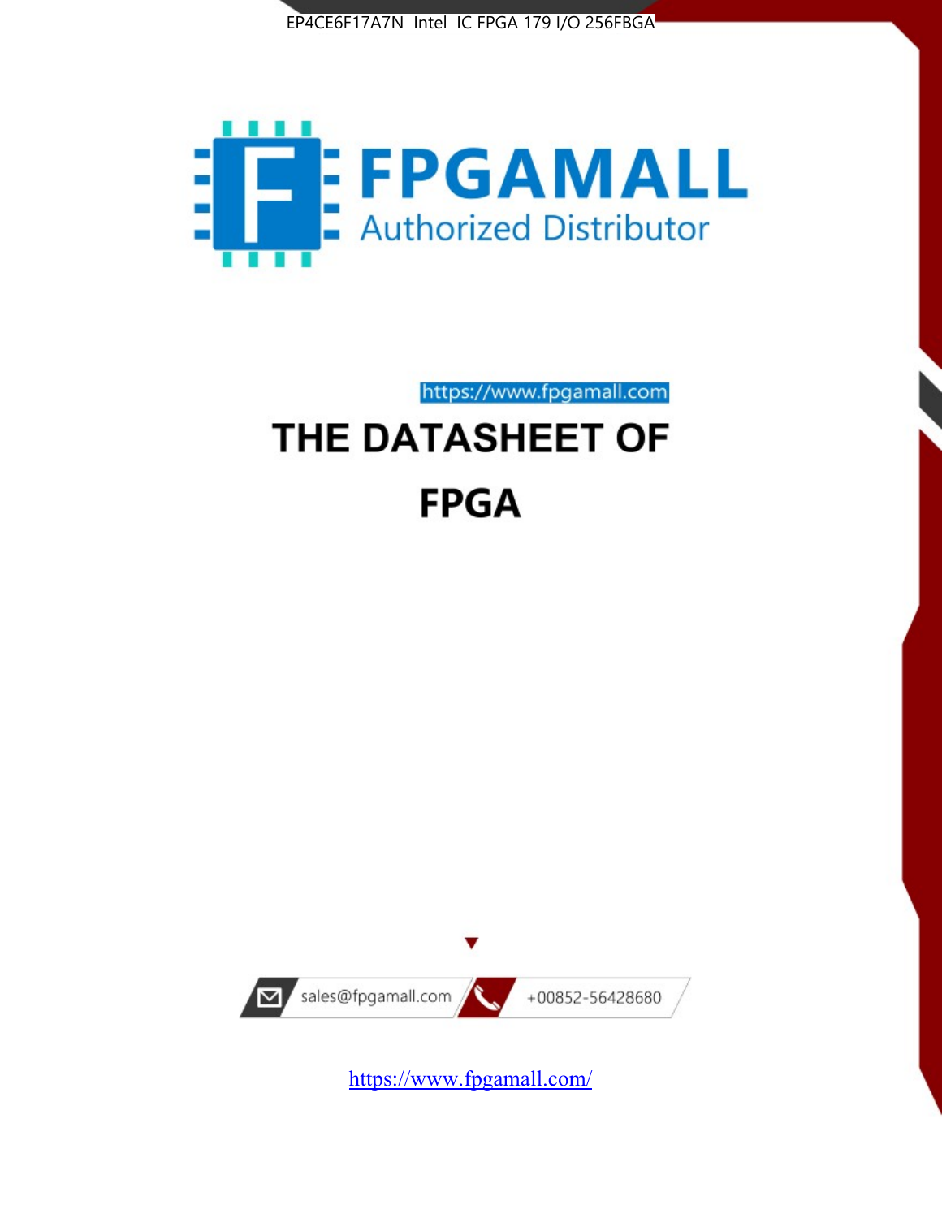EP4CE6F17A7N Intel IC FPGA 179 I/O 256FBGA

FPGAMALL

Authorized Distributor

https://www.fpgamall.com

# THE DATASHEET OF

# FPGA

sales@fpgamall.com

+00852-56428680

https://www.fpgamall.com/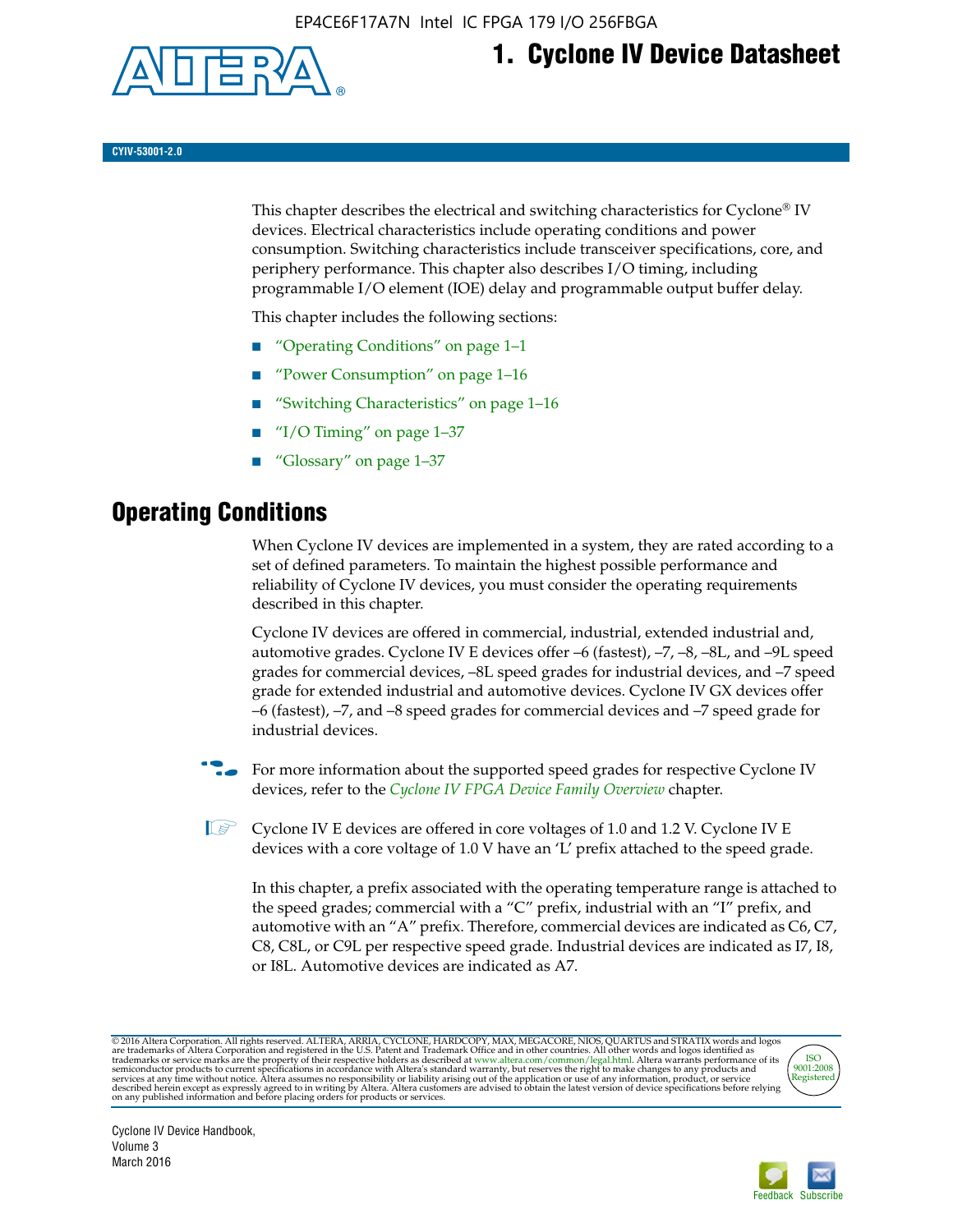# 1. Cyclone IV Device Datasheet

CYIV-53001-2.0

This chapter describes the electrical and switching characteristics for Cyclone® IV devices. Electrical characteristics include operating conditions and power consumption. Switching characteristics include transceiver specifications, core, and periphery performance. This chapter also describes I/O timing, including programmable I/O element (IOE) delay and programmable output buffer delay.

This chapter includes the following sections:

- "Operating Conditions" on page 1–1
- "Power Consumption" on page 1–16
- "Switching Characteristics" on page 1–16
- "I/O Timing" on page 1–37
- "Glossary" on page 1–37

## Operating Conditions

When Cyclone IV devices are implemented in a system, they are rated according to a set of defined parameters. To maintain the highest possible performance and reliability of Cyclone IV devices, you must consider the operating requirements described in this chapter.

Cyclone IV devices are offered in commercial, industrial, extended industrial and, automotive grades. Cyclone IV E devices offer –6 (fastest), –7, –8, –8L, and –9L speed grades for commercial devices, –8L speed grades for industrial devices, and –7 speed grade for extended industrial and automotive devices. Cyclone IV GX devices offer –6 (fastest), –7, and –8 speed grades for commercial devices and –7 speed grade for industrial devices.

For more information about the supported speed grades for respective Cyclone IV devices, refer to the *Cyclone IV FPGA Device Family Overview* chapter.

Cyclone IV E devices are offered in core voltages of 1.0 and 1.2 V. Cyclone IV E devices with a core voltage of 1.0 V have an 'L' prefix attached to the speed grade.

In this chapter, a prefix associated with the operating temperature range is attached to the speed grades; commercial with a "C" prefix, industrial with an "I" prefix, and automotive with an "A" prefix. Therefore, commercial devices are indicated as C6, C7, C8, C8L, or C9L per respective speed grade. Industrial devices are indicated as I7, I8, or I8L. Automotive devices are indicated as A7.

© 2016 Altera Corporation. All rights reserved. ALTERA, ARRIA, CYCLONE, HARDCOPY, MAX, MEGACORE, NIOS, QUARTUS and STRATIX words and logos are trademarks of Altera Corporation and registered in the U.S. Patent and Trademark Office and in other countries. All other words and logos identified as trademarks or service marks are the property of their respective holders as described at www.altera.com/common/legal.html. Altera warrants performance of its semiconductor products to current specifications in accordance with Altera's standard warranty, but reserves the right to make changes to any products and services at any time without notice. Altera assumes no responsibility or liability arising out of the application or use of any information, product, or service described herein except as expressly agreed to in writing by Altera. Altera customers are advised to obtain the latest version of device specifications before relying on any published information and before placing orders for products or services.

Cyclone IV Device Handbook, Volume 3
March 2016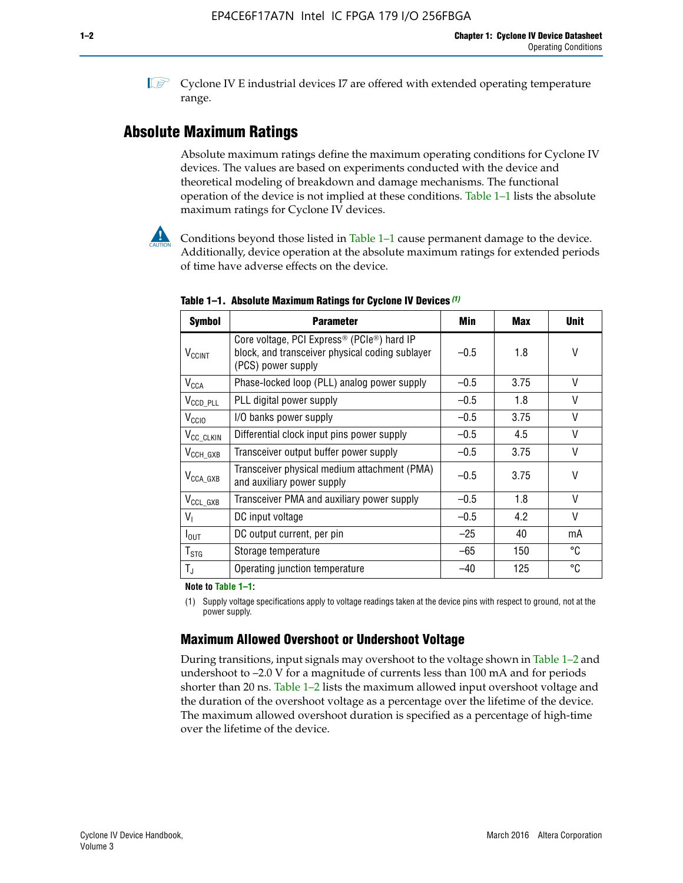Cyclone IV E industrial devices I7 are offered with extended operating temperature range.

## Absolute Maximum Ratings

Absolute maximum ratings define the maximum operating conditions for Cyclone IV devices. The values are based on experiments conducted with the device and theoretical modeling of breakdown and damage mechanisms. The functional operation of the device is not implied at these conditions. Table 1–1 lists the absolute maximum ratings for Cyclone IV devices.

Conditions beyond those listed in Table 1–1 cause permanent damage to the device. Additionally, device operation at the absolute maximum ratings for extended periods of time have adverse effects on the device.

**Table 1–1. Absolute Maximum Ratings for Cyclone IV Devices (1)**

| Symbol | Parameter | Min | Max | Unit |
|---|---|---|---|---|
| $V_{CCINT}$ | Core voltage, PCI Express® (PCIe®) hard IP block, and transceiver physical coding sublayer (PCS) power supply | –0.5 | 1.8 | V |
| $V_{CCA}$ | Phase-locked loop (PLL) analog power supply | –0.5 | 3.75 | V |
| $V_{CCD\_PLL}$ | PLL digital power supply | –0.5 | 1.8 | V |
| $V_{CCIO}$ | I/O banks power supply | –0.5 | 3.75 | V |
| $V_{CC\_CLKIN}$ | Differential clock input pins power supply | –0.5 | 4.5 | V |
| $V_{CCH\_GXB}$ | Transceiver output buffer power supply | –0.5 | 3.75 | V |
| $V_{CCA\_GXB}$ | Transceiver physical medium attachment (PMA) and auxiliary power supply | –0.5 | 3.75 | V |
| $V_{CCL\_GXB}$ | Transceiver PMA and auxiliary power supply | –0.5 | 1.8 | V |
| $V_I$ | DC input voltage | –0.5 | 4.2 | V |
| $I_{OUT}$ | DC output current, per pin | –25 | 40 | mA |
| $T_{STG}$ | Storage temperature | –65 | 150 | °C |
| $T_J$ | Operating junction temperature | –40 | 125 | °C |

**Note to Table 1–1:**

(1) Supply voltage specifications apply to voltage readings taken at the device pins with respect to ground, not at the power supply.

### Maximum Allowed Overshoot or Undershoot Voltage

During transitions, input signals may overshoot to the voltage shown in Table 1–2 and undershoot to –2.0 V for a magnitude of currents less than 100 mA and for periods shorter than 20 ns. Table 1–2 lists the maximum allowed input overshoot voltage and the duration of the overshoot voltage as a percentage over the lifetime of the device. The maximum allowed overshoot duration is specified as a percentage of high-time over the lifetime of the device.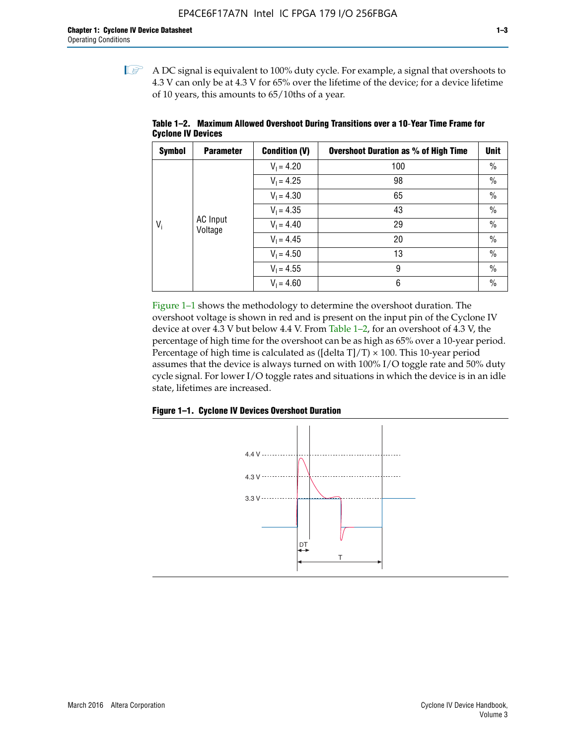A DC signal is equivalent to 100% duty cycle. For example, a signal that overshoots to 4.3 V can only be at 4.3 V for 65% over the lifetime of the device; for a device lifetime of 10 years, this amounts to 65/10ths of a year.

**Table 1–2. Maximum Allowed Overshoot During Transitions over a 10-Year Time Frame for Cyclone IV Devices**

| Symbol | Parameter | Condition (V) | Overshoot Duration as % of High Time | Unit |
|---|---|---|---|---|
| $V_i$ | AC Input Voltage | $V_I$ = 4.20 | 100 | % |
| | | $V_I$ = 4.25 | 98 | % |
| | | $V_I$ = 4.30 | 65 | % |
| | | $V_I$ = 4.35 | 43 | % |
| | | $V_I$ = 4.40 | 29 | % |
| | | $V_I$ = 4.45 | 20 | % |
| | | $V_I$ = 4.50 | 13 | % |
| | | $V_I$ = 4.55 | 9 | % |
| | | $V_I$ = 4.60 | 6 | % |

Figure 1–1 shows the methodology to determine the overshoot duration. The overshoot voltage is shown in red and is present on the input pin of the Cyclone IV device at over 4.3 V but below 4.4 V. From Table 1–2, for an overshoot of 4.3 V, the percentage of high time for the overshoot can be as high as 65% over a 10-year period. Percentage of high time is calculated as ([delta T]/T) × 100. This 10-year period assumes that the device is always turned on with 100% I/O toggle rate and 50% duty cycle signal. For lower I/O toggle rates and situations in which the device is in an idle state, lifetimes are increased.

**Figure 1–1. Cyclone IV Devices Overshoot Duration**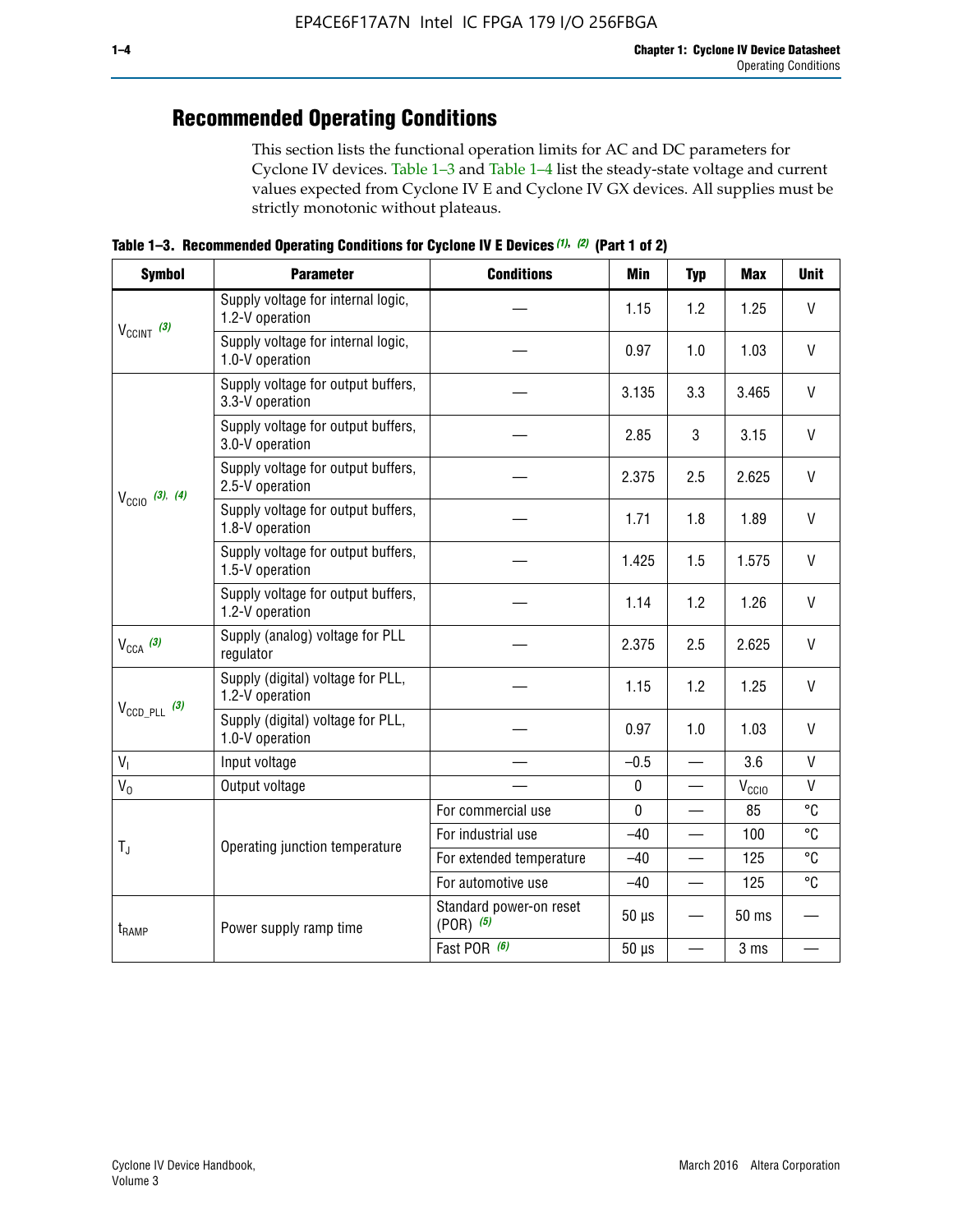## Recommended Operating Conditions

This section lists the functional operation limits for AC and DC parameters for Cyclone IV devices. Table 1–3 and Table 1–4 list the steady-state voltage and current values expected from Cyclone IV E and Cyclone IV GX devices. All supplies must be strictly monotonic without plateaus.

**Table 1–3. Recommended Operating Conditions for Cyclone IV E Devices (1), (2) (Part 1 of 2)**

| Symbol | Parameter | Conditions | Min | Typ | Max | Unit |
|---|---|---|---|---|---|---|
| $V_{CCINT}$ (3) | Supply voltage for internal logic, 1.2-V operation | — | 1.15 | 1.2 | 1.25 | V |
| | Supply voltage for internal logic, 1.0-V operation | — | 0.97 | 1.0 | 1.03 | V |
| $V_{CCIO}$ (3), (4) | Supply voltage for output buffers, 3.3-V operation | — | 3.135 | 3.3 | 3.465 | V |
| | Supply voltage for output buffers, 3.0-V operation | — | 2.85 | 3 | 3.15 | V |
| | Supply voltage for output buffers, 2.5-V operation | — | 2.375 | 2.5 | 2.625 | V |
| | Supply voltage for output buffers, 1.8-V operation | — | 1.71 | 1.8 | 1.89 | V |
| | Supply voltage for output buffers, 1.5-V operation | — | 1.425 | 1.5 | 1.575 | V |
| | Supply voltage for output buffers, 1.2-V operation | — | 1.14 | 1.2 | 1.26 | V |
| $V_{CCA}$ (3) | Supply (analog) voltage for PLL regulator | — | 2.375 | 2.5 | 2.625 | V |
| $V_{CCD\_PLL}$ (3) | Supply (digital) voltage for PLL, 1.2-V operation | — | 1.15 | 1.2 | 1.25 | V |
| | Supply (digital) voltage for PLL, 1.0-V operation | — | 0.97 | 1.0 | 1.03 | V |
| $V_I$ | Input voltage | — | –0.5 | — | 3.6 | V |
| $V_O$ | Output voltage | — | 0 | — | $V_{CCIO}$ | V |
| $T_J$ | Operating junction temperature | For commercial use | 0 | — | 85 | °C |
| | | For industrial use | –40 | — | 100 | °C |
| | | For extended temperature | –40 | — | 125 | °C |
| | | For automotive use | –40 | — | 125 | °C |
| $t_{RAMP}$ | Power supply ramp time | Standard power-on reset (POR) (5) | 50 µs | — | 50 ms | — |
| | | Fast POR (6) | 50 µs | — | 3 ms | — |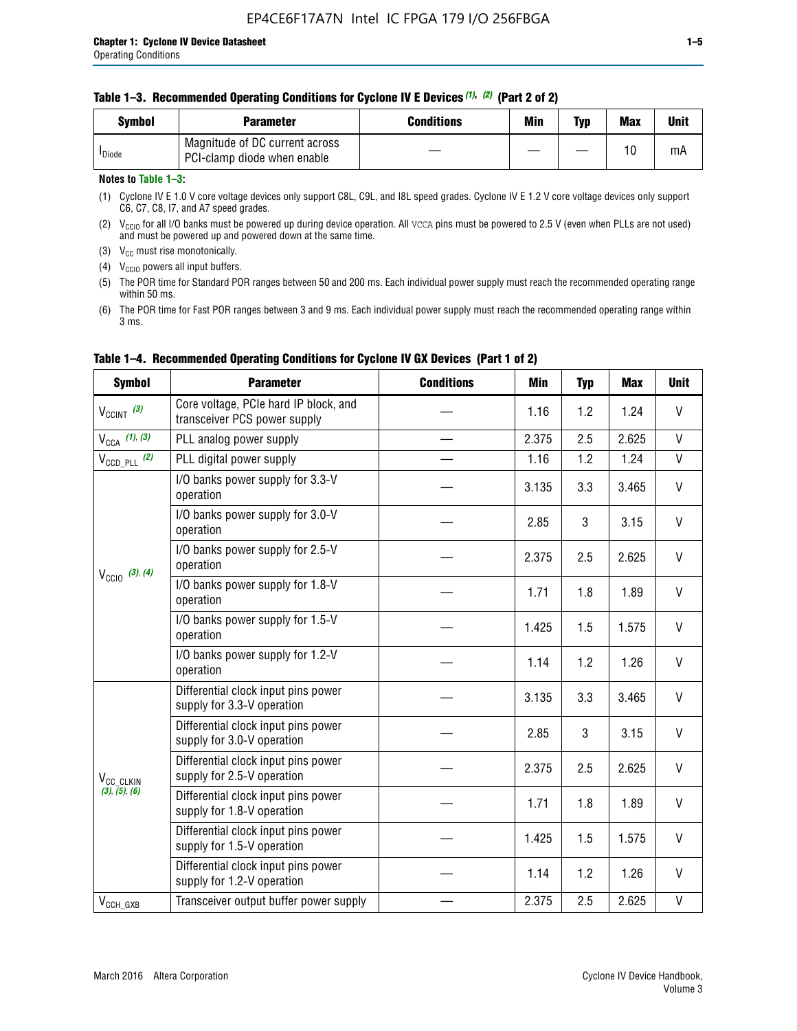#### Table 1–3. Recommended Operating Conditions for Cyclone IV E Devices (1), (2) (Part 2 of 2)

| Symbol | Parameter | Conditions | Min | Typ | Max | Unit |
|---|---|---|---|---|---|---|
| $I_{Diode}$ | Magnitude of DC current across PCI-clamp diode when enable | — | — | — | 10 | mA |

**Notes to Table 1–3:**

(1) Cyclone IV E 1.0 V core voltage devices only support C8L, C9L, and I8L speed grades. Cyclone IV E 1.2 V core voltage devices only support C6, C7, C8, I7, and A7 speed grades.

(2) $V_{CCIO}$ for all I/O banks must be powered up during device operation. All VCCA pins must be powered to 2.5 V (even when PLLs are not used) and must be powered up and powered down at the same time.

(3) $V_{CC}$ must rise monotonically.

(4) $V_{CCIO}$ powers all input buffers.

(5) The POR time for Standard POR ranges between 50 and 200 ms. Each individual power supply must reach the recommended operating range within 50 ms.

(6) The POR time for Fast POR ranges between 3 and 9 ms. Each individual power supply must reach the recommended operating range within 3 ms.

#### Table 1–4. Recommended Operating Conditions for Cyclone IV GX Devices (Part 1 of 2)

| Symbol | Parameter | Conditions | Min | Typ | Max | Unit |
|---|---|---|---|---|---|---|
| $V_{CCINT}$ (3) | Core voltage, PCIe hard IP block, and transceiver PCS power supply | — | 1.16 | 1.2 | 1.24 | V |
| $V_{CCA}$ (1), (3) | PLL analog power supply | — | 2.375 | 2.5 | 2.625 | V |
| $V_{CCD\_PLL}$ (2) | PLL digital power supply | — | 1.16 | 1.2 | 1.24 | V |
| $V_{CCIO}$ (3), (4) | I/O banks power supply for 3.3-V operation | — | 3.135 | 3.3 | 3.465 | V |
| | I/O banks power supply for 3.0-V operation | — | 2.85 | 3 | 3.15 | V |
| | I/O banks power supply for 2.5-V operation | — | 2.375 | 2.5 | 2.625 | V |
| | I/O banks power supply for 1.8-V operation | — | 1.71 | 1.8 | 1.89 | V |
| | I/O banks power supply for 1.5-V operation | — | 1.425 | 1.5 | 1.575 | V |
| | I/O banks power supply for 1.2-V operation | — | 1.14 | 1.2 | 1.26 | V |
| $V_{CC\_CLKIN}$ (3), (5), (6) | Differential clock input pins power supply for 3.3-V operation | — | 3.135 | 3.3 | 3.465 | V |
| | Differential clock input pins power supply for 3.0-V operation | — | 2.85 | 3 | 3.15 | V |
| | Differential clock input pins power supply for 2.5-V operation | — | 2.375 | 2.5 | 2.625 | V |
| | Differential clock input pins power supply for 1.8-V operation | — | 1.71 | 1.8 | 1.89 | V |
| | Differential clock input pins power supply for 1.5-V operation | — | 1.425 | 1.5 | 1.575 | V |
| | Differential clock input pins power supply for 1.2-V operation | — | 1.14 | 1.2 | 1.26 | V |
| $V_{CCH\_GXB}$ | Transceiver output buffer power supply | — | 2.375 | 2.5 | 2.625 | V |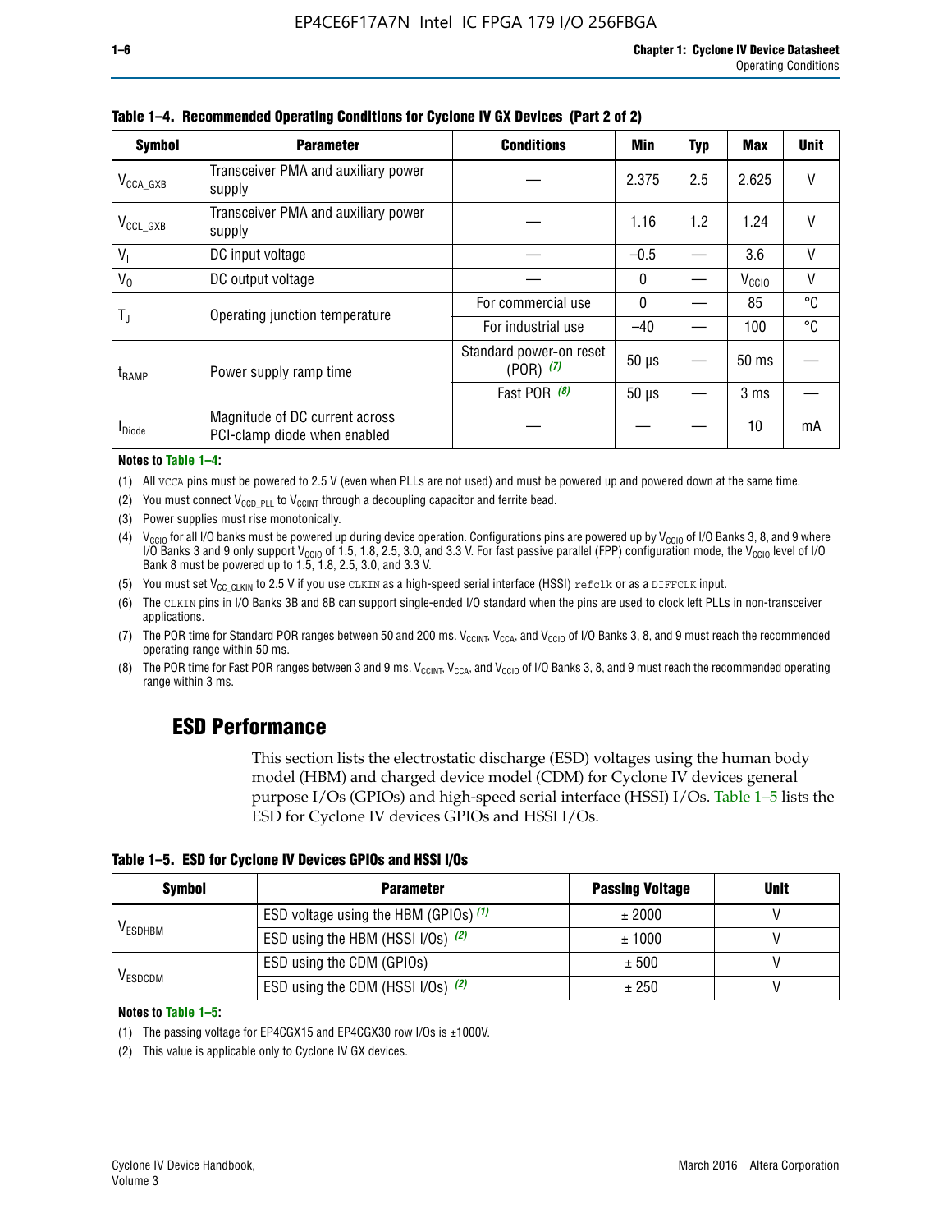**Table 1–4. Recommended Operating Conditions for Cyclone IV GX Devices (Part 2 of 2)**

| Symbol | Parameter | Conditions | Min | Typ | Max | Unit |
|---|---|---|---|---|---|---|
| $V_{CCA\_GXB}$ | Transceiver PMA and auxiliary power supply | — | 2.375 | 2.5 | 2.625 | V |
| $V_{CCL\_GXB}$ | Transceiver PMA and auxiliary power supply | — | 1.16 | 1.2 | 1.24 | V |
| $V_I$ | DC input voltage | — | –0.5 | — | 3.6 | V |
| $V_O$ | DC output voltage | — | 0 | — | $V_{CCIO}$ | V |
| $T_J$ | Operating junction temperature | For commercial use | 0 | — | 85 | °C |
| | | For industrial use | –40 | — | 100 | °C |
| $t_{RAMP}$ | Power supply ramp time | Standard power-on reset (POR) *(7)* | 50 µs | — | 50 ms | — |
| | | Fast POR *(8)* | 50 µs | — | 3 ms | — |
| $I_{Diode}$ | Magnitude of DC current across PCI-clamp diode when enabled | — | — | — | 10 | mA |

**Notes to Table 1–4:**

(1) All VCCA pins must be powered to 2.5 V (even when PLLs are not used) and must be powered up and powered down at the same time.

(2) You must connect $V_{CCD\_PLL}$ to $V_{CCINT}$ through a decoupling capacitor and ferrite bead.

(3) Power supplies must rise monotonically.

(4) $V_{CCIO}$ for all I/O banks must be powered up during device operation. Configurations pins are powered up by $V_{CCIO}$ of I/O Banks 3, 8, and 9 where I/O Banks 3 and 9 only support $V_{CCIO}$ of 1.5, 1.8, 2.5, 3.0, and 3.3 V. For fast passive parallel (FPP) configuration mode, the $V_{CCIO}$ level of I/O Bank 8 must be powered up to 1.5, 1.8, 2.5, 3.0, and 3.3 V.

(5) You must set $V_{CC\_CLKIN}$ to 2.5 V if you use CLKIN as a high-speed serial interface (HSSI) refclk or as a DIFFCLK input.

(6) The CLKIN pins in I/O Banks 3B and 8B can support single-ended I/O standard when the pins are used to clock left PLLs in non-transceiver applications.

(7) The POR time for Standard POR ranges between 50 and 200 ms. $V_{CCINT}$, $V_{CCA}$, and $V_{CCIO}$ of I/O Banks 3, 8, and 9 must reach the recommended operating range within 50 ms.

(8) The POR time for Fast POR ranges between 3 and 9 ms. $V_{CCINT}$, $V_{CCA}$, and $V_{CCIO}$ of I/O Banks 3, 8, and 9 must reach the recommended operating range within 3 ms.

## ESD Performance

This section lists the electrostatic discharge (ESD) voltages using the human body model (HBM) and charged device model (CDM) for Cyclone IV devices general purpose I/Os (GPIOs) and high-speed serial interface (HSSI) I/Os. Table 1–5 lists the ESD for Cyclone IV devices GPIOs and HSSI I/Os.

**Table 1–5. ESD for Cyclone IV Devices GPIOs and HSSI I/Os**

| Symbol | Parameter | Passing Voltage | Unit |
|---|---|---|---|
| $V_{ESDHBM}$ | ESD voltage using the HBM (GPIOs) *(1)* | ± 2000 | V |
| | ESD using the HBM (HSSI I/Os) *(2)* | ± 1000 | V |
| $V_{ESDCDM}$ | ESD using the CDM (GPIOs) | ± 500 | V |
| | ESD using the CDM (HSSI I/Os) *(2)* | ± 250 | V |

**Notes to Table 1–5:**

(1) The passing voltage for EP4CGX15 and EP4CGX30 row I/Os is ±1000V.

(2) This value is applicable only to Cyclone IV GX devices.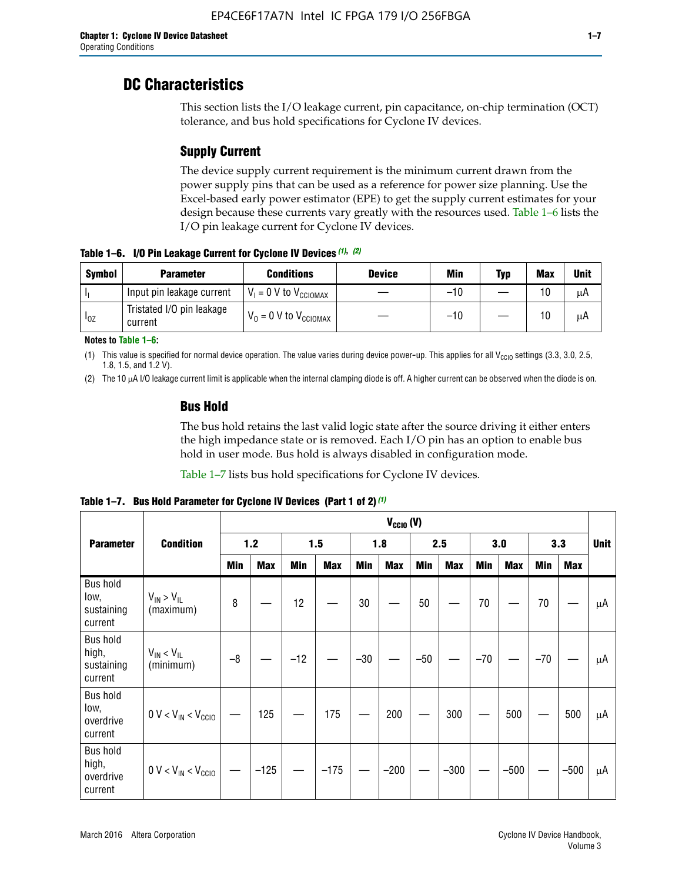## DC Characteristics

This section lists the I/O leakage current, pin capacitance, on-chip termination (OCT) tolerance, and bus hold specifications for Cyclone IV devices.

### Supply Current

The device supply current requirement is the minimum current drawn from the power supply pins that can be used as a reference for power size planning. Use the Excel-based early power estimator (EPE) to get the supply current estimates for your design because these currents vary greatly with the resources used. Table 1–6 lists the I/O pin leakage current for Cyclone IV devices.

**Table 1–6. I/O Pin Leakage Current for Cyclone IV Devices (1), (2)**

| Symbol | Parameter | Conditions | Device | Min | Typ | Max | Unit |
|---|---|---|---|---|---|---|---|
| $I_I$ | Input pin leakage current | $V_I$ = 0 V to $V_{CCIOMAX}$ | — | –10 | — | 10 | μA |
| $I_{OZ}$ | Tristated I/O pin leakage current | $V_O$ = 0 V to $V_{CCIOMAX}$ | — | –10 | — | 10 | μA |

**Notes to Table 1–6:**

(1) This value is specified for normal device operation. The value varies during device power-up. This applies for all $V_{CCIO}$ settings (3.3, 3.0, 2.5, 1.8, 1.5, and 1.2 V).

(2) The 10 μA I/O leakage current limit is applicable when the internal clamping diode is off. A higher current can be observed when the diode is on.

### Bus Hold

The bus hold retains the last valid logic state after the source driving it either enters the high impedance state or is removed. Each I/O pin has an option to enable bus hold in user mode. Bus hold is always disabled in configuration mode.

Table 1–7 lists bus hold specifications for Cyclone IV devices.

**Table 1–7. Bus Hold Parameter for Cyclone IV Devices (Part 1 of 2) (1)**

| Parameter | Condition | $V_{CCIO}$ (V) | | | | | | | | | | | | Unit |
|---|---|---|---|---|---|---|---|---|---|---|---|---|---|---|
| | | 1.2 | | 1.5 | | 1.8 | | 2.5 | | 3.0 | | 3.3 | | |
| | | Min | Max | Min | Max | Min | Max | Min | Max | Min | Max | Min | Max | |
| Bus hold low, sustaining current | $V_{IN} > V_{IL}$ (maximum) | 8 | — | 12 | — | 30 | — | 50 | — | 70 | — | 70 | — | μA |
| Bus hold high, sustaining current | $V_{IN} < V_{IL}$ (minimum) | –8 | — | –12 | — | –30 | — | –50 | — | –70 | — | –70 | — | μA |
| Bus hold low, overdrive current | $0 V < V_{IN} < V_{CCIO}$ | — | 125 | — | 175 | — | 200 | — | 300 | — | 500 | — | 500 | μA |
| Bus hold high, overdrive current | $0 V < V_{IN} < V_{CCIO}$ | — | –125 | — | –175 | — | –200 | — | –300 | — | –500 | — | –500 | μA |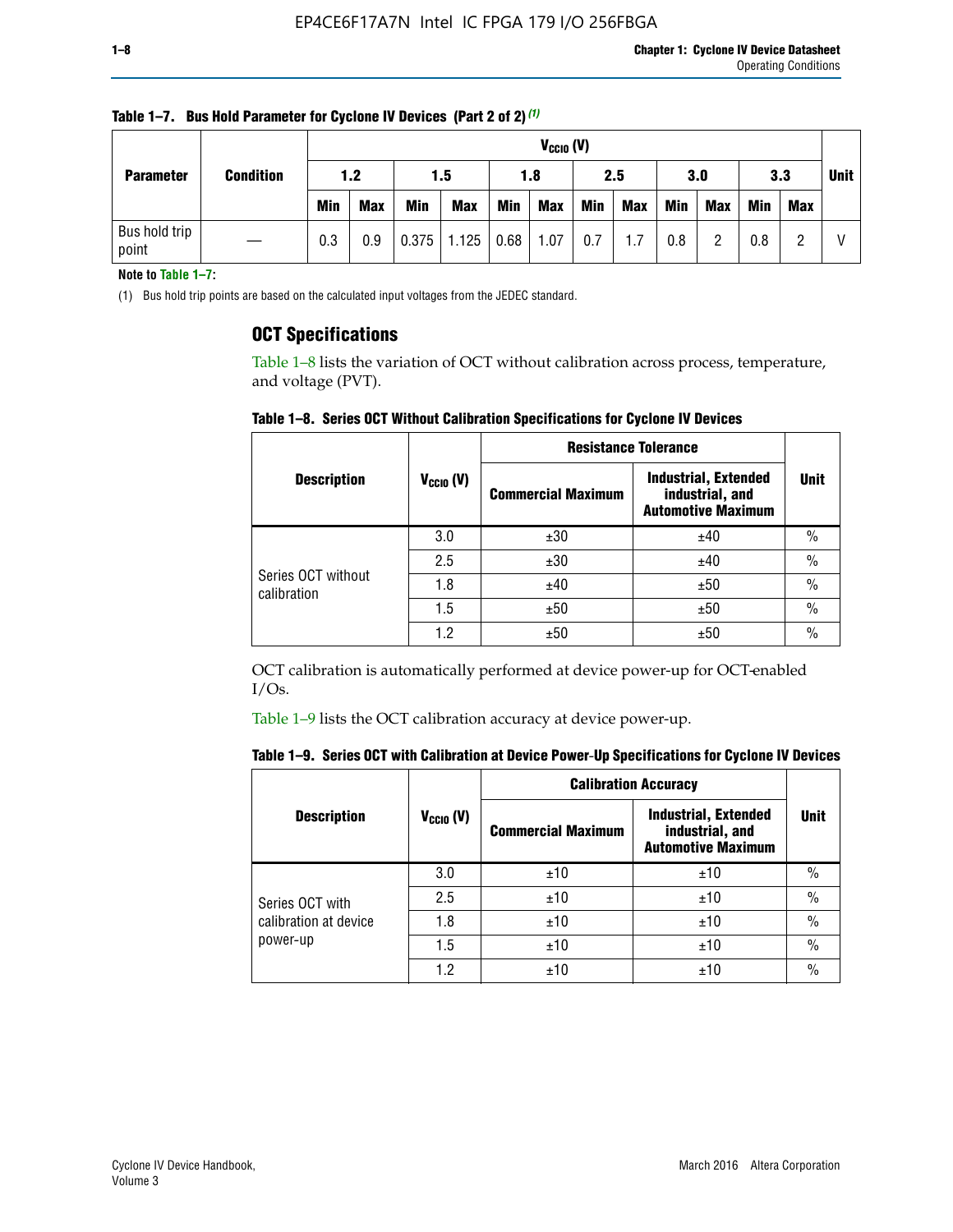**Table 1–7. Bus Hold Parameter for Cyclone IV Devices (Part 2 of 2)** (1)

| Parameter | Condition | $V_{CCIO}$ (V) | | | | | | | | | | | | Unit |
|---|---|---|---|---|---|---|---|---|---|---|---|---|---|---|
| | | 1.2 | | 1.5 | | 1.8 | | 2.5 | | 3.0 | | 3.3 | | |
| | | Min | Max | Min | Max | Min | Max | Min | Max | Min | Max | Min | Max | |
| Bus hold trip point | — | 0.3 | 0.9 | 0.375 | 1.125 | 0.68 | 1.07 | 0.7 | 1.7 | 0.8 | 2 | 0.8 | 2 | V |

**Note to Table 1–7:**

(1) Bus hold trip points are based on the calculated input voltages from the JEDEC standard.

## OCT Specifications

Table 1–8 lists the variation of OCT without calibration across process, temperature, and voltage (PVT).

**Table 1–8. Series OCT Without Calibration Specifications for Cyclone IV Devices**

| Description | $V_{CCIO}$ (V) | Resistance Tolerance | | Unit |
|---|---|---|---|---|
| | | Commercial Maximum | Industrial, Extended industrial, and Automotive Maximum | |
| Series OCT without calibration | 3.0 | ±30 | ±40 | % |
| | 2.5 | ±30 | ±40 | % |
| | 1.8 | ±40 | ±50 | % |
| | 1.5 | ±50 | ±50 | % |
| | 1.2 | ±50 | ±50 | % |

OCT calibration is automatically performed at device power-up for OCT-enabled I/Os.

Table 1–9 lists the OCT calibration accuracy at device power-up.

**Table 1–9. Series OCT with Calibration at Device Power-Up Specifications for Cyclone IV Devices**

| Description | $V_{CCIO}$ (V) | Calibration Accuracy | | Unit |
|---|---|---|---|---|
| | | Commercial Maximum | Industrial, Extended industrial, and Automotive Maximum | |
| Series OCT with calibration at device power-up | 3.0 | ±10 | ±10 | % |
| | 2.5 | ±10 | ±10 | % |
| | 1.8 | ±10 | ±10 | % |
| | 1.5 | ±10 | ±10 | % |
| | 1.2 | ±10 | ±10 | % |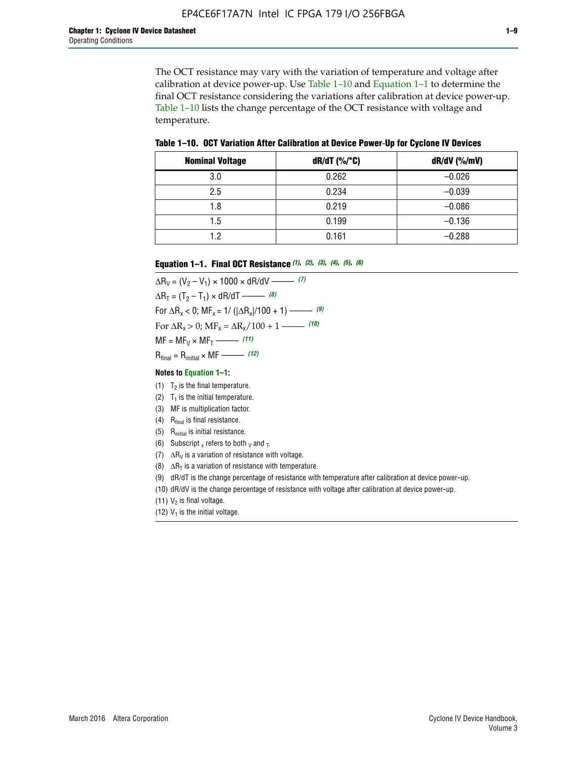The OCT resistance may vary with the variation of temperature and voltage after calibration at device power-up. Use Table 1–10 and Equation 1–1 to determine the final OCT resistance considering the variations after calibration at device power-up. Table 1–10 lists the change percentage of the OCT resistance with voltage and temperature.

**Table 1–10. OCT Variation After Calibration at Device Power-Up for Cyclone IV Devices**

| Nominal Voltage | dR/dT (%/°C) | dR/dV (%/mV) |
|---|---|---|
| 3.0 | 0.262 | –0.026 |
| 2.5 | 0.234 | –0.039 |
| 1.8 | 0.219 | –0.086 |
| 1.5 | 0.199 | –0.136 |
| 1.2 | 0.161 | –0.288 |

**Equation 1–1. Final OCT Resistance** *(1), (2), (3), (4), (5), (6)*

$$\Delta R_V = (V_2 - V_1) \times 1000 \times dR/dV \text{ ——— } (7)$$

$$\Delta R_T = (T_2 - T_1) \times dR/dT \text{ ——— } (8)$$

$$\text{For } \Delta R_x < 0;\ MF_x = 1/\left(|\Delta R_x|/100 + 1\right) \text{ ——— } (9)$$

$$\text{For } \Delta R_x > 0;\ MF_x = \Delta R_x/100 + 1 \text{ ——— } (10)$$

$$MF = MF_V \times MF_T \text{ ——— } (11)$$

$$R_{final} = R_{initial} \times MF \text{ ——— } (12)$$

**Notes to Equation 1–1:**

(1) $T_2$ is the final temperature.

(2) $T_1$ is the initial temperature.

(3) MF is multiplication factor.

(4) $R_{final}$ is final resistance.

(5) $R_{initial}$ is initial resistance.

(6) Subscript $_x$ refers to both $_V$ and $_T$.

(7) $\Delta R_V$ is a variation of resistance with voltage.

(8) $\Delta R_T$ is a variation of resistance with temperature.

(9) dR/dT is the change percentage of resistance with temperature after calibration at device power-up.

(10) dR/dV is the change percentage of resistance with voltage after calibration at device power-up.

(11) $V_2$ is final voltage.

(12) $V_1$ is the initial voltage.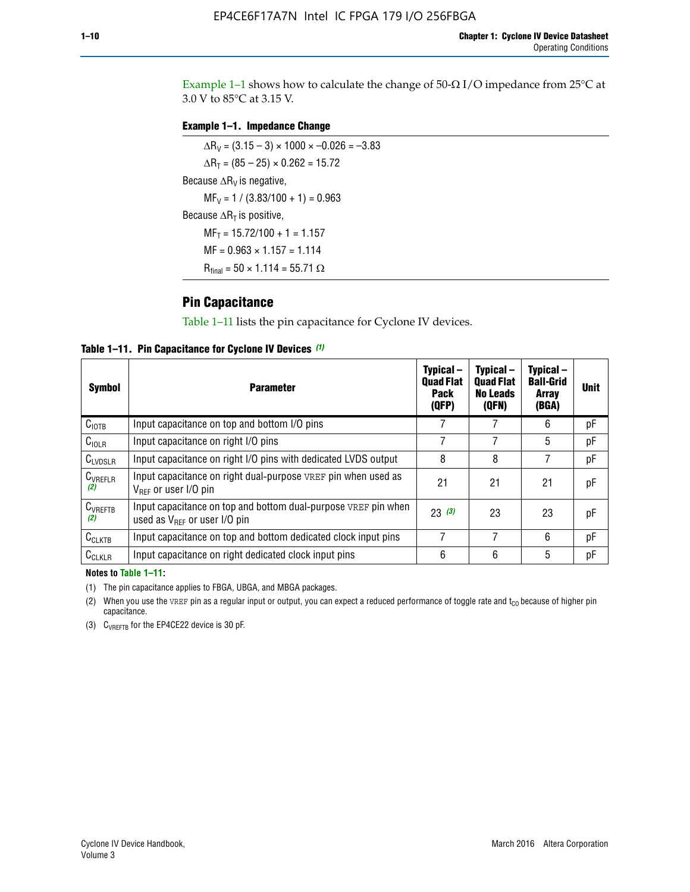Example 1–1 shows how to calculate the change of 50-Ω I/O impedance from 25°C at 3.0 V to 85°C at 3.15 V.

**Example 1–1. Impedance Change**

$\Delta R_V = (3.15 - 3) \times 1000 \times -0.026 = -3.83$

$\Delta R_T = (85 - 25) \times 0.262 = 15.72$

Because $\Delta R_V$ is negative,

$MF_V = 1 / (3.83/100 + 1) = 0.963$

Because $\Delta R_T$ is positive,

$MF_T = 15.72/100 + 1 = 1.157$

$MF = 0.963 \times 1.157 = 1.114$

$R_{final} = 50 \times 1.114 = 55.71\ \Omega$

## Pin Capacitance

Table 1–11 lists the pin capacitance for Cyclone IV devices.

**Table 1–11. Pin Capacitance for Cyclone IV Devices** *(1)*

| Symbol | Parameter | Typical – Quad Flat Pack (QFP) | Typical – Quad Flat No Leads (QFN) | Typical – Ball-Grid Array (BGA) | Unit |
|---|---|---|---|---|---|
| $C_{IOTB}$ | Input capacitance on top and bottom I/O pins | 7 | 7 | 6 | pF |
| $C_{IOLR}$ | Input capacitance on right I/O pins | 7 | 7 | 5 | pF |
| $C_{LVDSLR}$ | Input capacitance on right I/O pins with dedicated LVDS output | 8 | 8 | 7 | pF |
| $C_{VREFLR}$ *(2)* | Input capacitance on right dual-purpose VREF pin when used as $V_{REF}$ or user I/O pin | 21 | 21 | 21 | pF |
| $C_{VREFTB}$ *(2)* | Input capacitance on top and bottom dual-purpose VREF pin when used as $V_{REF}$ or user I/O pin | 23 *(3)* | 23 | 23 | pF |
| $C_{CLKTB}$ | Input capacitance on top and bottom dedicated clock input pins | 7 | 7 | 6 | pF |
| $C_{CLKLR}$ | Input capacitance on right dedicated clock input pins | 6 | 6 | 5 | pF |

**Notes to Table 1–11:**

(1) The pin capacitance applies to FBGA, UBGA, and MBGA packages.

(2) When you use the VREF pin as a regular input or output, you can expect a reduced performance of toggle rate and $t_{CO}$ because of higher pin capacitance.

(3) $C_{VREFTB}$ for the EP4CE22 device is 30 pF.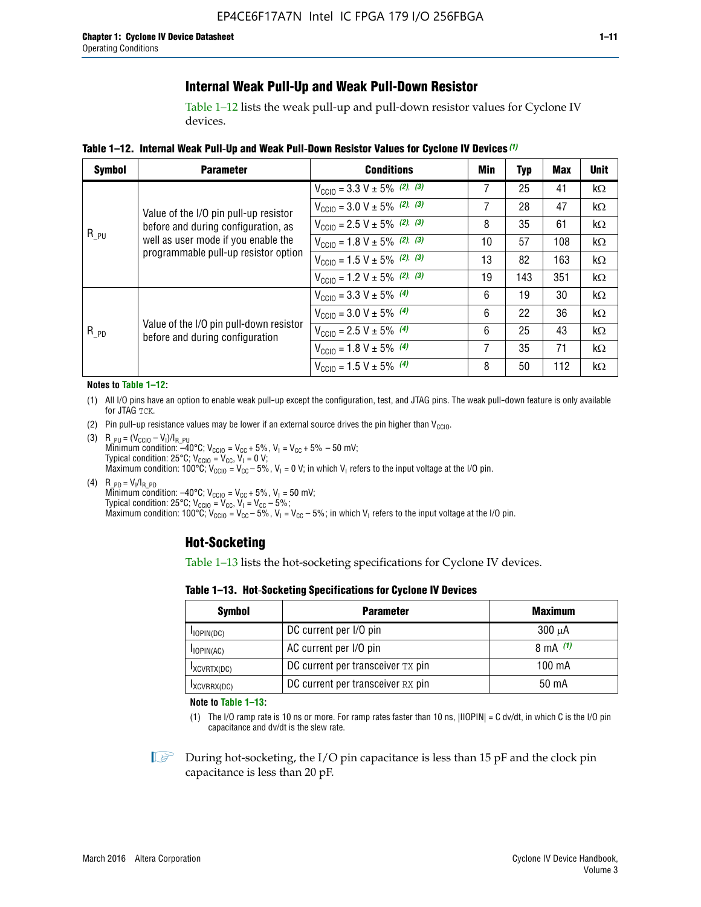## Internal Weak Pull-Up and Weak Pull-Down Resistor

Table 1–12 lists the weak pull-up and pull-down resistor values for Cyclone IV devices.

**Table 1–12. Internal Weak Pull-Up and Weak Pull-Down Resistor Values for Cyclone IV Devices** *(1)*

| Symbol | Parameter | Conditions | Min | Typ | Max | Unit |
|---|---|---|---|---|---|---|
| $R_{\_PU}$ | Value of the I/O pin pull-up resistor before and during configuration, as well as user mode if you enable the programmable pull-up resistor option | $V_{CCIO}$ = 3.3 V ± 5% *(2), (3)* | 7 | 25 | 41 | kΩ |
| | | $V_{CCIO}$ = 3.0 V ± 5% *(2), (3)* | 7 | 28 | 47 | kΩ |
| | | $V_{CCIO}$ = 2.5 V ± 5% *(2), (3)* | 8 | 35 | 61 | kΩ |
| | | $V_{CCIO}$ = 1.8 V ± 5% *(2), (3)* | 10 | 57 | 108 | kΩ |
| | | $V_{CCIO}$ = 1.5 V ± 5% *(2), (3)* | 13 | 82 | 163 | kΩ |
| | | $V_{CCIO}$ = 1.2 V ± 5% *(2), (3)* | 19 | 143 | 351 | kΩ |
| $R_{\_PD}$ | Value of the I/O pin pull-down resistor before and during configuration | $V_{CCIO}$ = 3.3 V ± 5% *(4)* | 6 | 19 | 30 | kΩ |
| | | $V_{CCIO}$ = 3.0 V ± 5% *(4)* | 6 | 22 | 36 | kΩ |
| | | $V_{CCIO}$ = 2.5 V ± 5% *(4)* | 6 | 25 | 43 | kΩ |
| | | $V_{CCIO}$ = 1.8 V ± 5% *(4)* | 7 | 35 | 71 | kΩ |
| | | $V_{CCIO}$ = 1.5 V ± 5% *(4)* | 8 | 50 | 112 | kΩ |

**Notes to Table 1–12:**

(1) All I/O pins have an option to enable weak pull-up except the configuration, test, and JTAG pins. The weak pull-down feature is only available for JTAG TCK.

(2) Pin pull-up resistance values may be lower if an external source drives the pin higher than $V_{CCIO}$.

(3) $R_{\_PU} = (V_{CCIO} - V_I)/I_{R\_PU}$
Minimum condition: –40°C; $V_{CCIO} = V_{CC} + 5\%$, $V_I = V_{CC} + 5\% - 50$ mV;
Typical condition: 25°C; $V_{CCIO} = V_{CC}$, $V_I = 0$ V;
Maximum condition: 100°C; $V_{CCIO} = V_{CC} - 5\%$, $V_I = 0$ V; in which $V_I$ refers to the input voltage at the I/O pin.

(4) $R_{\_PD} = V_I/I_{R\_PD}$
Minimum condition: –40°C; $V_{CCIO} = V_{CC} + 5\%$, $V_I = 50$ mV;
Typical condition: 25°C; $V_{CCIO} = V_{CC}$, $V_I = V_{CC} - 5\%$;
Maximum condition: 100°C; $V_{CCIO} = V_{CC} - 5\%$, $V_I = V_{CC} - 5\%$; in which $V_I$ refers to the input voltage at the I/O pin.

## Hot-Socketing

Table 1–13 lists the hot-socketing specifications for Cyclone IV devices.

**Table 1–13. Hot-Socketing Specifications for Cyclone IV Devices**

| Symbol | Parameter | Maximum |
|---|---|---|
| $I_{IOPIN(DC)}$ | DC current per I/O pin | 300 μA |
| $I_{IOPIN(AC)}$ | AC current per I/O pin | 8 mA *(1)* |
| $I_{XCVRTX(DC)}$ | DC current per transceiver TX pin | 100 mA |
| $I_{XCVRRX(DC)}$ | DC current per transceiver RX pin | 50 mA |

**Note to Table 1–13:**

(1) The I/O ramp rate is 10 ns or more. For ramp rates faster than 10 ns, |IIOPIN| = C dv/dt, in which C is the I/O pin capacitance and dv/dt is the slew rate.

During hot-socketing, the I/O pin capacitance is less than 15 pF and the clock pin capacitance is less than 20 pF.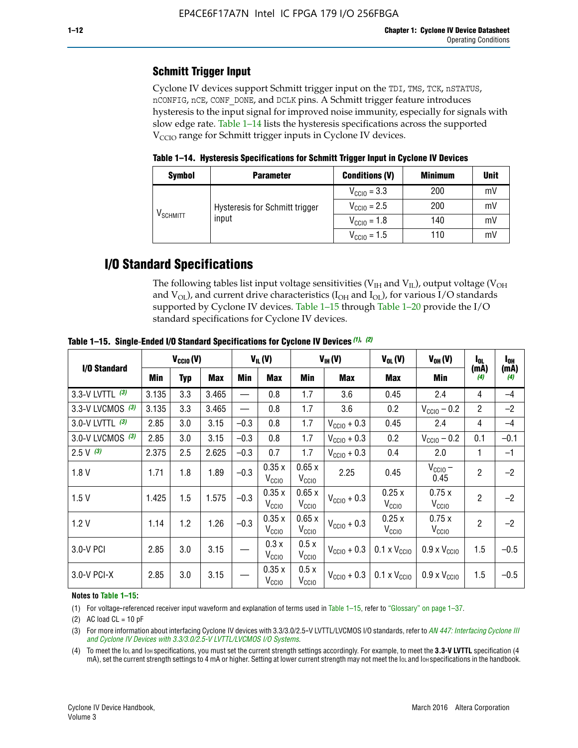## Schmitt Trigger Input

Cyclone IV devices support Schmitt trigger input on the TDI, TMS, TCK, nSTATUS, nCONFIG, nCE, CONF_DONE, and DCLK pins. A Schmitt trigger feature introduces hysteresis to the input signal for improved noise immunity, especially for signals with slow edge rate. Table 1–14 lists the hysteresis specifications across the supported $V_{CCIO}$ range for Schmitt trigger inputs in Cyclone IV devices.

**Table 1–14. Hysteresis Specifications for Schmitt Trigger Input in Cyclone IV Devices**

| Symbol | Parameter | Conditions (V) | Minimum | Unit |
|---|---|---|---|---|
| $V_{SCHMITT}$ | Hysteresis for Schmitt trigger input | $V_{CCIO}$ = 3.3 | 200 | mV |
| | | $V_{CCIO}$ = 2.5 | 200 | mV |
| | | $V_{CCIO}$ = 1.8 | 140 | mV |
| | | $V_{CCIO}$ = 1.5 | 110 | mV |

# I/O Standard Specifications

The following tables list input voltage sensitivities ($V_{IH}$ and $V_{IL}$), output voltage ($V_{OH}$ and $V_{OL}$), and current drive characteristics ($I_{OH}$ and $I_{OL}$), for various I/O standards supported by Cyclone IV devices. Table 1–15 through Table 1–20 provide the I/O standard specifications for Cyclone IV devices.

**Table 1–15. Single-Ended I/O Standard Specifications for Cyclone IV Devices (1), (2)**

| I/O Standard | $V_{CCIO}$ (V) | | | $V_{IL}$ (V) | | $V_{IH}$ (V) | | $V_{OL}$ (V) | $V_{OH}$ (V) | $I_{OL}$ (mA) (4) | $I_{OH}$ (mA) (4) |
|---|---|---|---|---|---|---|---|---|---|---|---|
| | Min | Typ | Max | Min | Max | Min | Max | Max | Min | | |
| 3.3-V LVTTL (3) | 3.135 | 3.3 | 3.465 | — | 0.8 | 1.7 | 3.6 | 0.45 | 2.4 | 4 | –4 |
| 3.3-V LVCMOS (3) | 3.135 | 3.3 | 3.465 | — | 0.8 | 1.7 | 3.6 | 0.2 | $V_{CCIO}$ – 0.2 | 2 | –2 |
| 3.0-V LVTTL (3) | 2.85 | 3.0 | 3.15 | –0.3 | 0.8 | 1.7 | $V_{CCIO}$ + 0.3 | 0.45 | 2.4 | 4 | –4 |
| 3.0-V LVCMOS (3) | 2.85 | 3.0 | 3.15 | –0.3 | 0.8 | 1.7 | $V_{CCIO}$ + 0.3 | 0.2 | $V_{CCIO}$ – 0.2 | 0.1 | –0.1 |
| 2.5 V (3) | 2.375 | 2.5 | 2.625 | –0.3 | 0.7 | 1.7 | $V_{CCIO}$ + 0.3 | 0.4 | 2.0 | 1 | –1 |
| 1.8 V | 1.71 | 1.8 | 1.89 | –0.3 | 0.35 x $V_{CCIO}$ | 0.65 x $V_{CCIO}$ | 2.25 | 0.45 | $V_{CCIO}$ – 0.45 | 2 | –2 |
| 1.5 V | 1.425 | 1.5 | 1.575 | –0.3 | 0.35 x $V_{CCIO}$ | 0.65 x $V_{CCIO}$ | $V_{CCIO}$ + 0.3 | 0.25 x $V_{CCIO}$ | 0.75 x $V_{CCIO}$ | 2 | –2 |
| 1.2 V | 1.14 | 1.2 | 1.26 | –0.3 | 0.35 x $V_{CCIO}$ | 0.65 x $V_{CCIO}$ | $V_{CCIO}$ + 0.3 | 0.25 x $V_{CCIO}$ | 0.75 x $V_{CCIO}$ | 2 | –2 |
| 3.0-V PCI | 2.85 | 3.0 | 3.15 | — | 0.3 x $V_{CCIO}$ | 0.5 x $V_{CCIO}$ | $V_{CCIO}$ + 0.3 | 0.1 x $V_{CCIO}$ | 0.9 x $V_{CCIO}$ | 1.5 | –0.5 |
| 3.0-V PCI-X | 2.85 | 3.0 | 3.15 | — | 0.35 x $V_{CCIO}$ | 0.5 x $V_{CCIO}$ | $V_{CCIO}$ + 0.3 | 0.1 x $V_{CCIO}$ | 0.9 x $V_{CCIO}$ | 1.5 | –0.5 |

**Notes to Table 1–15:**

(1) For voltage-referenced receiver input waveform and explanation of terms used in Table 1–15, refer to "Glossary" on page 1–37.

(2) AC load CL = 10 pF

(3) For more information about interfacing Cyclone IV devices with 3.3/3.0/2.5-V LVTTL/LVCMOS I/O standards, refer to *AN 447: Interfacing Cyclone III and Cyclone IV Devices with 3.3/3.0/2.5-V LVTTL/LVCMOS I/O Systems*.

(4) To meet the IOL and IOH specifications, you must set the current strength settings accordingly. For example, to meet the **3.3-V LVTTL** specification (4 mA), set the current strength settings to 4 mA or higher. Setting at lower current strength may not meet the IOL and IOH specifications in the handbook.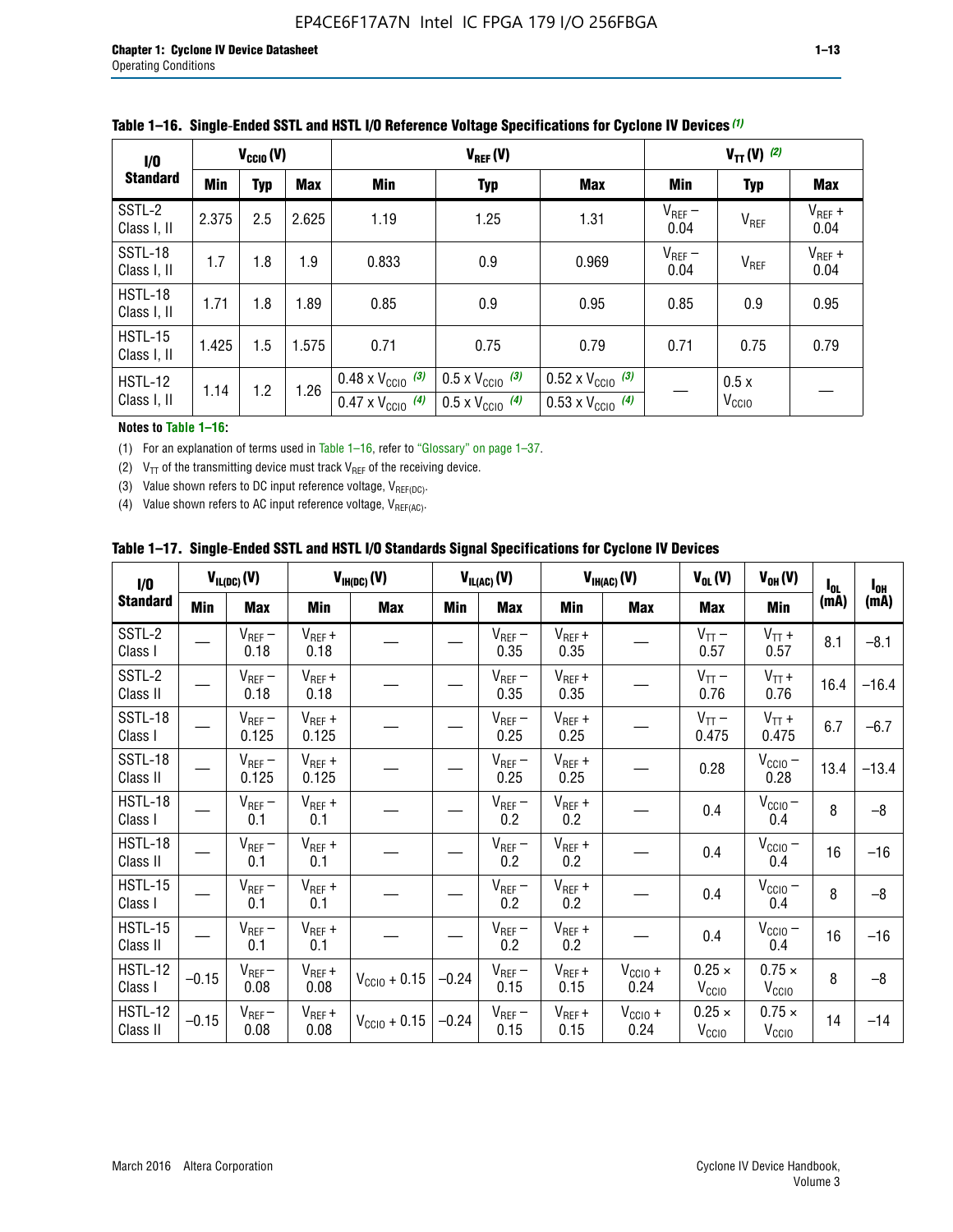**Table 1–16. Single-Ended SSTL and HSTL I/O Reference Voltage Specifications for Cyclone IV Devices (1)**

| I/O Standard | $V_{CCIO}$ (V) | | | $V_{REF}$ (V) | | | $V_{TT}$ (V) (2) | | |
|---|---|---|---|---|---|---|---|---|---|
| | Min | Typ | Max | Min | Typ | Max | Min | Typ | Max |
| SSTL-2 Class I, II | 2.375 | 2.5 | 2.625 | 1.19 | 1.25 | 1.31 | $V_{REF}$ – 0.04 | $V_{REF}$ | $V_{REF}$ + 0.04 |
| SSTL-18 Class I, II | 1.7 | 1.8 | 1.9 | 0.833 | 0.9 | 0.969 | $V_{REF}$ – 0.04 | $V_{REF}$ | $V_{REF}$ + 0.04 |
| HSTL-18 Class I, II | 1.71 | 1.8 | 1.89 | 0.85 | 0.9 | 0.95 | 0.85 | 0.9 | 0.95 |
| HSTL-15 Class I, II | 1.425 | 1.5 | 1.575 | 0.71 | 0.75 | 0.79 | 0.71 | 0.75 | 0.79 |
| HSTL-12 Class I, II | 1.14 | 1.2 | 1.26 | 0.48 x $V_{CCIO}$ (3) / 0.47 x $V_{CCIO}$ (4) | 0.5 x $V_{CCIO}$ (3) / 0.5 x $V_{CCIO}$ (4) | 0.52 x $V_{CCIO}$ (3) / 0.53 x $V_{CCIO}$ (4) | — | 0.5 x $V_{CCIO}$ | — |

**Notes to Table 1–16:**

(1) For an explanation of terms used in Table 1–16, refer to "Glossary" on page 1–37.

(2) $V_{TT}$ of the transmitting device must track $V_{REF}$ of the receiving device.

(3) Value shown refers to DC input reference voltage, $V_{REF(DC)}$.

(4) Value shown refers to AC input reference voltage, $V_{REF(AC)}$.

**Table 1–17. Single-Ended SSTL and HSTL I/O Standards Signal Specifications for Cyclone IV Devices**

| I/O Standard | $V_{IL(DC)}$ (V) | | $V_{IH(DC)}$ (V) | | $V_{IL(AC)}$ (V) | | $V_{IH(AC)}$ (V) | | $V_{OL}$ (V) | $V_{OH}$ (V) | $I_{OL}$ (mA) | $I_{OH}$ (mA) |
|---|---|---|---|---|---|---|---|---|---|---|---|---|
| | Min | Max | Min | Max | Min | Max | Min | Max | Max | Min | | |
| SSTL-2 Class I | — | $V_{REF}$ – 0.18 | $V_{REF}$ + 0.18 | — | — | $V_{REF}$ – 0.35 | $V_{REF}$ + 0.35 | — | $V_{TT}$ – 0.57 | $V_{TT}$ + 0.57 | 8.1 | –8.1 |
| SSTL-2 Class II | — | $V_{REF}$ – 0.18 | $V_{REF}$ + 0.18 | — | — | $V_{REF}$ – 0.35 | $V_{REF}$ + 0.35 | — | $V_{TT}$ – 0.76 | $V_{TT}$ + 0.76 | 16.4 | –16.4 |
| SSTL-18 Class I | — | $V_{REF}$ – 0.125 | $V_{REF}$ + 0.125 | — | — | $V_{REF}$ – 0.25 | $V_{REF}$ + 0.25 | — | $V_{TT}$ – 0.475 | $V_{TT}$ + 0.475 | 6.7 | –6.7 |
| SSTL-18 Class II | — | $V_{REF}$ – 0.125 | $V_{REF}$ + 0.125 | — | — | $V_{REF}$ – 0.25 | $V_{REF}$ + 0.25 | — | 0.28 | $V_{CCIO}$ – 0.28 | 13.4 | –13.4 |
| HSTL-18 Class I | — | $V_{REF}$ – 0.1 | $V_{REF}$ + 0.1 | — | — | $V_{REF}$ – 0.2 | $V_{REF}$ + 0.2 | — | 0.4 | $V_{CCIO}$ – 0.4 | 8 | –8 |
| HSTL-18 Class II | — | $V_{REF}$ – 0.1 | $V_{REF}$ + 0.1 | — | — | $V_{REF}$ – 0.2 | $V_{REF}$ + 0.2 | — | 0.4 | $V_{CCIO}$ – 0.4 | 16 | –16 |
| HSTL-15 Class I | — | $V_{REF}$ – 0.1 | $V_{REF}$ + 0.1 | — | — | $V_{REF}$ – 0.2 | $V_{REF}$ + 0.2 | — | 0.4 | $V_{CCIO}$ – 0.4 | 8 | –8 |
| HSTL-15 Class II | — | $V_{REF}$ – 0.1 | $V_{REF}$ + 0.1 | — | — | $V_{REF}$ – 0.2 | $V_{REF}$ + 0.2 | — | 0.4 | $V_{CCIO}$ – 0.4 | 16 | –16 |
| HSTL-12 Class I | –0.15 | $V_{REF}$ – 0.08 | $V_{REF}$ + 0.08 | $V_{CCIO}$ + 0.15 | –0.24 | $V_{REF}$ – 0.15 | $V_{REF}$ + 0.15 | $V_{CCIO}$ + 0.24 | 0.25 × $V_{CCIO}$ | 0.75 × $V_{CCIO}$ | 8 | –8 |
| HSTL-12 Class II | –0.15 | $V_{REF}$ – 0.08 | $V_{REF}$ + 0.08 | $V_{CCIO}$ + 0.15 | –0.24 | $V_{REF}$ – 0.15 | $V_{REF}$ + 0.15 | $V_{CCIO}$ + 0.24 | 0.25 × $V_{CCIO}$ | 0.75 × $V_{CCIO}$ | 14 | –14 |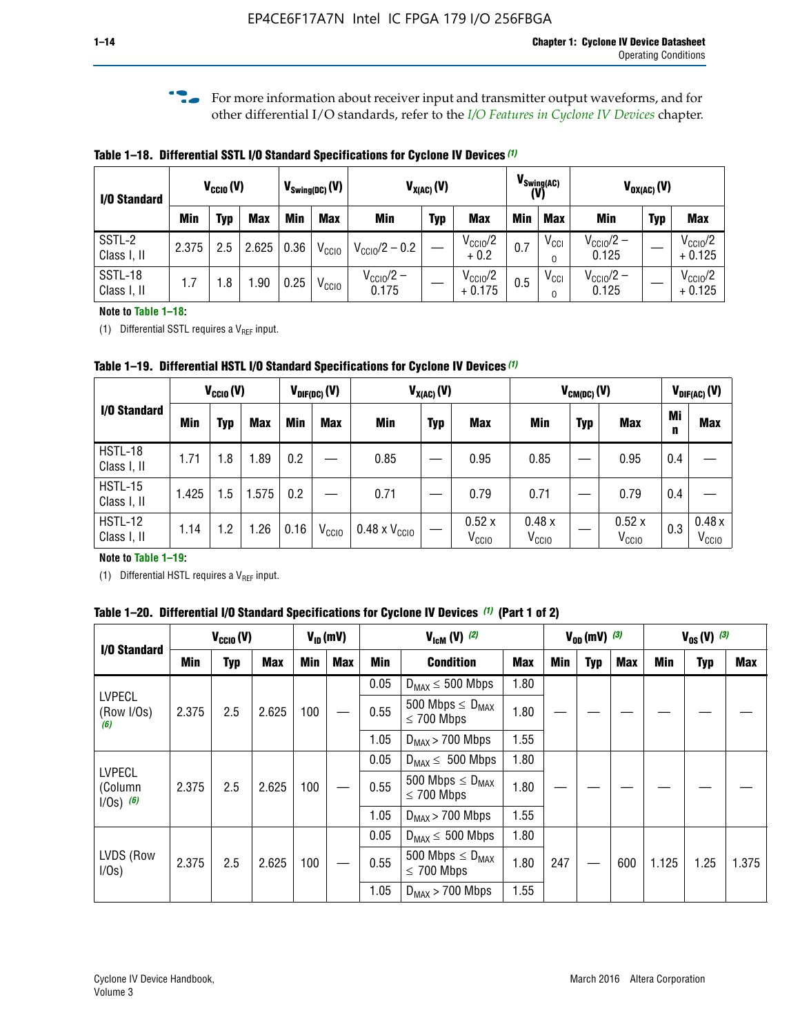For more information about receiver input and transmitter output waveforms, and for other differential I/O standards, refer to the *I/O Features in Cyclone IV Devices* chapter.

**Table 1–18. Differential SSTL I/O Standard Specifications for Cyclone IV Devices (1)**

| I/O Standard | $V_{CCIO}$ (V) | | | $V_{Swing(DC)}$ (V) | | $V_{X(AC)}$ (V) | | | $V_{Swing(AC)}$ (V) | | $V_{OX(AC)}$ (V) | | |
|---|---|---|---|---|---|---|---|---|---|---|---|---|---|
| | Min | Typ | Max | Min | Max | Min | Typ | Max | Min | Max | Min | Typ | Max |
| SSTL-2 Class I, II | 2.375 | 2.5 | 2.625 | 0.36 | $V_{CCIO}$ | $V_{CCIO}/2 - 0.2$ | — | $V_{CCIO}/2 + 0.2$ | 0.7 | $V_{CCIO}$ | $V_{CCIO}/2 - 0.125$ | — | $V_{CCIO}/2 + 0.125$ |
| SSTL-18 Class I, II | 1.7 | 1.8 | 1.90 | 0.25 | $V_{CCIO}$ | $V_{CCIO}/2 - 0.175$ | — | $V_{CCIO}/2 + 0.175$ | 0.5 | $V_{CCIO}$ | $V_{CCIO}/2 - 0.125$ | — | $V_{CCIO}/2 + 0.125$ |

**Note to Table 1–18:**

(1) Differential SSTL requires a $V_{REF}$ input.

**Table 1–19. Differential HSTL I/O Standard Specifications for Cyclone IV Devices (1)**

| I/O Standard | $V_{CCIO}$ (V) | | | $V_{DIF(DC)}$ (V) | | $V_{X(AC)}$ (V) | | | $V_{CM(DC)}$ (V) | | | $V_{DIF(AC)}$ (V) | |
|---|---|---|---|---|---|---|---|---|---|---|---|---|---|
| | Min | Typ | Max | Min | Max | Min | Typ | Max | Min | Typ | Max | Min | Max |
| HSTL-18 Class I, II | 1.71 | 1.8 | 1.89 | 0.2 | — | 0.85 | — | 0.95 | 0.85 | — | 0.95 | 0.4 | — |
| HSTL-15 Class I, II | 1.425 | 1.5 | 1.575 | 0.2 | — | 0.71 | — | 0.79 | 0.71 | — | 0.79 | 0.4 | — |
| HSTL-12 Class I, II | 1.14 | 1.2 | 1.26 | 0.16 | $V_{CCIO}$ | 0.48 x $V_{CCIO}$ | — | 0.52 x $V_{CCIO}$ | 0.48 x $V_{CCIO}$ | — | 0.52 x $V_{CCIO}$ | 0.3 | 0.48 x $V_{CCIO}$ |

**Note to Table 1–19:**

(1) Differential HSTL requires a $V_{REF}$ input.

**Table 1–20. Differential I/O Standard Specifications for Cyclone IV Devices (1) (Part 1 of 2)**

| I/O Standard | $V_{CCIO}$ (V) | | | $V_{ID}$ (mV) | | $V_{IcM}$ (V) (2) | | | $V_{OD}$ (mV) (3) | | | $V_{OS}$ (V) (3) | | |
|---|---|---|---|---|---|---|---|---|---|---|---|---|---|---|
| | Min | Typ | Max | Min | Max | Min | Condition | Max | Min | Typ | Max | Min | Typ | Max |
| LVPECL (Row I/Os) (6) | 2.375 | 2.5 | 2.625 | 100 | — | 0.05 | $D_{MAX} \leq 500$ Mbps | 1.80 | — | — | — | — | — | — |
| | | | | | | 0.55 | 500 Mbps $\leq D_{MAX} \leq 700$ Mbps | 1.80 | | | | | | |
| | | | | | | 1.05 | $D_{MAX} > 700$ Mbps | 1.55 | | | | | | |
| LVPECL (Column I/Os) (6) | 2.375 | 2.5 | 2.625 | 100 | — | 0.05 | $D_{MAX} \leq 500$ Mbps | 1.80 | — | — | — | — | — | — |
| | | | | | | 0.55 | 500 Mbps $\leq D_{MAX} \leq 700$ Mbps | 1.80 | | | | | | |
| | | | | | | 1.05 | $D_{MAX} > 700$ Mbps | 1.55 | | | | | | |
| LVDS (Row I/Os) | 2.375 | 2.5 | 2.625 | 100 | — | 0.05 | $D_{MAX} \leq 500$ Mbps | 1.80 | 247 | — | 600 | 1.125 | 1.25 | 1.375 |
| | | | | | | 0.55 | 500 Mbps $\leq D_{MAX} \leq 700$ Mbps | 1.80 | | | | | | |
| | | | | | | 1.05 | $D_{MAX} > 700$ Mbps | 1.55 | | | | | | |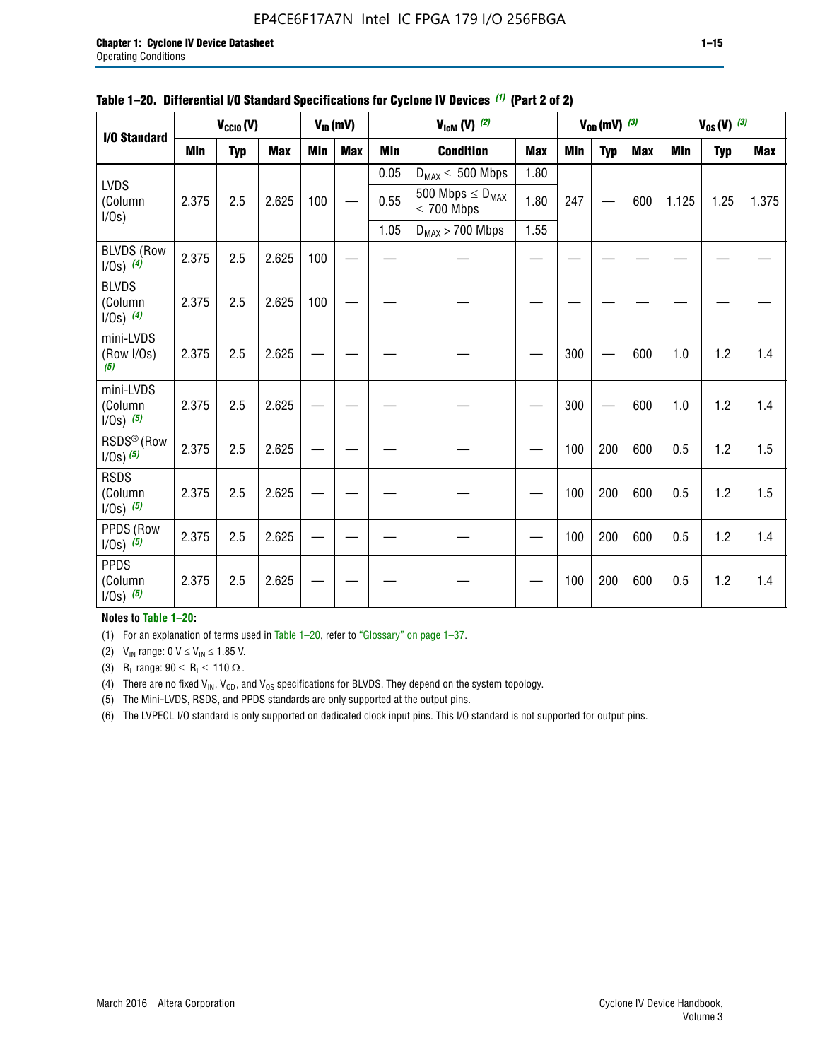**Table 1–20. Differential I/O Standard Specifications for Cyclone IV Devices (1) (Part 2 of 2)**

| I/O Standard | $V_{CCIO}$ (V) | | | $V_{ID}$ (mV) | | $V_{IcM}$ (V) (2) | | | $V_{OD}$ (mV) (3) | | | $V_{OS}$ (V) (3) | | |
|---|---|---|---|---|---|---|---|---|---|---|---|---|---|---|
| | Min | Typ | Max | Min | Max | Min | Condition | Max | Min | Typ | Max | Min | Typ | Max |
| LVDS (Column I/Os) | 2.375 | 2.5 | 2.625 | 100 | — | 0.05 | $D_{MAX} \leq$ 500 Mbps | 1.80 | 247 | — | 600 | 1.125 | 1.25 | 1.375 |
| | | | | | | 0.55 | 500 Mbps $\leq D_{MAX} \leq$ 700 Mbps | 1.80 | | | | | | |
| | | | | | | 1.05 | $D_{MAX}$ > 700 Mbps | 1.55 | | | | | | |
| BLVDS (Row I/Os) (4) | 2.375 | 2.5 | 2.625 | 100 | — | — | — | — | — | — | — | — | — | — |
| BLVDS (Column I/Os) (4) | 2.375 | 2.5 | 2.625 | 100 | — | — | — | — | — | — | — | — | — | — |
| mini-LVDS (Row I/Os) (5) | 2.375 | 2.5 | 2.625 | — | — | — | — | — | 300 | — | 600 | 1.0 | 1.2 | 1.4 |
| mini-LVDS (Column I/Os) (5) | 2.375 | 2.5 | 2.625 | — | — | — | — | — | 300 | — | 600 | 1.0 | 1.2 | 1.4 |
| RSDS® (Row I/Os) (5) | 2.375 | 2.5 | 2.625 | — | — | — | — | — | 100 | 200 | 600 | 0.5 | 1.2 | 1.5 |
| RSDS (Column I/Os) (5) | 2.375 | 2.5 | 2.625 | — | — | — | — | — | 100 | 200 | 600 | 0.5 | 1.2 | 1.5 |
| PPDS (Row I/Os) (5) | 2.375 | 2.5 | 2.625 | — | — | — | — | — | 100 | 200 | 600 | 0.5 | 1.2 | 1.4 |
| PPDS (Column I/Os) (5) | 2.375 | 2.5 | 2.625 | — | — | — | — | — | 100 | 200 | 600 | 0.5 | 1.2 | 1.4 |

**Notes to Table 1–20:**

(1) For an explanation of terms used in Table 1–20, refer to "Glossary" on page 1–37.

(2) $V_{IN}$ range: 0 V $\leq V_{IN} \leq$ 1.85 V.

(3) $R_L$ range: 90 $\leq R_L \leq$ 110 Ω.

(4) There are no fixed $V_{IN}$, $V_{OD}$, and $V_{OS}$ specifications for BLVDS. They depend on the system topology.

(5) The Mini-LVDS, RSDS, and PPDS standards are only supported at the output pins.

(6) The LVPECL I/O standard is only supported on dedicated clock input pins. This I/O standard is not supported for output pins.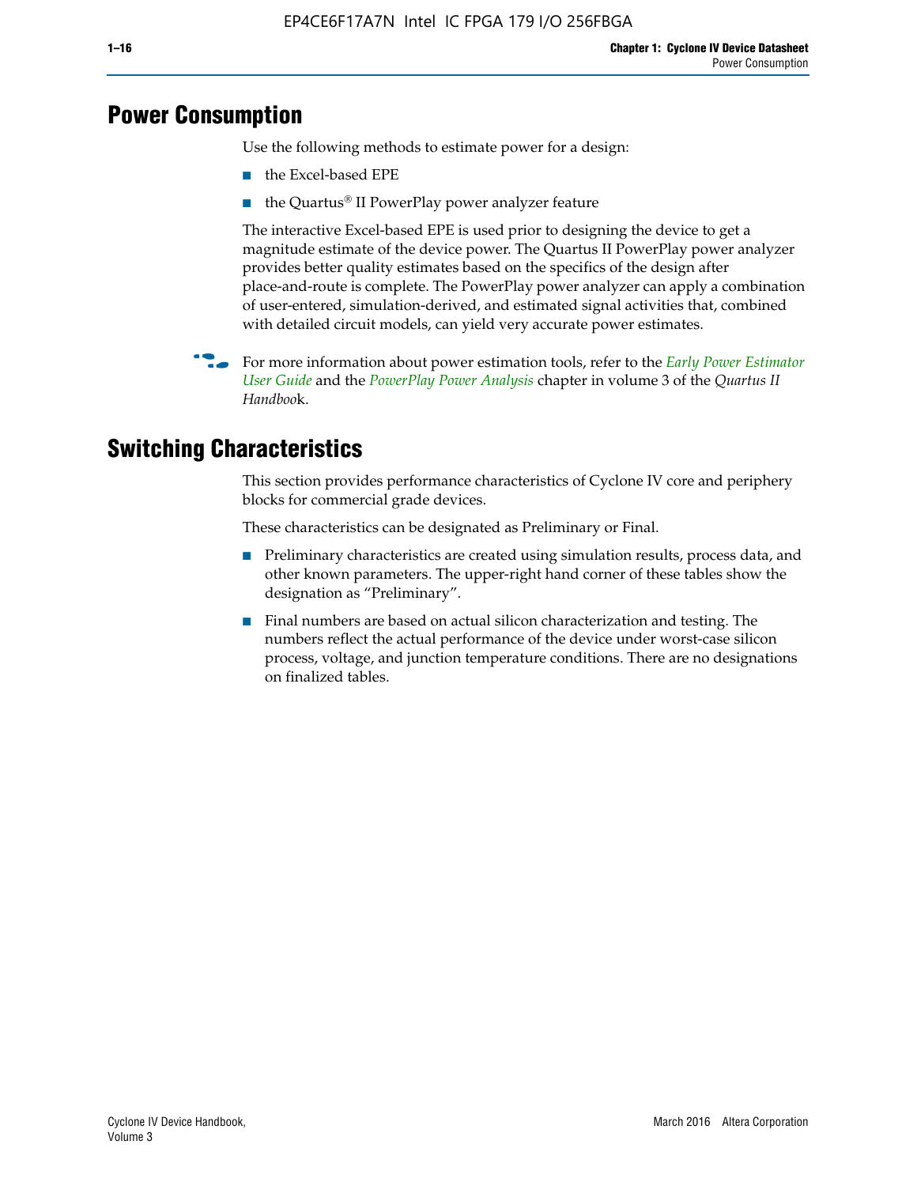# Power Consumption

Use the following methods to estimate power for a design:

- the Excel-based EPE
- the Quartus® II PowerPlay power analyzer feature

The interactive Excel-based EPE is used prior to designing the device to get a magnitude estimate of the device power. The Quartus II PowerPlay power analyzer provides better quality estimates based on the specifics of the design after place-and-route is complete. The PowerPlay power analyzer can apply a combination of user-entered, simulation-derived, and estimated signal activities that, combined with detailed circuit models, can yield very accurate power estimates.

For more information about power estimation tools, refer to the *Early Power Estimator User Guide* and the *PowerPlay Power Analysis* chapter in volume 3 of the *Quartus II Handbook*.

# Switching Characteristics

This section provides performance characteristics of Cyclone IV core and periphery blocks for commercial grade devices.

These characteristics can be designated as Preliminary or Final.

- Preliminary characteristics are created using simulation results, process data, and other known parameters. The upper-right hand corner of these tables show the designation as "Preliminary".
- Final numbers are based on actual silicon characterization and testing. The numbers reflect the actual performance of the device under worst-case silicon process, voltage, and junction temperature conditions. There are no designations on finalized tables.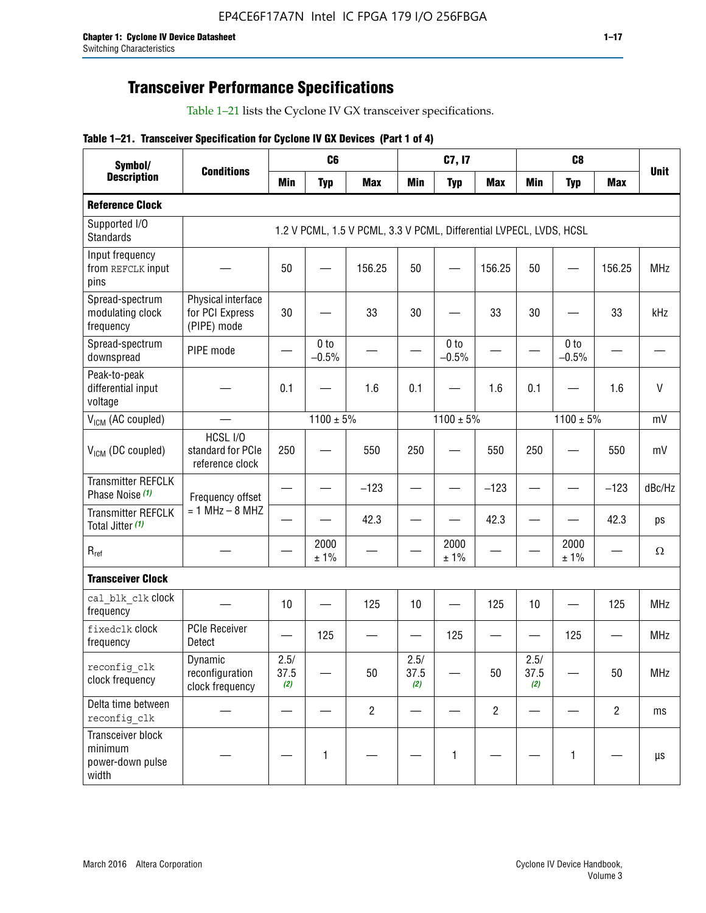## Transceiver Performance Specifications

Table 1–21 lists the Cyclone IV GX transceiver specifications.

**Table 1–21. Transceiver Specification for Cyclone IV GX Devices (Part 1 of 4)**

| Symbol/ Description | Conditions | C6 | | | C7, I7 | | | C8 | | | Unit |
|---|---|---|---|---|---|---|---|---|---|---|---|
| | | Min | Typ | Max | Min | Typ | Max | Min | Typ | Max | |
| **Reference Clock** | | | | | | | | | | | |
| Supported I/O Standards | 1.2 V PCML, 1.5 V PCML, 3.3 V PCML, Differential LVPECL, LVDS, HCSL | | | | | | | | | | |
| Input frequency from REFCLK input pins | — | 50 | — | 156.25 | 50 | — | 156.25 | 50 | — | 156.25 | MHz |
| Spread-spectrum modulating clock frequency | Physical interface for PCI Express (PIPE) mode | 30 | — | 33 | 30 | — | 33 | 30 | — | 33 | kHz |
| Spread-spectrum downspread | PIPE mode | — | 0 to −0.5% | — | — | 0 to −0.5% | — | — | 0 to −0.5% | — | — |
| Peak-to-peak differential input voltage | — | 0.1 | — | 1.6 | 0.1 | — | 1.6 | 0.1 | — | 1.6 | V |
| $V_{ICM}$ (AC coupled) | — | 1100 ± 5% | | | 1100 ± 5% | | | 1100 ± 5% | | | mV |
| $V_{ICM}$ (DC coupled) | HCSL I/O standard for PCIe reference clock | 250 | — | 550 | 250 | — | 550 | 250 | — | 550 | mV |
| Transmitter REFCLK Phase Noise *(1)* | Frequency offset = 1 MHz – 8 MHZ | — | — | −123 | — | — | −123 | — | — | −123 | dBc/Hz |
| Transmitter REFCLK Total Jitter *(1)* | | — | — | 42.3 | — | — | 42.3 | — | — | 42.3 | ps |
| $R_{ref}$ | — | — | 2000 ± 1% | — | — | 2000 ± 1% | — | — | 2000 ± 1% | — | Ω |
| **Transceiver Clock** | | | | | | | | | | | |
| cal_blk_clk clock frequency | — | 10 | — | 125 | 10 | — | 125 | 10 | — | 125 | MHz |
| fixedclk clock frequency | PCIe Receiver Detect | — | 125 | — | — | 125 | — | — | 125 | — | MHz |
| reconfig_clk clock frequency | Dynamic reconfiguration clock frequency | 2.5/ 37.5 *(2)* | — | 50 | 2.5/ 37.5 *(2)* | — | 50 | 2.5/ 37.5 *(2)* | — | 50 | MHz |
| Delta time between reconfig_clk | — | — | — | 2 | — | — | 2 | — | — | 2 | ms |
| Transceiver block minimum power-down pulse width | — | — | 1 | — | — | 1 | — | — | 1 | — | µs |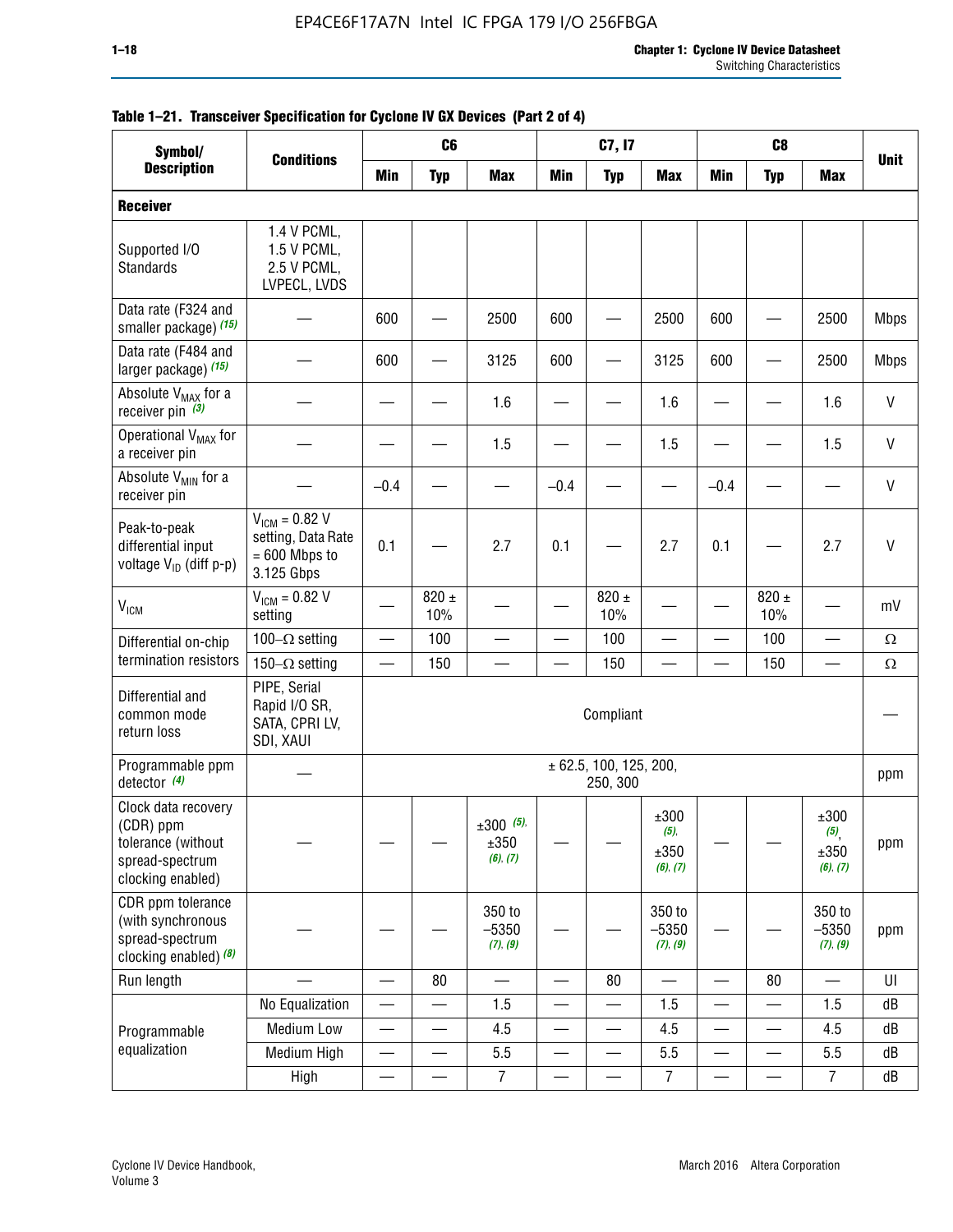**Table 1–21. Transceiver Specification for Cyclone IV GX Devices (Part 2 of 4)**

| Symbol/ Description | Conditions | C6 | | | C7, I7 | | | C8 | | | Unit |
|---|---|---|---|---|---|---|---|---|---|---|---|
| | | Min | Typ | Max | Min | Typ | Max | Min | Typ | Max | |
| **Receiver** | | | | | | | | | | | |
| Supported I/O Standards | 1.4 V PCML, 1.5 V PCML, 2.5 V PCML, LVPECL, LVDS | | | | | | | | | | |
| Data rate (F324 and smaller package) (15) | — | 600 | — | 2500 | 600 | — | 2500 | 600 | — | 2500 | Mbps |
| Data rate (F484 and larger package) (15) | — | 600 | — | 3125 | 600 | — | 3125 | 600 | — | 2500 | Mbps |
| Absolute $V_{MAX}$ for a receiver pin (3) | — | — | — | 1.6 | — | — | 1.6 | — | — | 1.6 | V |
| Operational $V_{MAX}$ for a receiver pin | — | — | — | 1.5 | — | — | 1.5 | — | — | 1.5 | V |
| Absolute $V_{MIN}$ for a receiver pin | — | –0.4 | — | — | –0.4 | — | — | –0.4 | — | — | V |
| Peak-to-peak differential input voltage $V_{ID}$ (diff p-p) | $V_{ICM}$ = 0.82 V setting, Data Rate = 600 Mbps to 3.125 Gbps | 0.1 | — | 2.7 | 0.1 | — | 2.7 | 0.1 | — | 2.7 | V |
| $V_{ICM}$ | $V_{ICM}$ = 0.82 V setting | — | 820 ± 10% | — | — | 820 ± 10% | — | — | 820 ± 10% | — | mV |
| Differential on-chip termination resistors | 100–Ω setting | — | 100 | — | — | 100 | — | — | 100 | — | Ω |
| | 150–Ω setting | — | 150 | — | — | 150 | — | — | 150 | — | Ω |
| Differential and common mode return loss | PIPE, Serial Rapid I/O SR, SATA, CPRI LV, SDI, XAUI | Compliant | | | | | | | | | — |
| Programmable ppm detector (4) | — | ± 62.5, 100, 125, 200, 250, 300 | | | | | | | | | ppm |
| Clock data recovery (CDR) ppm tolerance (without spread-spectrum clocking enabled) | — | — | — | ±300 (5), ±350 (6), (7) | — | — | ±300 (5), ±350 (6), (7) | — | — | ±300 (5), ±350 (6), (7) | ppm |
| CDR ppm tolerance (with synchronous spread-spectrum clocking enabled) (8) | — | — | — | 350 to –5350 (7), (9) | — | — | 350 to –5350 (7), (9) | — | — | 350 to –5350 (7), (9) | ppm |
| Run length | — | — | 80 | — | — | 80 | — | — | 80 | — | UI |
| Programmable equalization | No Equalization | — | — | 1.5 | — | — | 1.5 | — | — | 1.5 | dB |
| | Medium Low | — | — | 4.5 | — | — | 4.5 | — | — | 4.5 | dB |
| | Medium High | — | — | 5.5 | — | — | 5.5 | — | — | 5.5 | dB |
| | High | — | — | 7 | — | — | 7 | — | — | 7 | dB |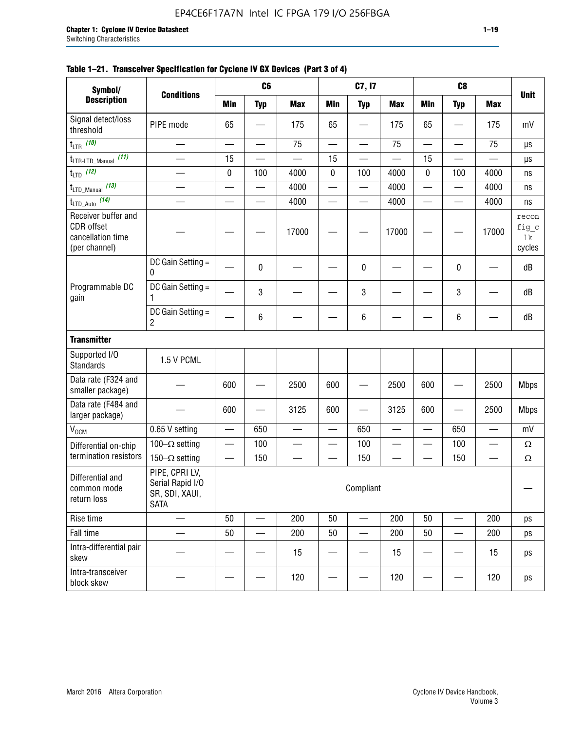**Table 1–21. Transceiver Specification for Cyclone IV GX Devices (Part 3 of 4)**

| Symbol/ Description | Conditions | C6 | | | C7, I7 | | | C8 | | | Unit |
|---|---|---|---|---|---|---|---|---|---|---|---|
| | | Min | Typ | Max | Min | Typ | Max | Min | Typ | Max | |
| Signal detect/loss threshold | PIPE mode | 65 | — | 175 | 65 | — | 175 | 65 | — | 175 | mV |
| $t_{LTR}$ (10) | — | — | — | 75 | — | — | 75 | — | — | 75 | µs |
| $t_{LTR\text{-}LTD\_Manual}$ (11) | — | 15 | — | — | 15 | — | — | 15 | — | — | µs |
| $t_{LTD}$ (12) | — | 0 | 100 | 4000 | 0 | 100 | 4000 | 0 | 100 | 4000 | ns |
| $t_{LTD\_Manual}$ (13) | — | — | — | 4000 | — | — | 4000 | — | — | 4000 | ns |
| $t_{LTD\_Auto}$ (14) | — | — | — | 4000 | — | — | 4000 | — | — | 4000 | ns |
| Receiver buffer and CDR offset cancellation time (per channel) | — | — | — | 17000 | — | — | 17000 | — | — | 17000 | reconfig_clk cycles |
| Programmable DC gain | DC Gain Setting = 0 | — | 0 | — | — | 0 | — | — | 0 | — | dB |
| | DC Gain Setting = 1 | — | 3 | — | — | 3 | — | — | 3 | — | dB |
| | DC Gain Setting = 2 | — | 6 | — | — | 6 | — | — | 6 | — | dB |
| **Transmitter** | | | | | | | | | | | |
| Supported I/O Standards | 1.5 V PCML | | | | | | | | | | |
| Data rate (F324 and smaller package) | — | 600 | — | 2500 | 600 | — | 2500 | 600 | — | 2500 | Mbps |
| Data rate (F484 and larger package) | — | 600 | — | 3125 | 600 | — | 3125 | 600 | — | 2500 | Mbps |
| $V_{OCM}$ | 0.65 V setting | — | 650 | — | — | 650 | — | — | 650 | — | mV |
| Differential on-chip termination resistors | 100–Ω setting | — | 100 | — | — | 100 | — | — | 100 | — | Ω |
| | 150–Ω setting | — | 150 | — | — | 150 | — | — | 150 | — | Ω |
| Differential and common mode return loss | PIPE, CPRI LV, Serial Rapid I/O SR, SDI, XAUI, SATA | Compliant | | | | | | | | | — |
| Rise time | — | 50 | — | 200 | 50 | — | 200 | 50 | — | 200 | ps |
| Fall time | — | 50 | — | 200 | 50 | — | 200 | 50 | — | 200 | ps |
| Intra-differential pair skew | — | — | — | 15 | — | — | 15 | — | — | 15 | ps |
| Intra-transceiver block skew | — | — | — | 120 | — | — | 120 | — | — | 120 | ps |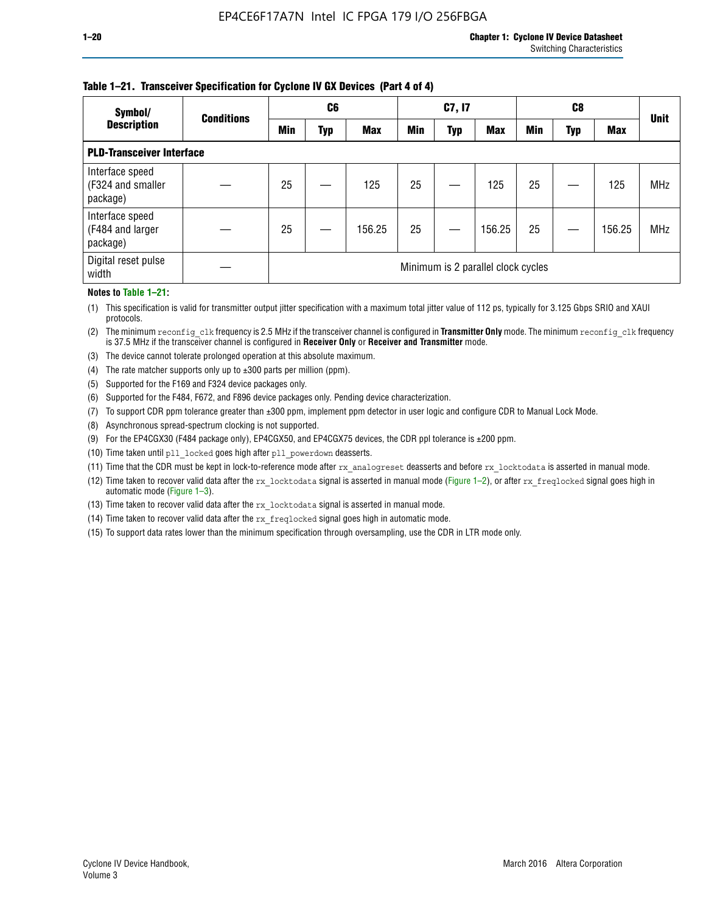**Table 1–21. Transceiver Specification for Cyclone IV GX Devices (Part 4 of 4)**

| Symbol/ Description | Conditions | C6 | | | C7, I7 | | | C8 | | | Unit |
|---|---|---|---|---|---|---|---|---|---|---|---|
| | | Min | Typ | Max | Min | Typ | Max | Min | Typ | Max | |
| **PLD-Transceiver Interface** | | | | | | | | | | | |
| Interface speed (F324 and smaller package) | — | 25 | — | 125 | 25 | — | 125 | 25 | — | 125 | MHz |
| Interface speed (F484 and larger package) | — | 25 | — | 156.25 | 25 | — | 156.25 | 25 | — | 156.25 | MHz |
| Digital reset pulse width | — | Minimum is 2 parallel clock cycles | | | | | | | | | |

**Notes to Table 1–21:**

(1) This specification is valid for transmitter output jitter specification with a maximum total jitter value of 112 ps, typically for 3.125 Gbps SRIO and XAUI protocols.

(2) The minimum `reconfig_clk` frequency is 2.5 MHz if the transceiver channel is configured in **Transmitter Only** mode. The minimum `reconfig_clk` frequency is 37.5 MHz if the transceiver channel is configured in **Receiver Only** or **Receiver and Transmitter** mode.

(3) The device cannot tolerate prolonged operation at this absolute maximum.

(4) The rate matcher supports only up to ±300 parts per million (ppm).

(5) Supported for the F169 and F324 device packages only.

(6) Supported for the F484, F672, and F896 device packages only. Pending device characterization.

(7) To support CDR ppm tolerance greater than ±300 ppm, implement ppm detector in user logic and configure CDR to Manual Lock Mode.

(8) Asynchronous spread-spectrum clocking is not supported.

(9) For the EP4CGX30 (F484 package only), EP4CGX50, and EP4CGX75 devices, the CDR ppl tolerance is ±200 ppm.

(10) Time taken until `pll_locked` goes high after `pll_powerdown` deasserts.

(11) Time that the CDR must be kept in lock-to-reference mode after `rx_analogreset` deasserts and before `rx_locktodata` is asserted in manual mode.

(12) Time taken to recover valid data after the `rx_locktodata` signal is asserted in manual mode (Figure 1–2), or after `rx_freqlocked` signal goes high in automatic mode (Figure 1–3).

(13) Time taken to recover valid data after the `rx_locktodata` signal is asserted in manual mode.

(14) Time taken to recover valid data after the `rx_freqlocked` signal goes high in automatic mode.

(15) To support data rates lower than the minimum specification through oversampling, use the CDR in LTR mode only.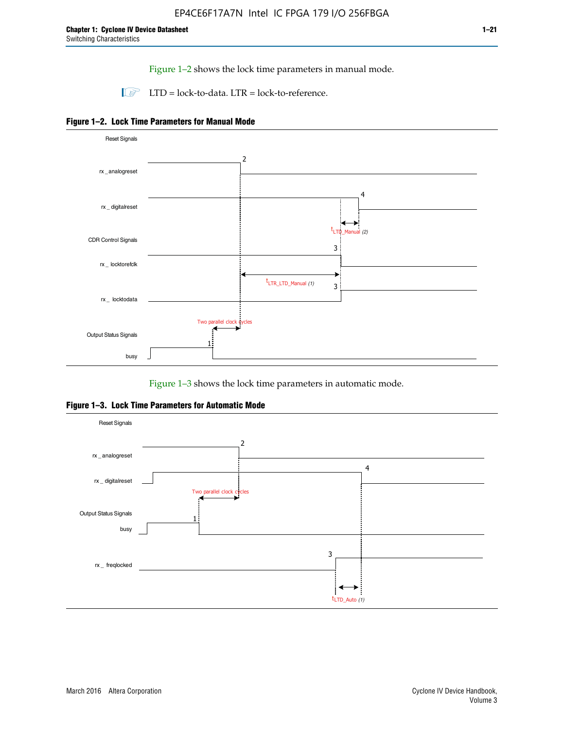Figure 1–2 shows the lock time parameters in manual mode.

LTD = lock-to-data. LTR = lock-to-reference.

**Figure 1–2. Lock Time Parameters for Manual Mode**

Reset Signals

rx_analogreset

rx_digitalreset

CDR Control Signals

rx_locktorefclk

rx_locktodata

Output Status Signals

busy

Two parallel clock cycles

$t_{LTR\_LTD\_Manual}$ (1)

$t_{LTD\_Manual}$ (2)

Figure 1–3 shows the lock time parameters in automatic mode.

**Figure 1–3. Lock Time Parameters for Automatic Mode**

Reset Signals

rx_analogreset

rx_digitalreset

Output Status Signals

busy

rx_freqlocked

Two parallel clock cycles

$t_{LTD\_Auto}$ (1)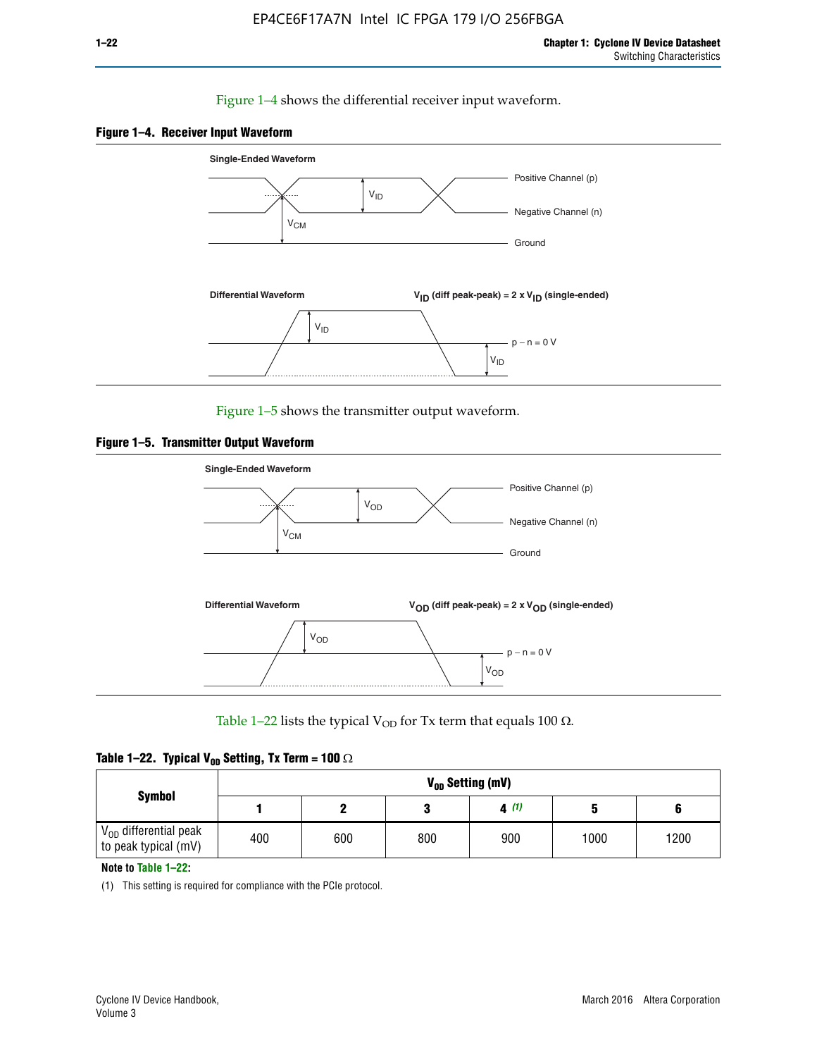Figure 1–4 shows the differential receiver input waveform.

**Figure 1–4. Receiver Input Waveform**

Single-Ended Waveform

Positive Channel (p)

Negative Channel (n)

Ground

$V_{ID}$

$V_{CM}$

Differential Waveform

$V_{ID}$ (diff peak-peak) = 2 x $V_{ID}$ (single-ended)

$V_{ID}$

p − n = 0 V

$V_{ID}$

Figure 1–5 shows the transmitter output waveform.

**Figure 1–5. Transmitter Output Waveform**

Single-Ended Waveform

Positive Channel (p)

Negative Channel (n)

Ground

$V_{OD}$

$V_{CM}$

Differential Waveform

$V_{OD}$ (diff peak-peak) = 2 x $V_{OD}$ (single-ended)

$V_{OD}$

p − n = 0 V

$V_{OD}$

Table 1–22 lists the typical $V_{OD}$ for Tx term that equals 100 Ω.

**Table 1–22. Typical $V_{OD}$ Setting, Tx Term = 100 Ω**

| Symbol | $V_{OD}$ Setting (mV) | | | | | |
|---|---|---|---|---|---|---|
| | 1 | 2 | 3 | 4 *(1)* | 5 | 6 |
| $V_{OD}$ differential peak to peak typical (mV) | 400 | 600 | 800 | 900 | 1000 | 1200 |

**Note to Table 1–22:**

(1) This setting is required for compliance with the PCIe protocol.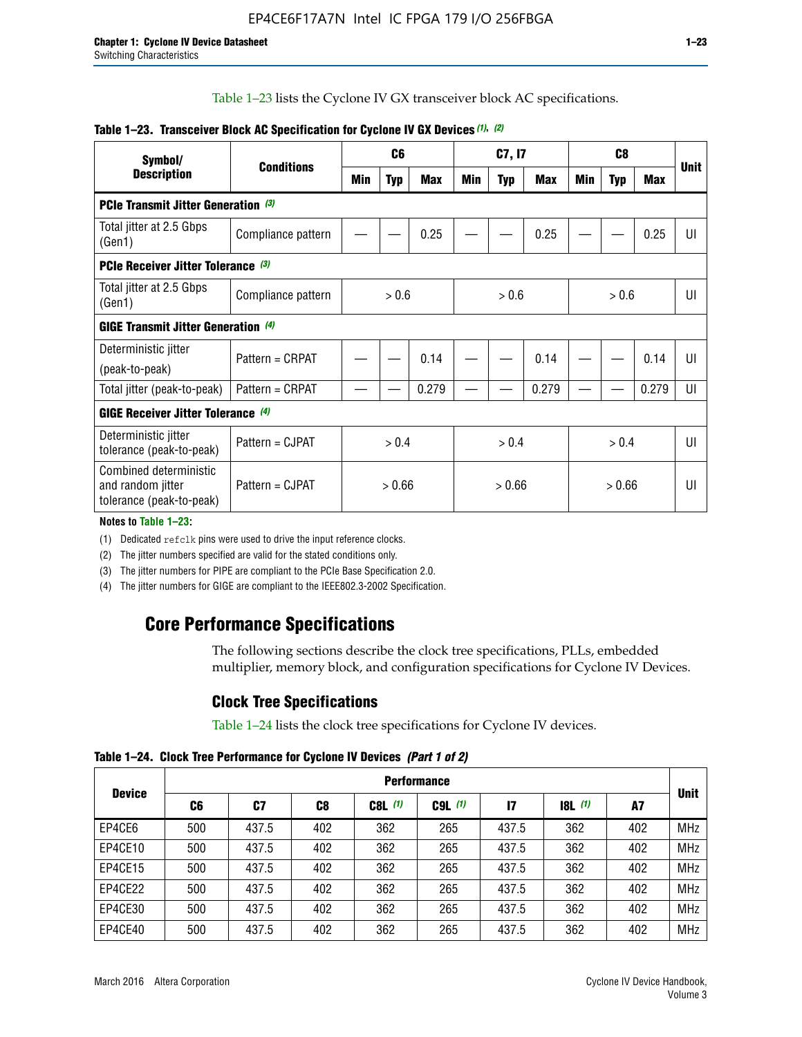Table 1–23 lists the Cyclone IV GX transceiver block AC specifications.

**Table 1–23. Transceiver Block AC Specification for Cyclone IV GX Devices (1), (2)**

| Symbol/ Description | Conditions | C6 | | | C7, I7 | | | C8 | | | Unit |
|---|---|---|---|---|---|---|---|---|---|---|---|
| | | Min | Typ | Max | Min | Typ | Max | Min | Typ | Max | |
| **PCIe Transmit Jitter Generation (3)** | | | | | | | | | | | |
| Total jitter at 2.5 Gbps (Gen1) | Compliance pattern | — | — | 0.25 | — | — | 0.25 | — | — | 0.25 | UI |
| **PCIe Receiver Jitter Tolerance (3)** | | | | | | | | | | | |
| Total jitter at 2.5 Gbps (Gen1) | Compliance pattern | > 0.6 | | | > 0.6 | | | > 0.6 | | | UI |
| **GIGE Transmit Jitter Generation (4)** | | | | | | | | | | | |
| Deterministic jitter (peak-to-peak) | Pattern = CRPAT | — | — | 0.14 | — | — | 0.14 | — | — | 0.14 | UI |
| Total jitter (peak-to-peak) | Pattern = CRPAT | — | — | 0.279 | — | — | 0.279 | — | — | 0.279 | UI |
| **GIGE Receiver Jitter Tolerance (4)** | | | | | | | | | | | |
| Deterministic jitter tolerance (peak-to-peak) | Pattern = CJPAT | > 0.4 | | | > 0.4 | | | > 0.4 | | | UI |
| Combined deterministic and random jitter tolerance (peak-to-peak) | Pattern = CJPAT | > 0.66 | | | > 0.66 | | | > 0.66 | | | UI |

**Notes to Table 1–23:**

(1) Dedicated refclk pins were used to drive the input reference clocks.

(2) The jitter numbers specified are valid for the stated conditions only.

(3) The jitter numbers for PIPE are compliant to the PCIe Base Specification 2.0.

(4) The jitter numbers for GIGE are compliant to the IEEE802.3-2002 Specification.

## Core Performance Specifications

The following sections describe the clock tree specifications, PLLs, embedded multiplier, memory block, and configuration specifications for Cyclone IV Devices.

### Clock Tree Specifications

Table 1–24 lists the clock tree specifications for Cyclone IV devices.

**Table 1–24. Clock Tree Performance for Cyclone IV Devices (Part 1 of 2)**

| Device | Performance | | | | | | | | Unit |
|---|---|---|---|---|---|---|---|---|---|
| | C6 | C7 | C8 | C8L (1) | C9L (1) | I7 | I8L (1) | A7 | |
| EP4CE6 | 500 | 437.5 | 402 | 362 | 265 | 437.5 | 362 | 402 | MHz |
| EP4CE10 | 500 | 437.5 | 402 | 362 | 265 | 437.5 | 362 | 402 | MHz |
| EP4CE15 | 500 | 437.5 | 402 | 362 | 265 | 437.5 | 362 | 402 | MHz |
| EP4CE22 | 500 | 437.5 | 402 | 362 | 265 | 437.5 | 362 | 402 | MHz |
| EP4CE30 | 500 | 437.5 | 402 | 362 | 265 | 437.5 | 362 | 402 | MHz |
| EP4CE40 | 500 | 437.5 | 402 | 362 | 265 | 437.5 | 362 | 402 | MHz |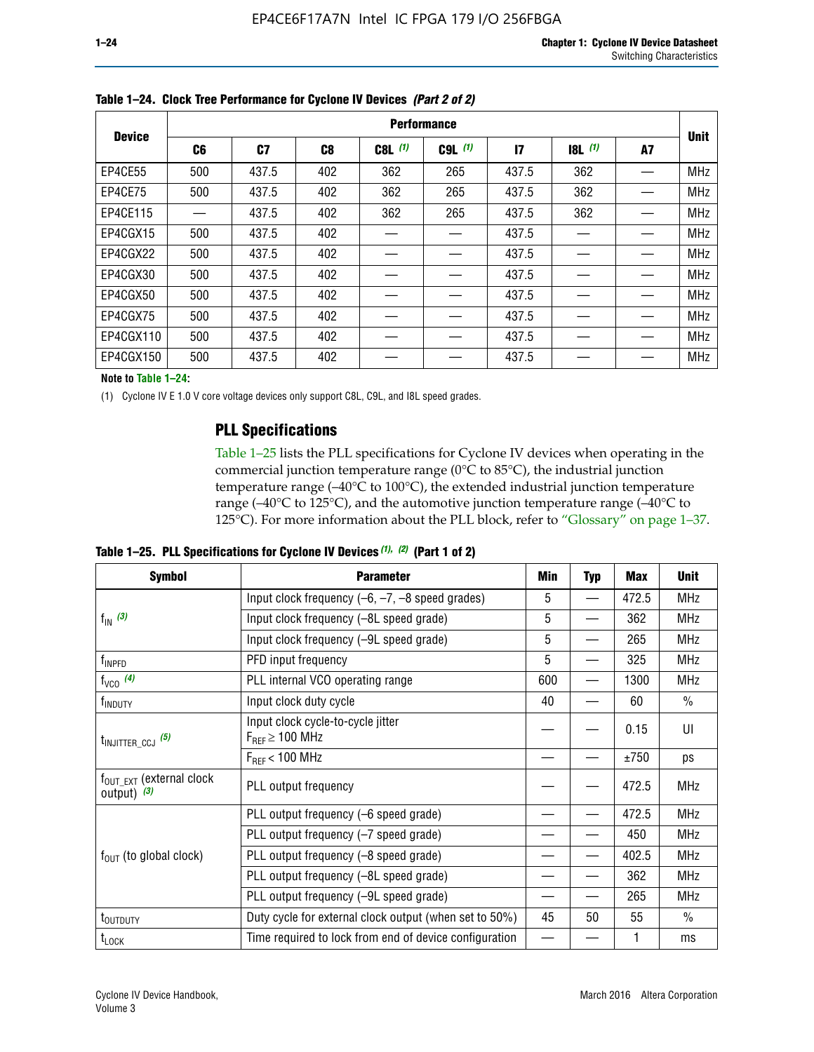**Table 1–24. Clock Tree Performance for Cyclone IV Devices** *(Part 2 of 2)*

| Device | Performance | | | | | | | | Unit |
|---|---|---|---|---|---|---|---|---|---|
| | C6 | C7 | C8 | C8L (1) | C9L (1) | I7 | I8L (1) | A7 | |
| EP4CE55 | 500 | 437.5 | 402 | 362 | 265 | 437.5 | 362 | — | MHz |
| EP4CE75 | 500 | 437.5 | 402 | 362 | 265 | 437.5 | 362 | — | MHz |
| EP4CE115 | — | 437.5 | 402 | 362 | 265 | 437.5 | 362 | — | MHz |
| EP4CGX15 | 500 | 437.5 | 402 | — | — | 437.5 | — | — | MHz |
| EP4CGX22 | 500 | 437.5 | 402 | — | — | 437.5 | — | — | MHz |
| EP4CGX30 | 500 | 437.5 | 402 | — | — | 437.5 | — | — | MHz |
| EP4CGX50 | 500 | 437.5 | 402 | — | — | 437.5 | — | — | MHz |
| EP4CGX75 | 500 | 437.5 | 402 | — | — | 437.5 | — | — | MHz |
| EP4CGX110 | 500 | 437.5 | 402 | — | — | 437.5 | — | — | MHz |
| EP4CGX150 | 500 | 437.5 | 402 | — | — | 437.5 | — | — | MHz |

**Note to Table 1–24:**

(1) Cyclone IV E 1.0 V core voltage devices only support C8L, C9L, and I8L speed grades.

## PLL Specifications

Table 1–25 lists the PLL specifications for Cyclone IV devices when operating in the commercial junction temperature range (0°C to 85°C), the industrial junction temperature range (–40°C to 100°C), the extended industrial junction temperature range (–40°C to 125°C), and the automotive junction temperature range (–40°C to 125°C). For more information about the PLL block, refer to "Glossary" on page 1–37.

**Table 1–25. PLL Specifications for Cyclone IV Devices** *(1), (2)* **(Part 1 of 2)**

| Symbol | Parameter | Min | Typ | Max | Unit |
|---|---|---|---|---|---|
| $f_{IN}$ (3) | Input clock frequency (–6, –7, –8 speed grades) | 5 | — | 472.5 | MHz |
| | Input clock frequency (–8L speed grade) | 5 | — | 362 | MHz |
| | Input clock frequency (–9L speed grade) | 5 | — | 265 | MHz |
| $f_{INPFD}$ | PFD input frequency | 5 | — | 325 | MHz |
| $f_{VCO}$ (4) | PLL internal VCO operating range | 600 | — | 1300 | MHz |
| $f_{INDUTY}$ | Input clock duty cycle | 40 | — | 60 | % |
| $t_{INJITTER\_CCJ}$ (5) | Input clock cycle-to-cycle jitter $F_{REF} \geq 100$ MHz | — | — | 0.15 | UI |
| | $F_{REF} < 100$ MHz | — | — | ±750 | ps |
| $f_{OUT\_EXT}$ (external clock output) (3) | PLL output frequency | — | — | 472.5 | MHz |
| $f_{OUT}$ (to global clock) | PLL output frequency (–6 speed grade) | — | — | 472.5 | MHz |
| | PLL output frequency (–7 speed grade) | — | — | 450 | MHz |
| | PLL output frequency (–8 speed grade) | — | — | 402.5 | MHz |
| | PLL output frequency (–8L speed grade) | — | — | 362 | MHz |
| | PLL output frequency (–9L speed grade) | — | — | 265 | MHz |
| $t_{OUTDUTY}$ | Duty cycle for external clock output (when set to 50%) | 45 | 50 | 55 | % |
| $t_{LOCK}$ | Time required to lock from end of device configuration | — | — | 1 | ms |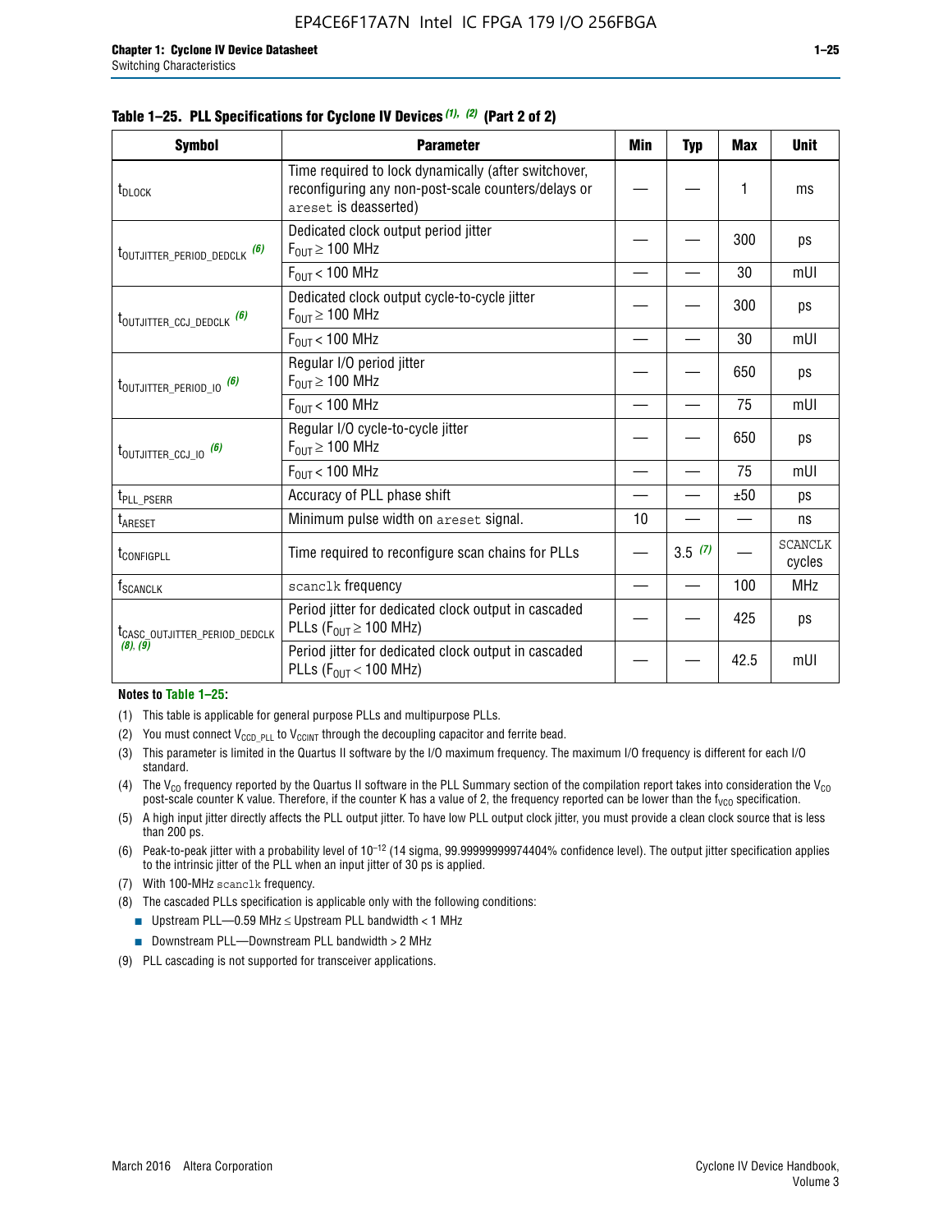**Table 1–25. PLL Specifications for Cycline IV Devices (1), (2) (Part 2 of 2)**

| Symbol | Parameter | Min | Typ | Max | Unit |
|---|---|---|---|---|---|
| $t_{DLOCK}$ | Time required to lock dynamically (after switchover, reconfiguring any non-post-scale counters/delays or `areset` is deasserted) | — | — | 1 | ms |
| $t_{OUTJITTER\_PERIOD\_DEDCLK}$ (6) | Dedicated clock output period jitter $F_{OUT} \geq 100$ MHz | — | — | 300 | ps |
| | $F_{OUT} < 100$ MHz | — | — | 30 | mUI |
| $t_{OUTJITTER\_CCJ\_DEDCLK}$ (6) | Dedicated clock output cycle-to-cycle jitter $F_{OUT} \geq 100$ MHz | — | — | 300 | ps |
| | $F_{OUT} < 100$ MHz | — | — | 30 | mUI |
| $t_{OUTJITTER\_PERIOD\_IO}$ (6) | Regular I/O period jitter $F_{OUT} \geq 100$ MHz | — | — | 650 | ps |
| | $F_{OUT} < 100$ MHz | — | — | 75 | mUI |
| $t_{OUTJITTER\_CCJ\_IO}$ (6) | Regular I/O cycle-to-cycle jitter $F_{OUT} \geq 100$ MHz | — | — | 650 | ps |
| | $F_{OUT} < 100$ MHz | — | — | 75 | mUI |
| $t_{PLL\_PSERR}$ | Accuracy of PLL phase shift | — | — | ±50 | ps |
| $t_{ARESET}$ | Minimum pulse width on `areset` signal. | 10 | — | — | ns |
| $t_{CONFIGPLL}$ | Time required to reconfigure scan chains for PLLs | — | 3.5 (7) | — | SCANCLK cycles |
| $f_{SCANCLK}$ | `scanclk` frequency | — | — | 100 | MHz |
| $t_{CASC\_OUTJITTER\_PERIOD\_DEDCLK}$ (8), (9) | Period jitter for dedicated clock output in cascaded PLLs ($F_{OUT} \geq 100$ MHz) | — | — | 425 | ps |
| | Period jitter for dedicated clock output in cascaded PLLs ($F_{OUT} < 100$ MHz) | — | — | 42.5 | mUI |

**Notes to Table 1–25:**

(1) This table is applicable for general purpose PLLs and multipurpose PLLs.

(2) You must connect $V_{CCD\_PLL}$ to $V_{CCINT}$ through the decoupling capacitor and ferrite bead.

(3) This parameter is limited in the Quartus II software by the I/O maximum frequency. The maximum I/O frequency is different for each I/O standard.

(4) The $V_{CO}$ frequency reported by the Quartus II software in the PLL Summary section of the compilation report takes into consideration the $V_{CO}$ post-scale counter K value. Therefore, if the counter K has a value of 2, the frequency reported can be lower than the $f_{VCO}$ specification.

(5) A high input jitter directly affects the PLL output jitter. To have low PLL output clock jitter, you must provide a clean clock source that is less than 200 ps.

(6) Peak-to-peak jitter with a probability level of $10^{-12}$ (14 sigma, 99.99999999974404% confidence level). The output jitter specification applies to the intrinsic jitter of the PLL when an input jitter of 30 ps is applied.

(7) With 100-MHz `scanclk` frequency.

(8) The cascaded PLLs specification is applicable only with the following conditions:

- Upstream PLL—0.59 MHz ≤ Upstream PLL bandwidth < 1 MHz
- Downstream PLL—Downstream PLL bandwidth > 2 MHz

(9) PLL cascading is not supported for transceiver applications.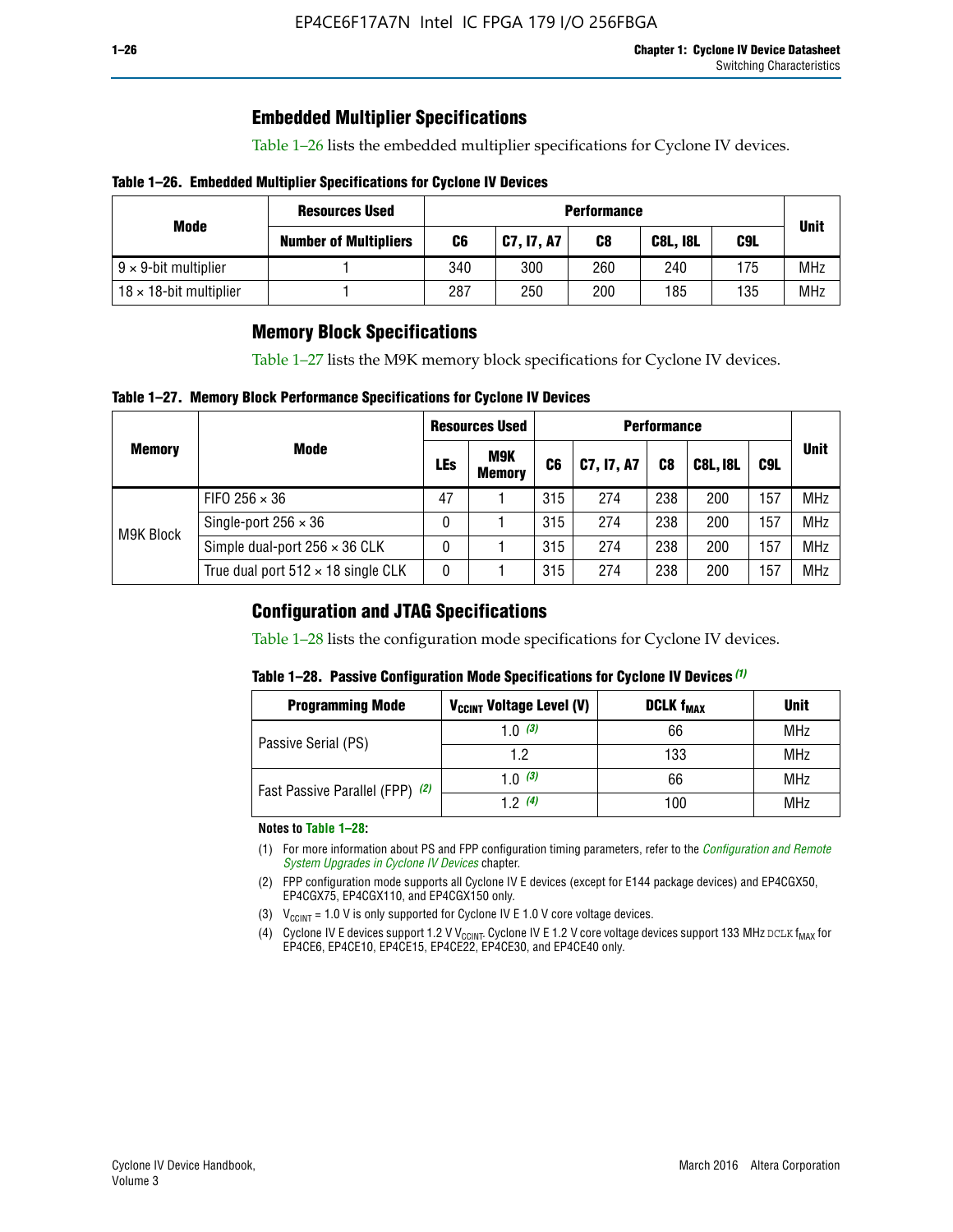## Embedded Multiplier Specifications

Table 1–26 lists the embedded multiplier specifications for Cyclone IV devices.

**Table 1–26. Embedded Multiplier Specifications for Cyclone IV Devices**

| Mode | Resources Used | Performance | | | | | Unit |
|---|---|---|---|---|---|---|---|
| | Number of Multipliers | C6 | C7, I7, A7 | C8 | C8L, I8L | C9L | |
| 9 × 9-bit multiplier | 1 | 340 | 300 | 260 | 240 | 175 | MHz |
| 18 × 18-bit multiplier | 1 | 287 | 250 | 200 | 185 | 135 | MHz |

## Memory Block Specifications

Table 1–27 lists the M9K memory block specifications for Cyclone IV devices.

**Table 1–27. Memory Block Performance Specifications for Cyclone IV Devices**

| Memory | Mode | Resources Used | | Performance | | | | | Unit |
|---|---|---|---|---|---|---|---|---|---|
| | | LEs | M9K Memory | C6 | C7, I7, A7 | C8 | C8L, I8L | C9L | |
| M9K Block | FIFO 256 × 36 | 47 | 1 | 315 | 274 | 238 | 200 | 157 | MHz |
| | Single-port 256 × 36 | 0 | 1 | 315 | 274 | 238 | 200 | 157 | MHz |
| | Simple dual-port 256 × 36 CLK | 0 | 1 | 315 | 274 | 238 | 200 | 157 | MHz |
| | True dual port 512 × 18 single CLK | 0 | 1 | 315 | 274 | 238 | 200 | 157 | MHz |

## Configuration and JTAG Specifications

Table 1–28 lists the configuration mode specifications for Cyclone IV devices.

**Table 1–28. Passive Configuration Mode Specifications for Cyclone IV Devices** *(1)*

| Programming Mode | $V_{CCINT}$ Voltage Level (V) | DCLK $f_{MAX}$ | Unit |
|---|---|---|---|
| Passive Serial (PS) | 1.0 *(3)* | 66 | MHz |
| | 1.2 | 133 | MHz |
| Fast Passive Parallel (FPP) *(2)* | 1.0 *(3)* | 66 | MHz |
| | 1.2 *(4)* | 100 | MHz |

**Notes to Table 1–28:**

(1) For more information about PS and FPP configuration timing parameters, refer to the *Configuration and Remote System Upgrades in Cyclone IV Devices* chapter.

(2) FPP configuration mode supports all Cyclone IV E devices (except for E144 package devices) and EP4CGX50, EP4CGX75, EP4CGX110, and EP4CGX150 only.

(3) $V_{CCINT}$ = 1.0 V is only supported for Cyclone IV E 1.0 V core voltage devices.

(4) Cyclone IV E devices support 1.2 V $V_{CCINT}$. Cyclone IV E 1.2 V core voltage devices support 133 MHz DCLK $f_{MAX}$ for EP4CE6, EP4CE10, EP4CE15, EP4CE22, EP4CE30, and EP4CE40 only.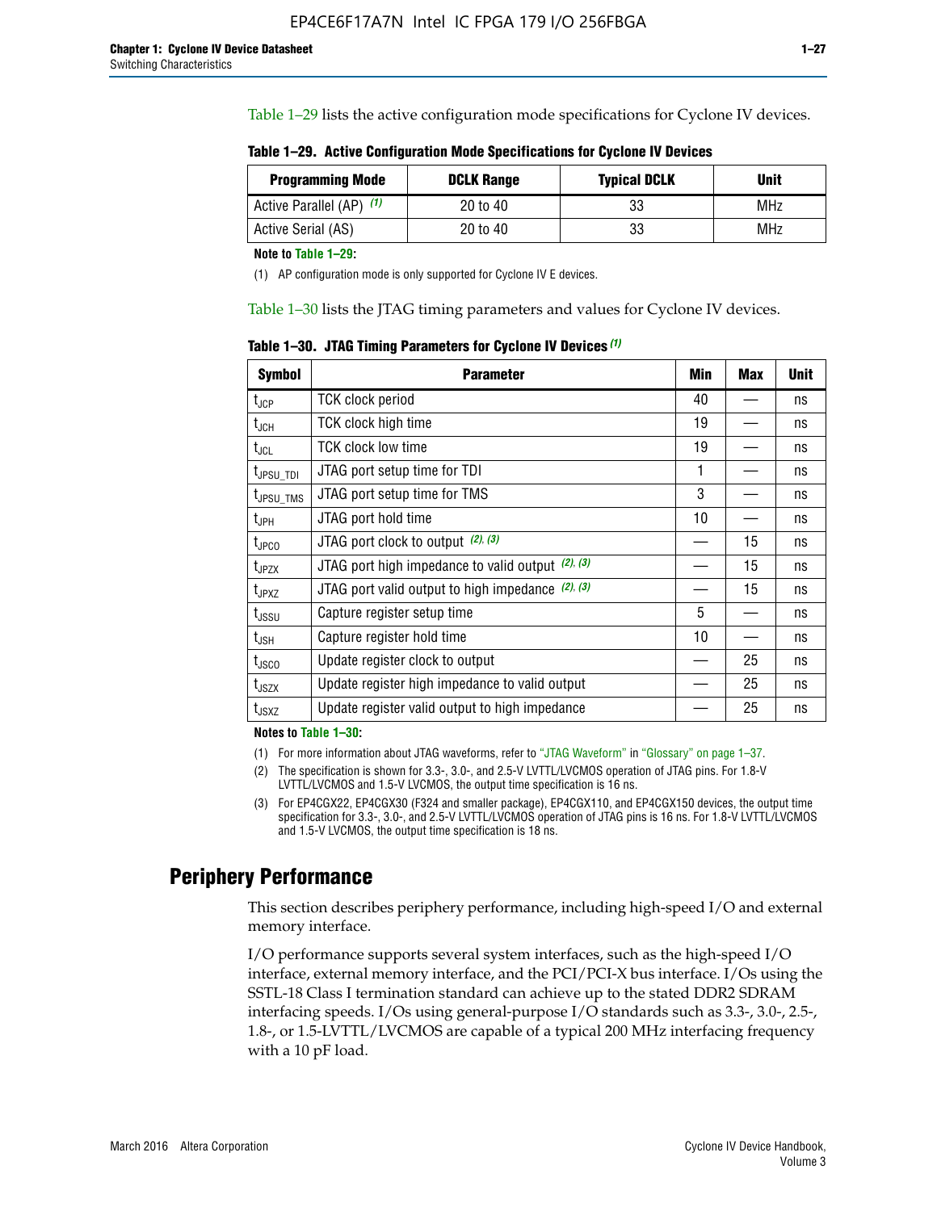Table 1–29 lists the active configuration mode specifications for Cyclone IV devices.

**Table 1–29. Active Configuration Mode Specifications for Cyclone IV Devices**

| Programming Mode | DCLK Range | Typical DCLK | Unit |
|---|---|---|---|
| Active Parallel (AP) *(1)* | 20 to 40 | 33 | MHz |
| Active Serial (AS) | 20 to 40 | 33 | MHz |

**Note to Table 1–29:**

(1) AP configuration mode is only supported for Cyclone IV E devices.

Table 1–30 lists the JTAG timing parameters and values for Cyclone IV devices.

**Table 1–30. JTAG Timing Parameters for Cyclone IV Devices** *(1)*

| Symbol | Parameter | Min | Max | Unit |
|---|---|---|---|---|
| $t_{JCP}$ | TCK clock period | 40 | — | ns |
| $t_{JCH}$ | TCK clock high time | 19 | — | ns |
| $t_{JCL}$ | TCK clock low time | 19 | — | ns |
| $t_{JPSU\_TDI}$ | JTAG port setup time for TDI | 1 | — | ns |
| $t_{JPSU\_TMS}$ | JTAG port setup time for TMS | 3 | — | ns |
| $t_{JPH}$ | JTAG port hold time | 10 | — | ns |
| $t_{JPCO}$ | JTAG port clock to output *(2), (3)* | — | 15 | ns |
| $t_{JPZX}$ | JTAG port high impedance to valid output *(2), (3)* | — | 15 | ns |
| $t_{JPXZ}$ | JTAG port valid output to high impedance *(2), (3)* | — | 15 | ns |
| $t_{JSSU}$ | Capture register setup time | 5 | — | ns |
| $t_{JSH}$ | Capture register hold time | 10 | — | ns |
| $t_{JSCO}$ | Update register clock to output | — | 25 | ns |
| $t_{JSZX}$ | Update register high impedance to valid output | — | 25 | ns |
| $t_{JSXZ}$ | Update register valid output to high impedance | — | 25 | ns |

**Notes to Table 1–30:**

(1) For more information about JTAG waveforms, refer to "JTAG Waveform" in "Glossary" on page 1–37.

(2) The specification is shown for 3.3-, 3.0-, and 2.5-V LVTTL/LVCMOS operation of JTAG pins. For 1.8-V LVTTL/LVCMOS and 1.5-V LVCMOS, the output time specification is 16 ns.

(3) For EP4CGX22, EP4CGX30 (F324 and smaller package), EP4CGX110, and EP4CGX150 devices, the output time specification for 3.3-, 3.0-, and 2.5-V LVTTL/LVCMOS operation of JTAG pins is 16 ns. For 1.8-V LVTTL/LVCMOS and 1.5-V LVCMOS, the output time specification is 18 ns.

# Periphery Performance

This section describes periphery performance, including high-speed I/O and external memory interface.

I/O performance supports several system interfaces, such as the high-speed I/O interface, external memory interface, and the PCI/PCI-X bus interface. I/Os using the SSTL-18 Class I termination standard can achieve up to the stated DDR2 SDRAM interfacing speeds. I/Os using general-purpose I/O standards such as 3.3-, 3.0-, 2.5-, 1.8-, or 1.5-LVTTL/LVCMOS are capable of a typical 200 MHz interfacing frequency with a 10 pF load.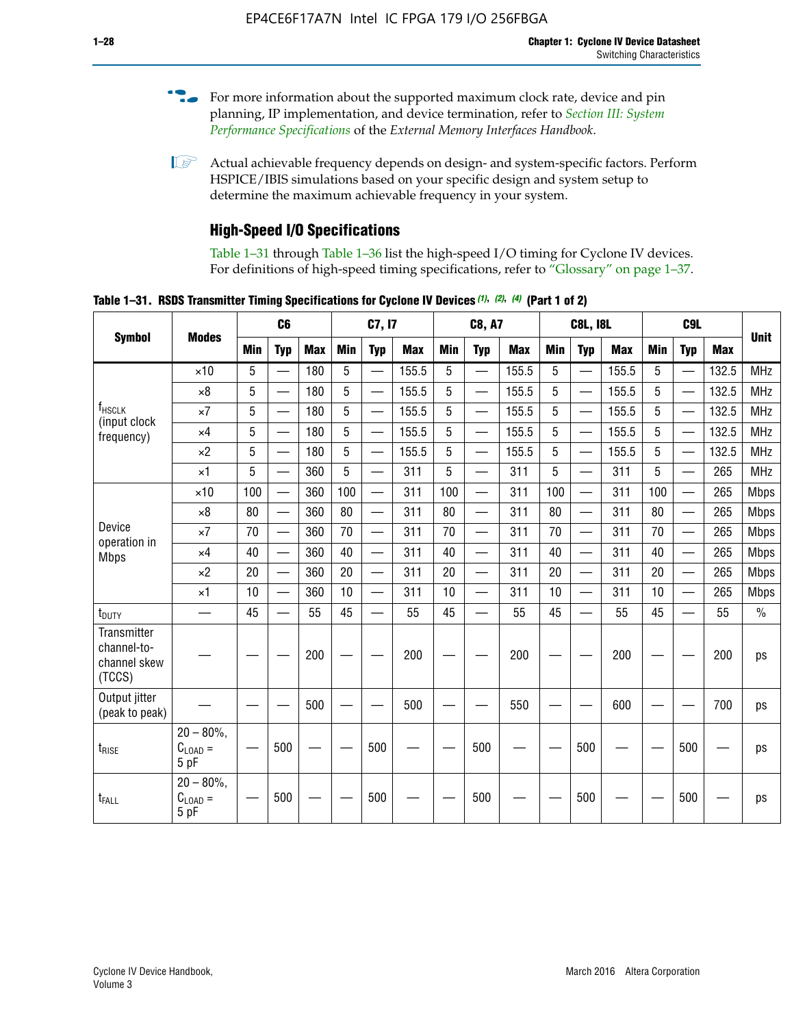For more information about the supported maximum clock rate, device and pin planning, IP implementation, and device termination, refer to *Section III: System Performance Specifications* of the *External Memory Interfaces Handbook*.

Actual achievable frequency depends on design- and system-specific factors. Perform HSPICE/IBIS simulations based on your specific design and system setup to determine the maximum achievable frequency in your system.

## High-Speed I/O Specifications

Table 1–31 through Table 1–36 list the high-speed I/O timing for Cyclone IV devices. For definitions of high-speed timing specifications, refer to "Glossary" on page 1–37.

**Table 1–31. RSDS Transmitter Timing Specifications for Cyclone IV Devices (1), (2), (4) (Part 1 of 2)**

| Symbol | Modes | C6 | | | C7, I7 | | | C8, A7 | | | C8L, I8L | | | C9L | | | Unit |
|---|---|---|---|---|---|---|---|---|---|---|---|---|---|---|---|---|---|
| | | Min | Typ | Max | Min | Typ | Max | Min | Typ | Max | Min | Typ | Max | Min | Typ | Max | |
| $f_{HSCLK}$ (input clock frequency) | ×10 | 5 | — | 180 | 5 | — | 155.5 | 5 | — | 155.5 | 5 | — | 155.5 | 5 | — | 132.5 | MHz |
| | ×8 | 5 | — | 180 | 5 | — | 155.5 | 5 | — | 155.5 | 5 | — | 155.5 | 5 | — | 132.5 | MHz |
| | ×7 | 5 | — | 180 | 5 | — | 155.5 | 5 | — | 155.5 | 5 | — | 155.5 | 5 | — | 132.5 | MHz |
| | ×4 | 5 | — | 180 | 5 | — | 155.5 | 5 | — | 155.5 | 5 | — | 155.5 | 5 | — | 132.5 | MHz |
| | ×2 | 5 | — | 180 | 5 | — | 155.5 | 5 | — | 155.5 | 5 | — | 155.5 | 5 | — | 132.5 | MHz |
| | ×1 | 5 | — | 360 | 5 | — | 311 | 5 | — | 311 | 5 | — | 311 | 5 | — | 265 | MHz |
| Device operation in Mbps | ×10 | 100 | — | 360 | 100 | — | 311 | 100 | — | 311 | 100 | — | 311 | 100 | — | 265 | Mbps |
| | ×8 | 80 | — | 360 | 80 | — | 311 | 80 | — | 311 | 80 | — | 311 | 80 | — | 265 | Mbps |
| | ×7 | 70 | — | 360 | 70 | — | 311 | 70 | — | 311 | 70 | — | 311 | 70 | — | 265 | Mbps |
| | ×4 | 40 | — | 360 | 40 | — | 311 | 40 | — | 311 | 40 | — | 311 | 40 | — | 265 | Mbps |
| | ×2 | 20 | — | 360 | 20 | — | 311 | 20 | — | 311 | 20 | — | 311 | 20 | — | 265 | Mbps |
| | ×1 | 10 | — | 360 | 10 | — | 311 | 10 | — | 311 | 10 | — | 311 | 10 | — | 265 | Mbps |
| $t_{DUTY}$ | — | 45 | — | 55 | 45 | — | 55 | 45 | — | 55 | 45 | — | 55 | 45 | — | 55 | % |
| Transmitter channel-to-channel skew (TCCS) | — | — | — | 200 | — | — | 200 | — | — | 200 | — | — | 200 | — | — | 200 | ps |
| Output jitter (peak to peak) | — | — | — | 500 | — | — | 500 | — | — | 550 | — | — | 600 | — | — | 700 | ps |
| $t_{RISE}$ | 20 – 80%, $C_{LOAD}$ = 5 pF | — | 500 | — | — | 500 | — | — | 500 | — | — | 500 | — | — | 500 | — | ps |
| $t_{FALL}$ | 20 – 80%, $C_{LOAD}$ = 5 pF | — | 500 | — | — | 500 | — | — | 500 | — | — | 500 | — | — | 500 | — | ps |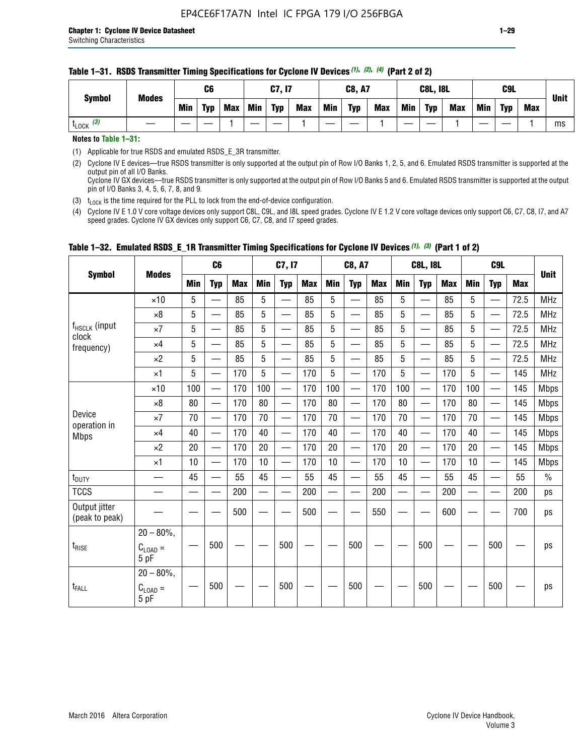**Table 1–31. RSDS Transmitter Timing Specifications for Cyclone IV Devices (1), (2), (4) (Part 2 of 2)**

| Symbol | Modes | C6 | | | C7, I7 | | | C8, A7 | | | C8L, I8L | | | C9L | | | Unit |
|---|---|---|---|---|---|---|---|---|---|---|---|---|---|---|---|---|---|
| | | Min | Typ | Max | Min | Typ | Max | Min | Typ | Max | Min | Typ | Max | Min | Typ | Max | |
| $t_{LOCK}$ (3) | — | — | — | 1 | — | — | 1 | — | — | 1 | — | — | 1 | — | — | 1 | ms |

**Notes to Table 1–31:**

(1) Applicable for true RSDS and emulated RSDS_E_3R transmitter.

(2) Cyclone IV E devices—true RSDS transmitter is only supported at the output pin of Row I/O Banks 1, 2, 5, and 6. Emulated RSDS transmitter is supported at the output pin of all I/O Banks.
Cyclone IV GX devices—true RSDS transmitter is only supported at the output pin of Row I/O Banks 5 and 6. Emulated RSDS transmitter is supported at the output pin of I/O Banks 3, 4, 5, 6, 7, 8, and 9.

(3) $t_{LOCK}$ is the time required for the PLL to lock from the end-of-device configuration.

(4) Cyclone IV E 1.0 V core voltage devices only support C8L, C9L, and I8L speed grades. Cyclone IV E 1.2 V core voltage devices only support C6, C7, C8, I7, and A7 speed grades. Cyclone IV GX devices only support C6, C7, C8, and I7 speed grades.

**Table 1–32. Emulated RSDS_E_1R Transmitter Timing Specifications for Cyclone IV Devices (1), (3) (Part 1 of 2)**

| Symbol | Modes | C6 | | | C7, I7 | | | C8, A7 | | | C8L, I8L | | | C9L | | | Unit |
|---|---|---|---|---|---|---|---|---|---|---|---|---|---|---|---|---|---|
| | | Min | Typ | Max | Min | Typ | Max | Min | Typ | Max | Min | Typ | Max | Min | Typ | Max | |
| $f_{HSCLK}$ (input clock frequency) | ×10 | 5 | — | 85 | 5 | — | 85 | 5 | — | 85 | 5 | — | 85 | 5 | — | 72.5 | MHz |
| | ×8 | 5 | — | 85 | 5 | — | 85 | 5 | — | 85 | 5 | — | 85 | 5 | — | 72.5 | MHz |
| | ×7 | 5 | — | 85 | 5 | — | 85 | 5 | — | 85 | 5 | — | 85 | 5 | — | 72.5 | MHz |
| | ×4 | 5 | — | 85 | 5 | — | 85 | 5 | — | 85 | 5 | — | 85 | 5 | — | 72.5 | MHz |
| | ×2 | 5 | — | 85 | 5 | — | 85 | 5 | — | 85 | 5 | — | 85 | 5 | — | 72.5 | MHz |
| | ×1 | 5 | — | 170 | 5 | — | 170 | 5 | — | 170 | 5 | — | 170 | 5 | — | 145 | MHz |
| Device operation in Mbps | ×10 | 100 | — | 170 | 100 | — | 170 | 100 | — | 170 | 100 | — | 170 | 100 | — | 145 | Mbps |
| | ×8 | 80 | — | 170 | 80 | — | 170 | 80 | — | 170 | 80 | — | 170 | 80 | — | 145 | Mbps |
| | ×7 | 70 | — | 170 | 70 | — | 170 | 70 | — | 170 | 70 | — | 170 | 70 | — | 145 | Mbps |
| | ×4 | 40 | — | 170 | 40 | — | 170 | 40 | — | 170 | 40 | — | 170 | 40 | — | 145 | Mbps |
| | ×2 | 20 | — | 170 | 20 | — | 170 | 20 | — | 170 | 20 | — | 170 | 20 | — | 145 | Mbps |
| | ×1 | 10 | — | 170 | 10 | — | 170 | 10 | — | 170 | 10 | — | 170 | 10 | — | 145 | Mbps |
| $t_{DUTY}$ | — | 45 | — | 55 | 45 | — | 55 | 45 | — | 55 | 45 | — | 55 | 45 | — | 55 | % |
| TCCS | — | — | — | 200 | — | — | 200 | — | — | 200 | — | — | 200 | — | — | 200 | ps |
| Output jitter (peak to peak) | — | — | — | 500 | — | — | 500 | — | — | 550 | — | — | 600 | — | — | 700 | ps |
| $t_{RISE}$ | 20 – 80%, $C_{LOAD}$ = 5 pF | — | 500 | — | — | 500 | — | — | 500 | — | — | 500 | — | — | 500 | — | ps |
| $t_{FALL}$ | 20 – 80%, $C_{LOAD}$ = 5 pF | — | 500 | — | — | 500 | — | — | 500 | — | — | 500 | — | — | 500 | — | ps |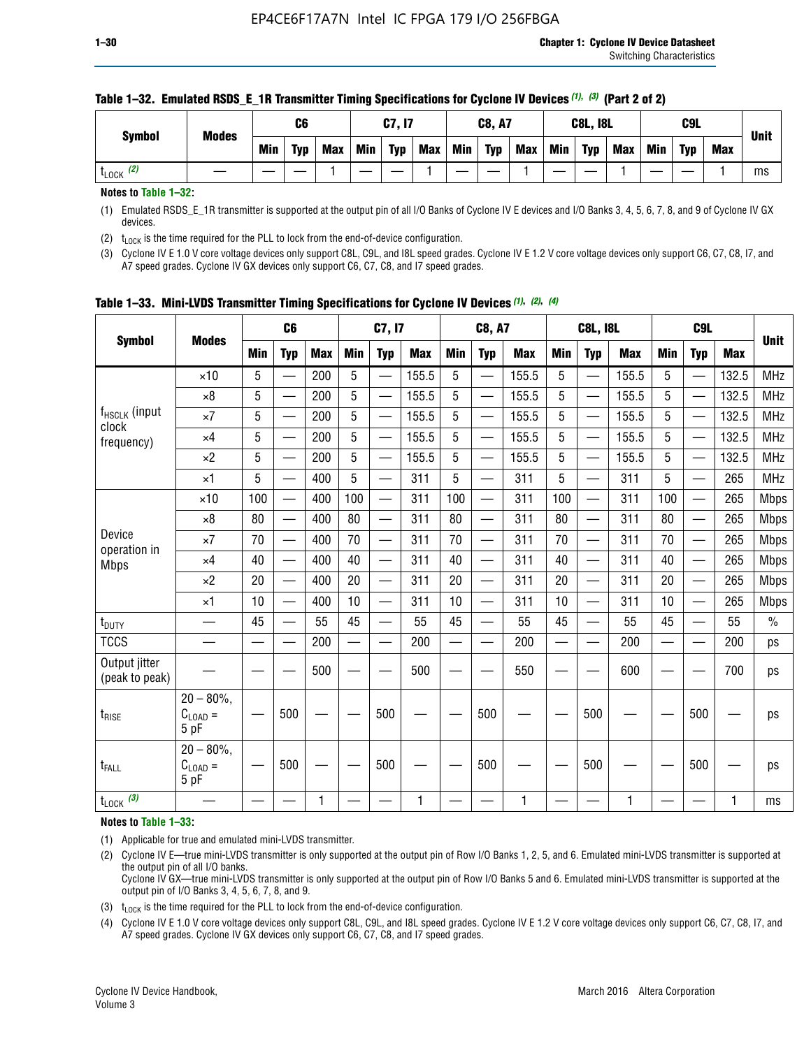**Table 1–32. Emulated RSDS_E_1R Transmitter Timing Specifications for Cyclone IV Devices (1), (3) (Part 2 of 2)**

| Symbol | Modes | C6 | | | C7, I7 | | | C8, A7 | | | C8L, I8L | | | C9L | | | Unit |
|---|---|---|---|---|---|---|---|---|---|---|---|---|---|---|---|---|---|
| | | Min | Typ | Max | Min | Typ | Max | Min | Typ | Max | Min | Typ | Max | Min | Typ | Max | |
| $t_{LOCK}$ (2) | — | — | — | 1 | — | — | 1 | — | — | 1 | — | — | 1 | — | — | 1 | ms |

**Notes to Table 1–32:**

(1) Emulated RSDS_E_1R transmitter is supported at the output pin of all I/O Banks of Cyclone IV E devices and I/O Banks 3, 4, 5, 6, 7, 8, and 9 of Cyclone IV GX devices.

(2) $t_{LOCK}$ is the time required for the PLL to lock from the end-of-device configuration.

(3) Cyclone IV E 1.0 V core voltage devices only support C8L, C9L, and I8L speed grades. Cyclone IV E 1.2 V core voltage devices only support C6, C7, C8, I7, and A7 speed grades. Cyclone IV GX devices only support C6, C7, C8, and I7 speed grades.

**Table 1–33. Mini-LVDS Transmitter Timing Specifications for Cyclone IV Devices (1), (2), (4)**

| Symbol | Modes | C6 | | | C7, I7 | | | C8, A7 | | | C8L, I8L | | | C9L | | | Unit |
|---|---|---|---|---|---|---|---|---|---|---|---|---|---|---|---|---|---|
| | | Min | Typ | Max | Min | Typ | Max | Min | Typ | Max | Min | Typ | Max | Min | Typ | Max | |
| $f_{HSCLK}$ (input clock frequency) | ×10 | 5 | — | 200 | 5 | — | 155.5 | 5 | — | 155.5 | 5 | — | 155.5 | 5 | — | 132.5 | MHz |
| | ×8 | 5 | — | 200 | 5 | — | 155.5 | 5 | — | 155.5 | 5 | — | 155.5 | 5 | — | 132.5 | MHz |
| | ×7 | 5 | — | 200 | 5 | — | 155.5 | 5 | — | 155.5 | 5 | — | 155.5 | 5 | — | 132.5 | MHz |
| | ×4 | 5 | — | 200 | 5 | — | 155.5 | 5 | — | 155.5 | 5 | — | 155.5 | 5 | — | 132.5 | MHz |
| | ×2 | 5 | — | 200 | 5 | — | 155.5 | 5 | — | 155.5 | 5 | — | 155.5 | 5 | — | 132.5 | MHz |
| | ×1 | 5 | — | 400 | 5 | — | 311 | 5 | — | 311 | 5 | — | 311 | 5 | — | 265 | MHz |
| Device operation in Mbps | ×10 | 100 | — | 400 | 100 | — | 311 | 100 | — | 311 | 100 | — | 311 | 100 | — | 265 | Mbps |
| | ×8 | 80 | — | 400 | 80 | — | 311 | 80 | — | 311 | 80 | — | 311 | 80 | — | 265 | Mbps |
| | ×7 | 70 | — | 400 | 70 | — | 311 | 70 | — | 311 | 70 | — | 311 | 70 | — | 265 | Mbps |
| | ×4 | 40 | — | 400 | 40 | — | 311 | 40 | — | 311 | 40 | — | 311 | 40 | — | 265 | Mbps |
| | ×2 | 20 | — | 400 | 20 | — | 311 | 20 | — | 311 | 20 | — | 311 | 20 | — | 265 | Mbps |
| | ×1 | 10 | — | 400 | 10 | — | 311 | 10 | — | 311 | 10 | — | 311 | 10 | — | 265 | Mbps |
| $t_{DUTY}$ | — | 45 | — | 55 | 45 | — | 55 | 45 | — | 55 | 45 | — | 55 | 45 | — | 55 | % |
| TCCS | — | — | — | 200 | — | — | 200 | — | — | 200 | — | — | 200 | — | — | 200 | ps |
| Output jitter (peak to peak) | — | — | — | 500 | — | — | 500 | — | — | 550 | — | — | 600 | — | — | 700 | ps |
| $t_{RISE}$ | 20 – 80%, $C_{LOAD}$ = 5 pF | — | 500 | — | — | 500 | — | — | 500 | — | — | 500 | — | — | 500 | — | ps |
| $t_{FALL}$ | 20 – 80%, $C_{LOAD}$ = 5 pF | — | 500 | — | — | 500 | — | — | 500 | — | — | 500 | — | — | 500 | — | ps |
| $t_{LOCK}$ (3) | — | — | — | 1 | — | — | 1 | — | — | 1 | — | — | 1 | — | — | 1 | ms |

**Notes to Table 1–33:**

(1) Applicable for true and emulated mini-LVDS transmitter.

(2) Cyclone IV E—true mini-LVDS transmitter is only supported at the output pin of Row I/O Banks 1, 2, 5, and 6. Emulated mini-LVDS transmitter is supported at the output pin of all I/O banks.
Cyclone IV GX—true mini-LVDS transmitter is only supported at the output pin of Row I/O Banks 5 and 6. Emulated mini-LVDS transmitter is supported at the output pin of I/O Banks 3, 4, 5, 6, 7, 8, and 9.

(3) $t_{LOCK}$ is the time required for the PLL to lock from the end-of-device configuration.

(4) Cyclone IV E 1.0 V core voltage devices only support C8L, C9L, and I8L speed grades. Cyclone IV E 1.2 V core voltage devices only support C6, C7, C8, I7, and A7 speed grades. Cyclone IV GX devices only support C6, C7, C8, and I7 speed grades.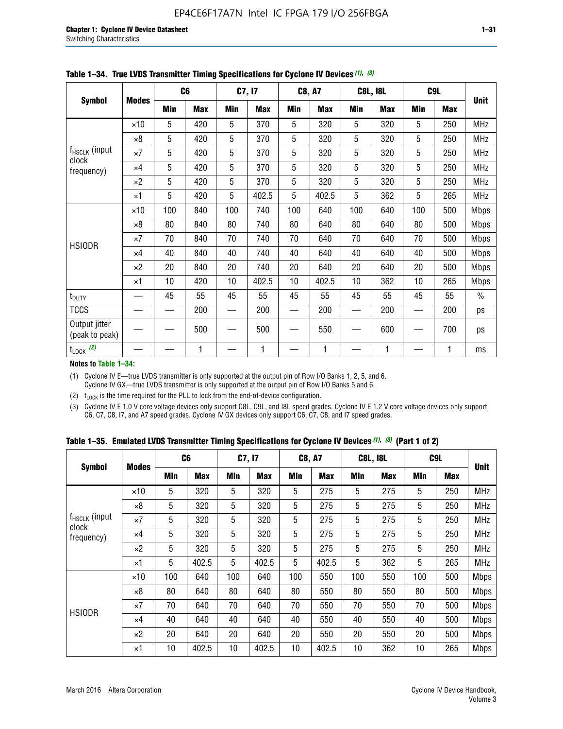**Table 1–34. True LVDS Transmitter Timing Specifications for Cyclone IV Devices (1), (3)**

| Symbol | Modes | C6 | | C7, I7 | | C8, A7 | | C8L, I8L | | C9L | | Unit |
|---|---|---|---|---|---|---|---|---|---|---|---|---|
| | | Min | Max | Min | Max | Min | Max | Min | Max | Min | Max | |
| $f_{HSCLK}$ (input clock frequency) | ×10 | 5 | 420 | 5 | 370 | 5 | 320 | 5 | 320 | 5 | 250 | MHz |
| | ×8 | 5 | 420 | 5 | 370 | 5 | 320 | 5 | 320 | 5 | 250 | MHz |
| | ×7 | 5 | 420 | 5 | 370 | 5 | 320 | 5 | 320 | 5 | 250 | MHz |
| | ×4 | 5 | 420 | 5 | 370 | 5 | 320 | 5 | 320 | 5 | 250 | MHz |
| | ×2 | 5 | 420 | 5 | 370 | 5 | 320 | 5 | 320 | 5 | 250 | MHz |
| | ×1 | 5 | 420 | 5 | 402.5 | 5 | 402.5 | 5 | 362 | 5 | 265 | MHz |
| HSIODR | ×10 | 100 | 840 | 100 | 740 | 100 | 640 | 100 | 640 | 100 | 500 | Mbps |
| | ×8 | 80 | 840 | 80 | 740 | 80 | 640 | 80 | 640 | 80 | 500 | Mbps |
| | ×7 | 70 | 840 | 70 | 740 | 70 | 640 | 70 | 640 | 70 | 500 | Mbps |
| | ×4 | 40 | 840 | 40 | 740 | 40 | 640 | 40 | 640 | 40 | 500 | Mbps |
| | ×2 | 20 | 840 | 20 | 740 | 20 | 640 | 20 | 640 | 20 | 500 | Mbps |
| | ×1 | 10 | 420 | 10 | 402.5 | 10 | 402.5 | 10 | 362 | 10 | 265 | Mbps |
| $t_{DUTY}$ | — | 45 | 55 | 45 | 55 | 45 | 55 | 45 | 55 | 45 | 55 | % |
| TCCS | — | — | 200 | — | 200 | — | 200 | — | 200 | — | 200 | ps |
| Output jitter (peak to peak) | — | — | 500 | — | 500 | — | 550 | — | 600 | — | 700 | ps |
| $t_{LOCK}$ (2) | — | — | 1 | — | 1 | — | 1 | — | 1 | — | 1 | ms |

**Notes to Table 1–34:**

(1) Cyclone IV E—true LVDS transmitter is only supported at the output pin of Row I/O Banks 1, 2, 5, and 6. Cyclone IV GX—true LVDS transmitter is only supported at the output pin of Row I/O Banks 5 and 6.

(2) $t_{LOCK}$ is the time required for the PLL to lock from the end-of-device configuration.

(3) Cyclone IV E 1.0 V core voltage devices only support C8L, C9L, and I8L speed grades. Cyclone IV E 1.2 V core voltage devices only support C6, C7, C8, I7, and A7 speed grades. Cyclone IV GX devices only support C6, C7, C8, and I7 speed grades.

**Table 1–35. Emulated LVDS Transmitter Timing Specifications for Cyclone IV Devices (1), (3) (Part 1 of 2)**

| Symbol | Modes | C6 | | C7, I7 | | C8, A7 | | C8L, I8L | | C9L | | Unit |
|---|---|---|---|---|---|---|---|---|---|---|---|---|
| | | Min | Max | Min | Max | Min | Max | Min | Max | Min | Max | |
| $f_{HSCLK}$ (input clock frequency) | ×10 | 5 | 320 | 5 | 320 | 5 | 275 | 5 | 275 | 5 | 250 | MHz |
| | ×8 | 5 | 320 | 5 | 320 | 5 | 275 | 5 | 275 | 5 | 250 | MHz |
| | ×7 | 5 | 320 | 5 | 320 | 5 | 275 | 5 | 275 | 5 | 250 | MHz |
| | ×4 | 5 | 320 | 5 | 320 | 5 | 275 | 5 | 275 | 5 | 250 | MHz |
| | ×2 | 5 | 320 | 5 | 320 | 5 | 275 | 5 | 275 | 5 | 250 | MHz |
| | ×1 | 5 | 402.5 | 5 | 402.5 | 5 | 402.5 | 5 | 362 | 5 | 265 | MHz |
| HSIODR | ×10 | 100 | 640 | 100 | 640 | 100 | 550 | 100 | 550 | 100 | 500 | Mbps |
| | ×8 | 80 | 640 | 80 | 640 | 80 | 550 | 80 | 550 | 80 | 500 | Mbps |
| | ×7 | 70 | 640 | 70 | 640 | 70 | 550 | 70 | 550 | 70 | 500 | Mbps |
| | ×4 | 40 | 640 | 40 | 640 | 40 | 550 | 40 | 550 | 40 | 500 | Mbps |
| | ×2 | 20 | 640 | 20 | 640 | 20 | 550 | 20 | 550 | 20 | 500 | Mbps |
| | ×1 | 10 | 402.5 | 10 | 402.5 | 10 | 402.5 | 10 | 362 | 10 | 265 | Mbps |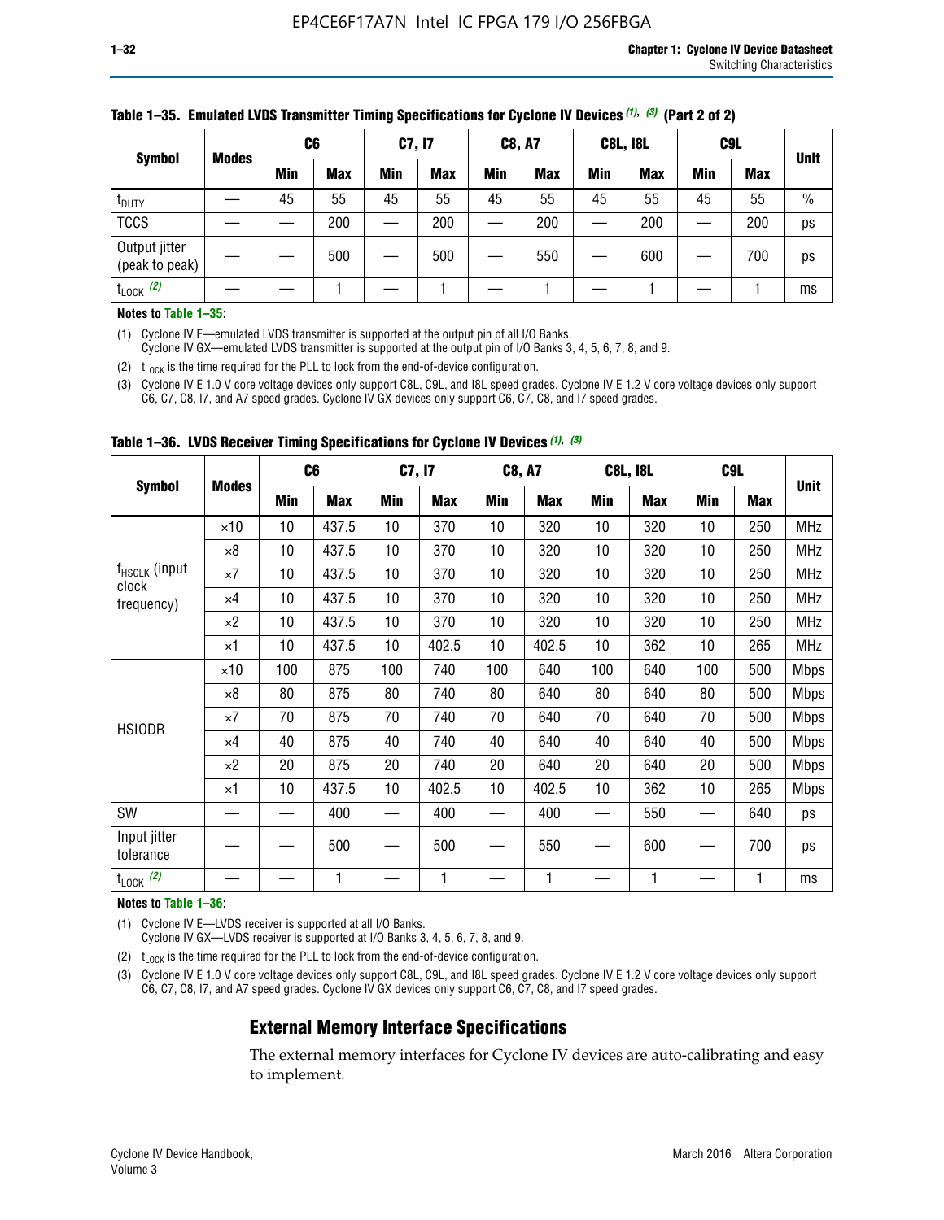**Table 1–35. Emulated LVDS Transmitter Timing Specifications for Cyclone IV Devices (1), (3) (Part 2 of 2)**

| Symbol | Modes | C6 | | C7, I7 | | C8, A7 | | C8L, I8L | | C9L | | Unit |
|---|---|---|---|---|---|---|---|---|---|---|---|---|
| | | Min | Max | Min | Max | Min | Max | Min | Max | Min | Max | |
| $t_{DUTY}$ | — | 45 | 55 | 45 | 55 | 45 | 55 | 45 | 55 | 45 | 55 | % |
| TCCS | — | — | 200 | — | 200 | — | 200 | — | 200 | — | 200 | ps |
| Output jitter (peak to peak) | — | — | 500 | — | 500 | — | 550 | — | 600 | — | 700 | ps |
| $t_{LOCK}$ (2) | — | — | 1 | — | 1 | — | 1 | — | 1 | — | 1 | ms |

**Notes to Table 1–35:**

(1) Cyclone IV E—emulated LVDS transmitter is supported at the output pin of all I/O Banks.
Cyclone IV GX—emulated LVDS transmitter is supported at the output pin of I/O Banks 3, 4, 5, 6, 7, 8, and 9.

(2) $t_{LOCK}$ is the time required for the PLL to lock from the end-of-device configuration.

(3) Cyclone IV E 1.0 V core voltage devices only support C8L, C9L, and I8L speed grades. Cyclone IV E 1.2 V core voltage devices only support C6, C7, C8, I7, and A7 speed grades. Cyclone IV GX devices only support C6, C7, C8, and I7 speed grades.

**Table 1–36. LVDS Receiver Timing Specifications for Cyclone IV Devices (1), (3)**

| Symbol | Modes | C6 | | C7, I7 | | C8, A7 | | C8L, I8L | | C9L | | Unit |
|---|---|---|---|---|---|---|---|---|---|---|---|---|
| | | Min | Max | Min | Max | Min | Max | Min | Max | Min | Max | |
| $f_{HSCLK}$ (input clock frequency) | ×10 | 10 | 437.5 | 10 | 370 | 10 | 320 | 10 | 320 | 10 | 250 | MHz |
| | ×8 | 10 | 437.5 | 10 | 370 | 10 | 320 | 10 | 320 | 10 | 250 | MHz |
| | ×7 | 10 | 437.5 | 10 | 370 | 10 | 320 | 10 | 320 | 10 | 250 | MHz |
| | ×4 | 10 | 437.5 | 10 | 370 | 10 | 320 | 10 | 320 | 10 | 250 | MHz |
| | ×2 | 10 | 437.5 | 10 | 370 | 10 | 320 | 10 | 320 | 10 | 250 | MHz |
| | ×1 | 10 | 437.5 | 10 | 402.5 | 10 | 402.5 | 10 | 362 | 10 | 265 | MHz |
| HSIODR | ×10 | 100 | 875 | 100 | 740 | 100 | 640 | 100 | 640 | 100 | 500 | Mbps |
| | ×8 | 80 | 875 | 80 | 740 | 80 | 640 | 80 | 640 | 80 | 500 | Mbps |
| | ×7 | 70 | 875 | 70 | 740 | 70 | 640 | 70 | 640 | 70 | 500 | Mbps |
| | ×4 | 40 | 875 | 40 | 740 | 40 | 640 | 40 | 640 | 40 | 500 | Mbps |
| | ×2 | 20 | 875 | 20 | 740 | 20 | 640 | 20 | 640 | 20 | 500 | Mbps |
| | ×1 | 10 | 437.5 | 10 | 402.5 | 10 | 402.5 | 10 | 362 | 10 | 265 | Mbps |
| SW | — | — | 400 | — | 400 | — | 400 | — | 550 | — | 640 | ps |
| Input jitter tolerance | — | — | 500 | — | 500 | — | 550 | — | 600 | — | 700 | ps |
| $t_{LOCK}$ (2) | — | — | 1 | — | 1 | — | 1 | — | 1 | — | 1 | ms |

**Notes to Table 1–36:**

(1) Cyclone IV E—LVDS receiver is supported at all I/O Banks.
Cyclone IV GX—LVDS receiver is supported at I/O Banks 3, 4, 5, 6, 7, 8, and 9.

(2) $t_{LOCK}$ is the time required for the PLL to lock from the end-of-device configuration.

(3) Cyclone IV E 1.0 V core voltage devices only support C8L, C9L, and I8L speed grades. Cyclone IV E 1.2 V core voltage devices only support C6, C7, C8, I7, and A7 speed grades. Cyclone IV GX devices only support C6, C7, C8, and I7 speed grades.

## External Memory Interface Specifications

The external memory interfaces for Cyclone IV devices are auto-calibrating and easy to implement.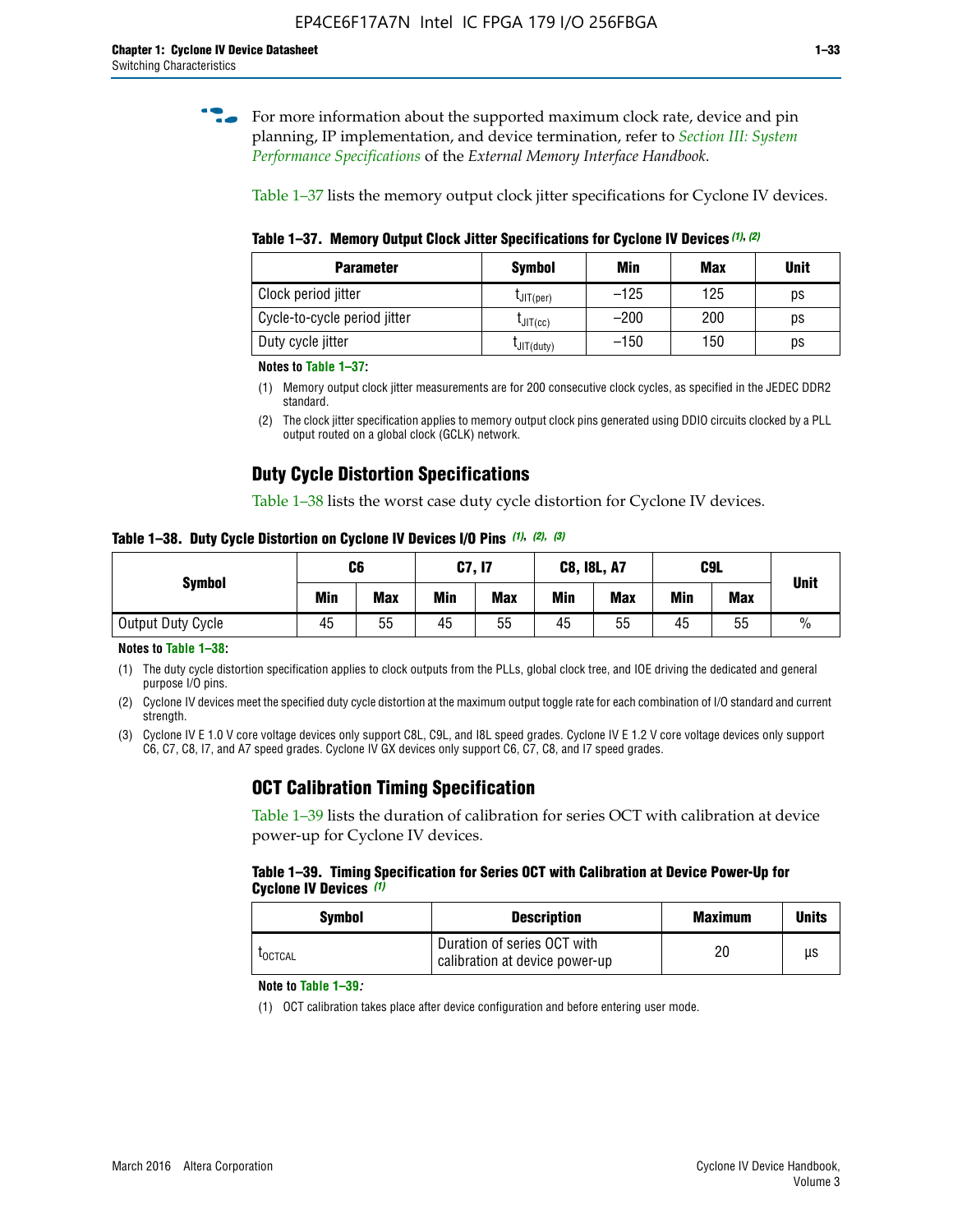For more information about the supported maximum clock rate, device and pin planning, IP implementation, and device termination, refer to *Section III: System Performance Specifications* of the *External Memory Interface Handbook*.

Table 1–37 lists the memory output clock jitter specifications for Cyclone IV devices.

**Table 1–37. Memory Output Clock Jitter Specifications for Cyclone IV Devices (1), (2)**

| Parameter | Symbol | Min | Max | Unit |
|---|---|---|---|---|
| Clock period jitter | $t_{JIT(per)}$ | –125 | 125 | ps |
| Cycle-to-cycle period jitter | $t_{JIT(cc)}$ | –200 | 200 | ps |
| Duty cycle jitter | $t_{JIT(duty)}$ | –150 | 150 | ps |

**Notes to Table 1–37:**

(1) Memory output clock jitter measurements are for 200 consecutive clock cycles, as specified in the JEDEC DDR2 standard.

(2) The clock jitter specification applies to memory output clock pins generated using DDIO circuits clocked by a PLL output routed on a global clock (GCLK) network.

## Duty Cycle Distortion Specifications

Table 1–38 lists the worst case duty cycle distortion for Cyclone IV devices.

**Table 1–38. Duty Cycle Distortion on Cyclone IV Devices I/O Pins (1), (2), (3)**

| Symbol | C6 | | C7, I7 | | C8, I8L, A7 | | C9L | | Unit |
|---|---|---|---|---|---|---|---|---|---|
| | Min | Max | Min | Max | Min | Max | Min | Max | |
| Output Duty Cycle | 45 | 55 | 45 | 55 | 45 | 55 | 45 | 55 | % |

**Notes to Table 1–38:**

(1) The duty cycle distortion specification applies to clock outputs from the PLLs, global clock tree, and IOE driving the dedicated and general purpose I/O pins.

(2) Cyclone IV devices meet the specified duty cycle distortion at the maximum output toggle rate for each combination of I/O standard and current strength.

(3) Cyclone IV E 1.0 V core voltage devices only support C8L, C9L, and I8L speed grades. Cyclone IV E 1.2 V core voltage devices only support C6, C7, C8, I7, and A7 speed grades. Cyclone IV GX devices only support C6, C7, C8, and I7 speed grades.

## OCT Calibration Timing Specification

Table 1–39 lists the duration of calibration for series OCT with calibration at device power-up for Cyclone IV devices.

**Table 1–39. Timing Specification for Series OCT with Calibration at Device Power-Up for Cyclone IV Devices (1)**

| Symbol | Description | Maximum | Units |
|---|---|---|---|
| $t_{OCTCAL}$ | Duration of series OCT with calibration at device power-up | 20 | µs |

**Note to Table 1–39:**

(1) OCT calibration takes place after device configuration and before entering user mode.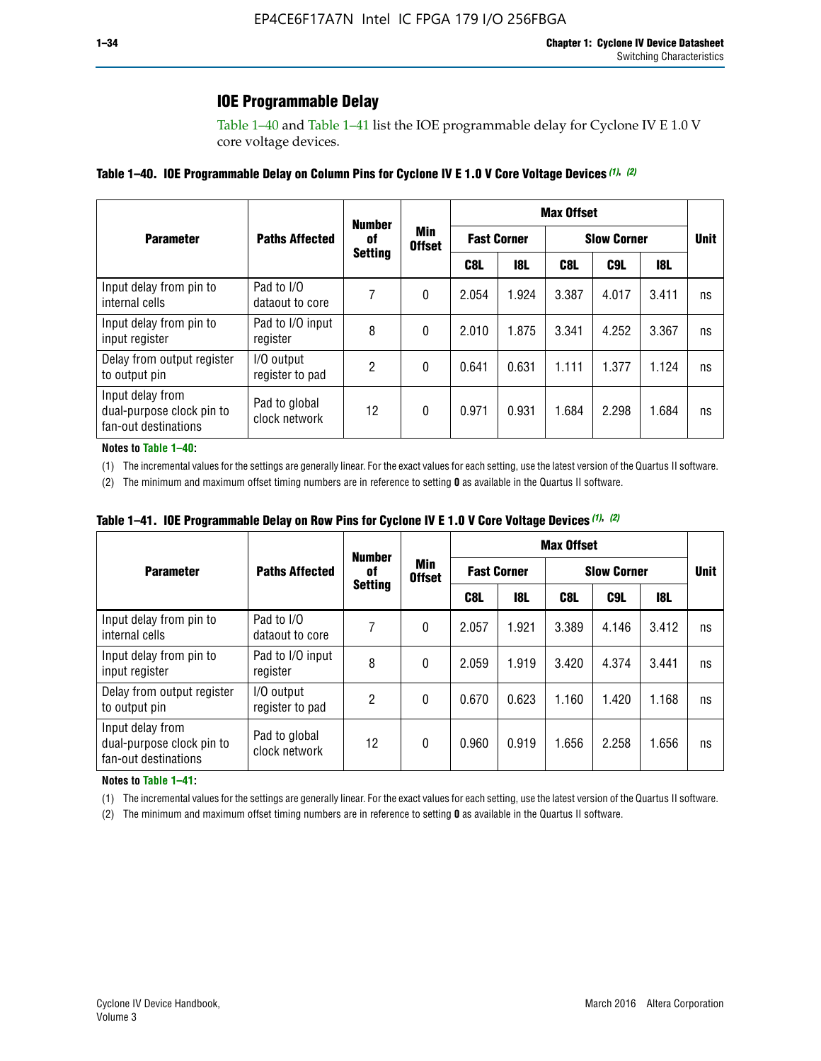## IOE Programmable Delay

Table 1–40 and Table 1–41 list the IOE programmable delay for Cyclone IV E 1.0 V core voltage devices.

**Table 1–40. IOE Programmable Delay on Column Pins for Cyclone IV E 1.0 V Core Voltage Devices** *(1), (2)*

| Parameter | Paths Affected | Number of Setting | Min Offset | Max Offset | | | | | Unit |
|---|---|---|---|---|---|---|---|---|---|
| | | | | Fast Corner | | Slow Corner | | | |
| | | | | C8L | I8L | C8L | C9L | I8L | |
| Input delay from pin to internal cells | Pad to I/O dataout to core | 7 | 0 | 2.054 | 1.924 | 3.387 | 4.017 | 3.411 | ns |
| Input delay from pin to input register | Pad to I/O input register | 8 | 0 | 2.010 | 1.875 | 3.341 | 4.252 | 3.367 | ns |
| Delay from output register to output pin | I/O output register to pad | 2 | 0 | 0.641 | 0.631 | 1.111 | 1.377 | 1.124 | ns |
| Input delay from dual-purpose clock pin to fan-out destinations | Pad to global clock network | 12 | 0 | 0.971 | 0.931 | 1.684 | 2.298 | 1.684 | ns |

**Notes to Table 1–40:**

(1) The incremental values for the settings are generally linear. For the exact values for each setting, use the latest version of the Quartus II software.

(2) The minimum and maximum offset timing numbers are in reference to setting **0** as available in the Quartus II software.

**Table 1–41. IOE Programmable Delay on Row Pins for Cyclone IV E 1.0 V Core Voltage Devices** *(1), (2)*

| Parameter | Paths Affected | Number of Setting | Min Offset | Max Offset | | | | | Unit |
|---|---|---|---|---|---|---|---|---|---|
| | | | | Fast Corner | | Slow Corner | | | |
| | | | | C8L | I8L | C8L | C9L | I8L | |
| Input delay from pin to internal cells | Pad to I/O dataout to core | 7 | 0 | 2.057 | 1.921 | 3.389 | 4.146 | 3.412 | ns |
| Input delay from pin to input register | Pad to I/O input register | 8 | 0 | 2.059 | 1.919 | 3.420 | 4.374 | 3.441 | ns |
| Delay from output register to output pin | I/O output register to pad | 2 | 0 | 0.670 | 0.623 | 1.160 | 1.420 | 1.168 | ns |
| Input delay from dual-purpose clock pin to fan-out destinations | Pad to global clock network | 12 | 0 | 0.960 | 0.919 | 1.656 | 2.258 | 1.656 | ns |

**Notes to Table 1–41:**

(1) The incremental values for the settings are generally linear. For the exact values for each setting, use the latest version of the Quartus II software.

(2) The minimum and maximum offset timing numbers are in reference to setting **0** as available in the Quartus II software.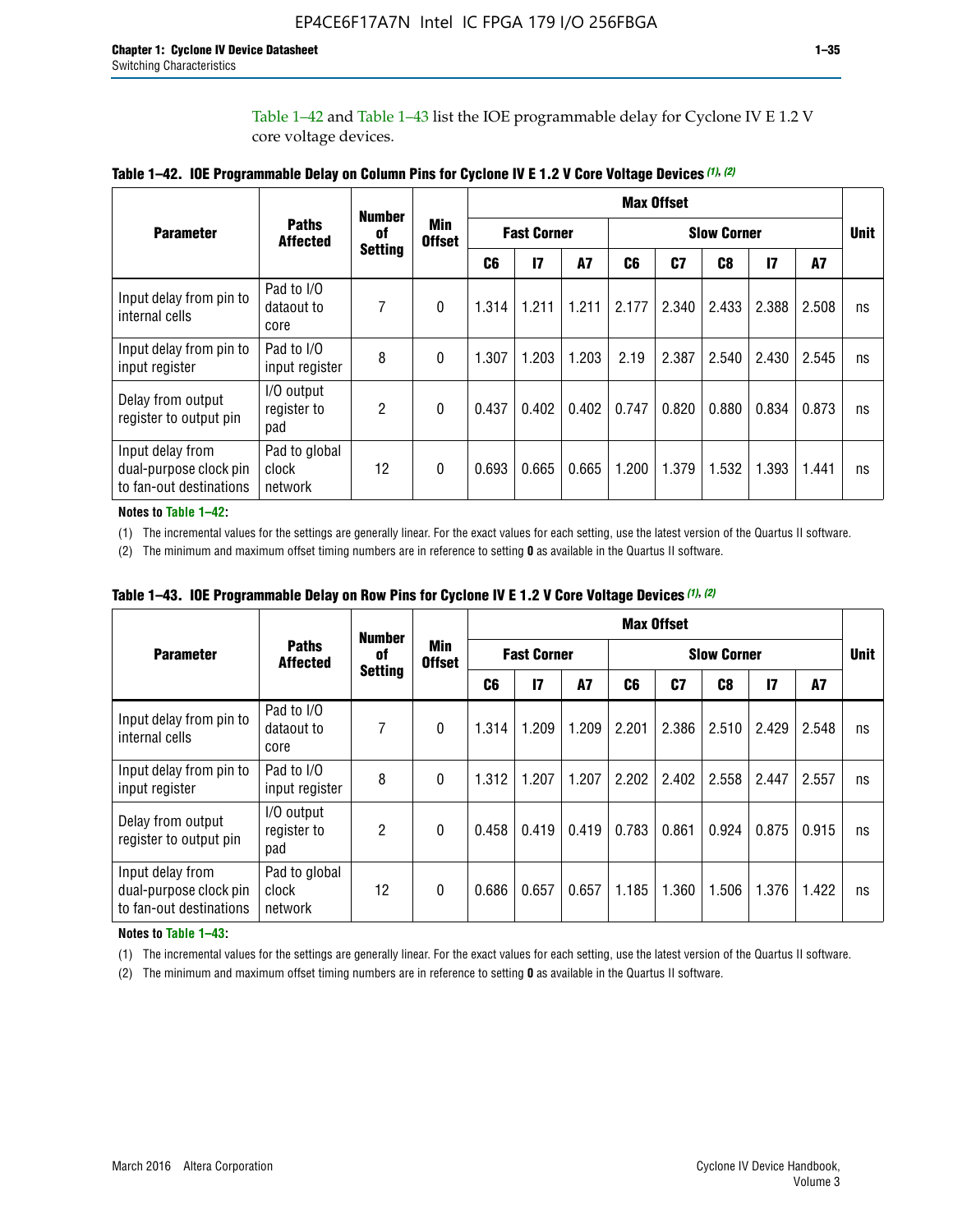Table 1–42 and Table 1–43 list the IOE programmable delay for Cyclone IV E 1.2 V core voltage devices.

**Table 1–42. IOE Programmable Delay on Column Pins for Cyclone IV E 1.2 V Core Voltage Devices (1), (2)**

| Parameter | Paths Affected | Number of Setting | Min Offset | Max Offset | | | | | | | | Unit |
|---|---|---|---|---|---|---|---|---|---|---|---|---|
| | | | | Fast Corner | | | Slow Corner | | | | | |
| | | | | C6 | I7 | A7 | C6 | C7 | C8 | I7 | A7 | |
| Input delay from pin to internal cells | Pad to I/O dataout to core | 7 | 0 | 1.314 | 1.211 | 1.211 | 2.177 | 2.340 | 2.433 | 2.388 | 2.508 | ns |
| Input delay from pin to input register | Pad to I/O input register | 8 | 0 | 1.307 | 1.203 | 1.203 | 2.19 | 2.387 | 2.540 | 2.430 | 2.545 | ns |
| Delay from output register to output pin | I/O output register to pad | 2 | 0 | 0.437 | 0.402 | 0.402 | 0.747 | 0.820 | 0.880 | 0.834 | 0.873 | ns |
| Input delay from dual-purpose clock pin to fan-out destinations | Pad to global clock network | 12 | 0 | 0.693 | 0.665 | 0.665 | 1.200 | 1.379 | 1.532 | 1.393 | 1.441 | ns |

**Notes to Table 1–42:**

(1) The incremental values for the settings are generally linear. For the exact values for each setting, use the latest version of the Quartus II software.

(2) The minimum and maximum offset timing numbers are in reference to setting **0** as available in the Quartus II software.

**Table 1–43. IOE Programmable Delay on Row Pins for Cyclone IV E 1.2 V Core Voltage Devices (1), (2)**

| Parameter | Paths Affected | Number of Setting | Min Offset | Max Offset | | | | | | | | Unit |
|---|---|---|---|---|---|---|---|---|---|---|---|---|
| | | | | Fast Corner | | | Slow Corner | | | | | |
| | | | | C6 | I7 | A7 | C6 | C7 | C8 | I7 | A7 | |
| Input delay from pin to internal cells | Pad to I/O dataout to core | 7 | 0 | 1.314 | 1.209 | 1.209 | 2.201 | 2.386 | 2.510 | 2.429 | 2.548 | ns |
| Input delay from pin to input register | Pad to I/O input register | 8 | 0 | 1.312 | 1.207 | 1.207 | 2.202 | 2.402 | 2.558 | 2.447 | 2.557 | ns |
| Delay from output register to output pin | I/O output register to pad | 2 | 0 | 0.458 | 0.419 | 0.419 | 0.783 | 0.861 | 0.924 | 0.875 | 0.915 | ns |
| Input delay from dual-purpose clock pin to fan-out destinations | Pad to global clock network | 12 | 0 | 0.686 | 0.657 | 0.657 | 1.185 | 1.360 | 1.506 | 1.376 | 1.422 | ns |

**Notes to Table 1–43:**

(1) The incremental values for the settings are generally linear. For the exact values for each setting, use the latest version of the Quartus II software.

(2) The minimum and maximum offset timing numbers are in reference to setting **0** as available in the Quartus II software.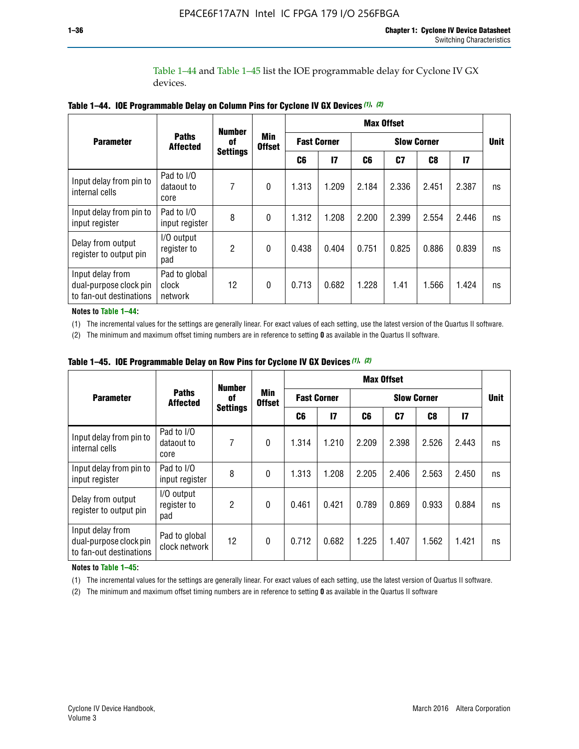Table 1–44 and Table 1–45 list the IOE programmable delay for Cyclone IV GX devices.

**Table 1–44. IOE Programmable Delay on Column Pins for Cyclone IV GX Devices (1), (2)**

| Parameter | Paths Affected | Number of Settings | Min Offset | Max Offset | | | | | | Unit |
|---|---|---|---|---|---|---|---|---|---|---|
| | | | | Fast Corner | | Slow Corner | | | | |
| | | | | C6 | I7 | C6 | C7 | C8 | I7 | |
| Input delay from pin to internal cells | Pad to I/O dataout to core | 7 | 0 | 1.313 | 1.209 | 2.184 | 2.336 | 2.451 | 2.387 | ns |
| Input delay from pin to input register | Pad to I/O input register | 8 | 0 | 1.312 | 1.208 | 2.200 | 2.399 | 2.554 | 2.446 | ns |
| Delay from output register to output pin | I/O output register to pad | 2 | 0 | 0.438 | 0.404 | 0.751 | 0.825 | 0.886 | 0.839 | ns |
| Input delay from dual-purpose clock pin to fan-out destinations | Pad to global clock network | 12 | 0 | 0.713 | 0.682 | 1.228 | 1.41 | 1.566 | 1.424 | ns |

**Notes to Table 1–44:**

(1) The incremental values for the settings are generally linear. For exact values of each setting, use the latest version of the Quartus II software.

(2) The minimum and maximum offset timing numbers are in reference to setting **0** as available in the Quartus II software.

**Table 1–45. IOE Programmable Delay on Row Pins for Cyclone IV GX Devices (1), (2)**

| Parameter | Paths Affected | Number of Settings | Min Offset | Max Offset | | | | | | Unit |
|---|---|---|---|---|---|---|---|---|---|---|
| | | | | Fast Corner | | Slow Corner | | | | |
| | | | | C6 | I7 | C6 | C7 | C8 | I7 | |
| Input delay from pin to internal cells | Pad to I/O dataout to core | 7 | 0 | 1.314 | 1.210 | 2.209 | 2.398 | 2.526 | 2.443 | ns |
| Input delay from pin to input register | Pad to I/O input register | 8 | 0 | 1.313 | 1.208 | 2.205 | 2.406 | 2.563 | 2.450 | ns |
| Delay from output register to output pin | I/O output register to pad | 2 | 0 | 0.461 | 0.421 | 0.789 | 0.869 | 0.933 | 0.884 | ns |
| Input delay from dual-purpose clock pin to fan-out destinations | Pad to global clock network | 12 | 0 | 0.712 | 0.682 | 1.225 | 1.407 | 1.562 | 1.421 | ns |

**Notes to Table 1–45:**

(1) The incremental values for the settings are generally linear. For exact values of each setting, use the latest version of Quartus II software.

(2) The minimum and maximum offset timing numbers are in reference to setting **0** as available in the Quartus II software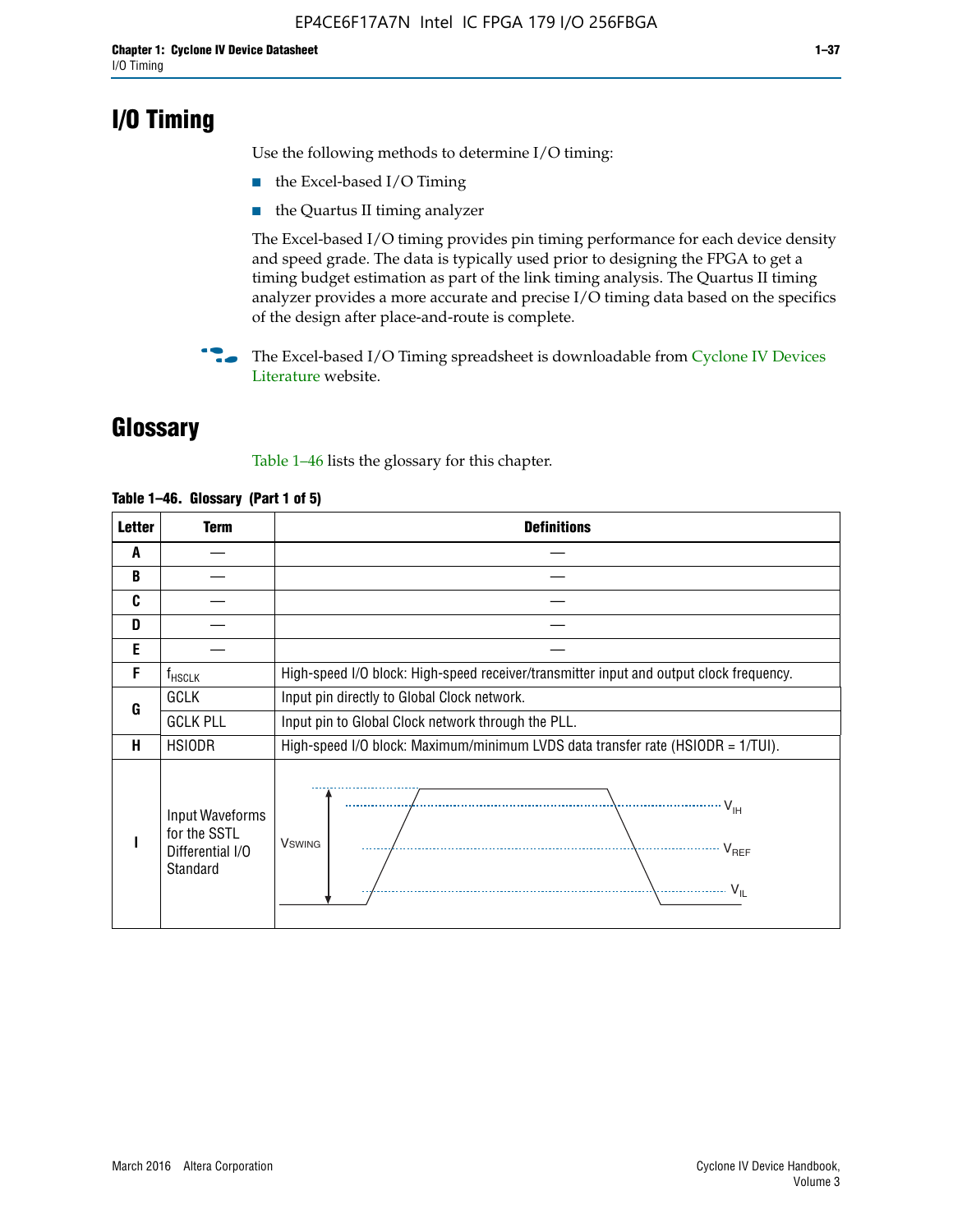# I/O Timing

Use the following methods to determine I/O timing:

- the Excel-based I/O Timing
- the Quartus II timing analyzer

The Excel-based I/O timing provides pin timing performance for each device density and speed grade. The data is typically used prior to designing the FPGA to get a timing budget estimation as part of the link timing analysis. The Quartus II timing analyzer provides a more accurate and precise I/O timing data based on the specifics of the design after place-and-route is complete.

The Excel-based I/O Timing spreadsheet is downloadable from Cyclone IV Devices Literature website.

# Glossary

Table 1–46 lists the glossary for this chapter.

**Table 1–46. Glossary (Part 1 of 5)**

| Letter | Term | Definitions |
|---|---|---|
| A | — | — |
| B | — | — |
| C | — | — |
| D | — | — |
| E | — | — |
| F | $f_{HSCLK}$ | High-speed I/O block: High-speed receiver/transmitter input and output clock frequency. |
| G | GCLK | Input pin directly to Global Clock network. |
| | GCLK PLL | Input pin to Global Clock network through the PLL. |
| H | HSIODR | High-speed I/O block: Maximum/minimum LVDS data transfer rate (HSIODR = 1/TUI). |
| I | Input Waveforms for the SSTL Differential I/O Standard | $V_{SWING}$, $V_{IH}$, $V_{REF}$, $V_{IL}$ |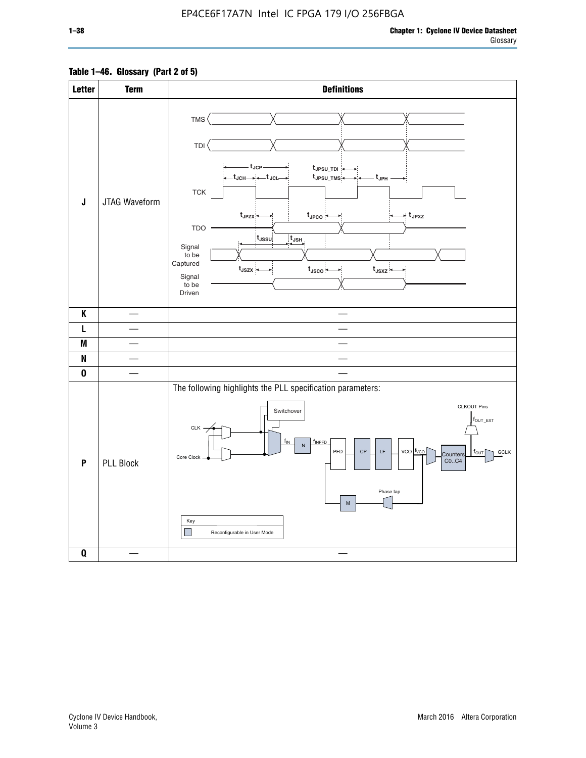**Table 1–46. Glossary (Part 2 of 5)**

| Letter | Term | Definitions |
|---|---|---|
| J | JTAG Waveform | TMS, TDI, TCK, TDO, Signal to be Captured, Signal to be Driven; $t_{JCP}$, $t_{JCH}$, $t_{JCL}$, $t_{JPSU\_TDI}$, $t_{JPSU\_TMS}$, $t_{JPH}$, $t_{JPZX}$, $t_{JPCO}$, $t_{JPXZ}$, $t_{JSSU}$, $t_{JSH}$, $t_{JSZX}$, $t_{JSCO}$, $t_{JSXZ}$ |
| K | — | — |
| L | — | — |
| M | — | — |
| N | — | — |
| O | — | — |
| P | PLL Block | The following highlights the PLL specification parameters: CLK, Core Clock, Switchover, $f_{IN}$, N, $f_{INPFD}$, PFD, CP, LF, VCO, $f_{VCO}$, Counters C0..C4, $f_{OUT}$, GCLK, CLKOUT Pins, $f_{OUT\_EXT}$, Phase tap, M. Key: Reconfigurable in User Mode |
| Q | — | — |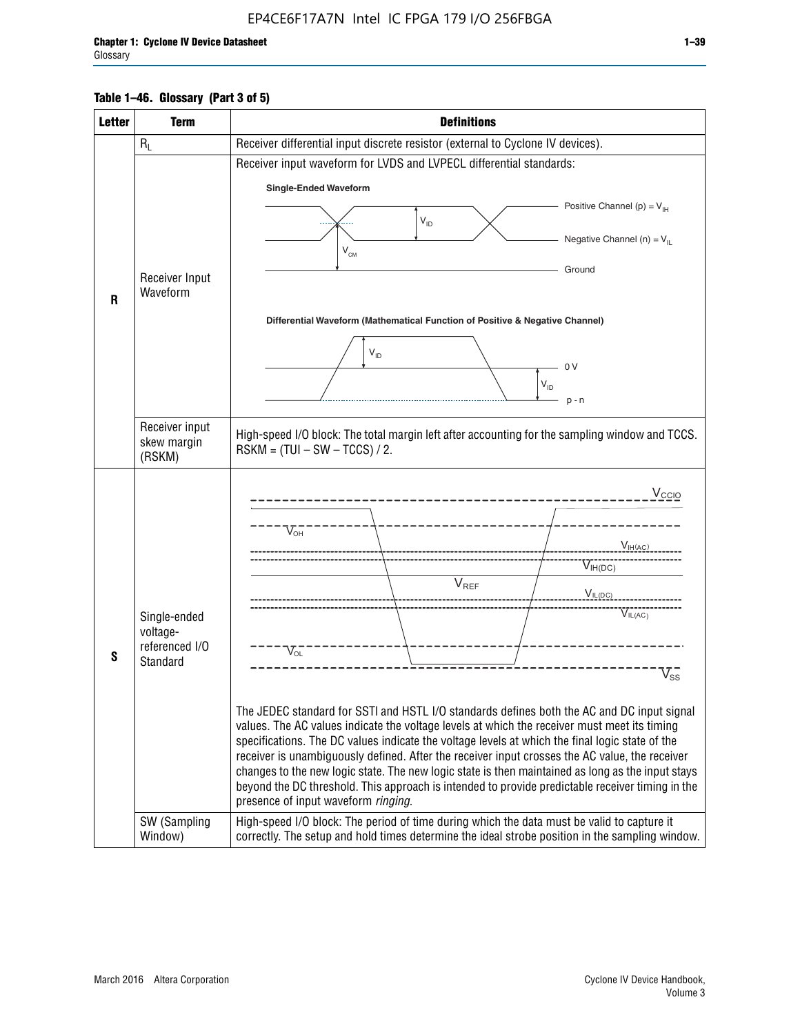**Table 1–46. Glossary (Part 3 of 5)**

| Letter | Term | Definitions |
|---|---|---|
| R | $R_L$ | Receiver differential input discrete resistor (external to Cyclone IV devices). |
| | Receiver Input Waveform | Receiver input waveform for LVDS and LVPECL differential standards:<br><br>**Single-Ended Waveform**<br>Positive Channel (p) = $V_{IH}$<br>Negative Channel (n) = $V_{IL}$<br>Ground<br>$V_{ID}$, $V_{CM}$<br><br>**Differential Waveform (Mathematical Function of Positive & Negative Channel)**<br>$V_{ID}$<br>0 V<br>p - n |
| | Receiver input skew margin (RSKM) | High-speed I/O block: The total margin left after accounting for the sampling window and TCCS. RSKM = (TUI – SW – TCCS) / 2. |
| S | Single-ended voltage-referenced I/O Standard | $V_{CCIO}$, $V_{OH}$, $V_{IH(AC)}$, $V_{IH(DC)}$, $V_{REF}$, $V_{IL(DC)}$, $V_{IL(AC)}$, $V_{OL}$, $V_{SS}$<br><br>The JEDEC standard for SSTl and HSTL I/O standards defines both the AC and DC input signal values. The AC values indicate the voltage levels at which the receiver must meet its timing specifications. The DC values indicate the voltage levels at which the final logic state of the receiver is unambiguously defined. After the receiver input crosses the AC value, the receiver changes to the new logic state. The new logic state is then maintained as long as the input stays beyond the DC threshold. This approach is intended to provide predictable receiver timing in the presence of input waveform *ringing*. |
| | SW (Sampling Window) | High-speed I/O block: The period of time during which the data must be valid to capture it correctly. The setup and hold times determine the ideal strobe position in the sampling window. |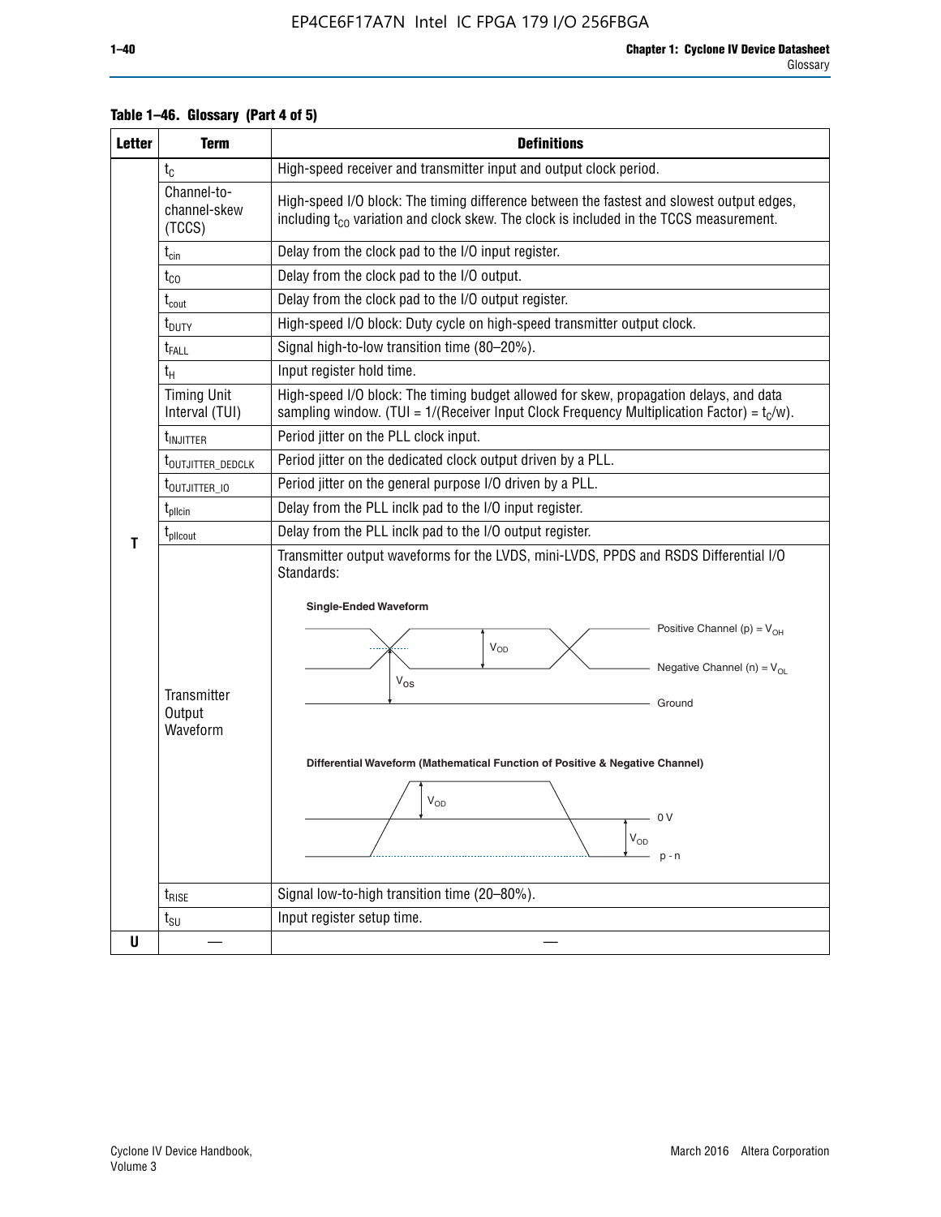**Table 1–46. Glossary (Part 4 of 5)**

| Letter | Term | Definitions |
|---|---|---|
| T | $t_C$ | High-speed receiver and transmitter input and output clock period. |
| | Channel-to-channel-skew (TCCS) | High-speed I/O block: The timing difference between the fastest and slowest output edges, including $t_{CO}$ variation and clock skew. The clock is included in the TCCS measurement. |
| | $t_{cin}$ | Delay from the clock pad to the I/O input register. |
| | $t_{CO}$ | Delay from the clock pad to the I/O output. |
| | $t_{cout}$ | Delay from the clock pad to the I/O output register. |
| | $t_{DUTY}$ | High-speed I/O block: Duty cycle on high-speed transmitter output clock. |
| | $t_{FALL}$ | Signal high-to-low transition time (80–20%). |
| | $t_H$ | Input register hold time. |
| | Timing Unit Interval (TUI) | High-speed I/O block: The timing budget allowed for skew, propagation delays, and data sampling window. (TUI = 1/(Receiver Input Clock Frequency Multiplication Factor) = $t_C/w$). |
| | $t_{INJITTER}$ | Period jitter on the PLL clock input. |
| | $t_{OUTJITTER\_DEDCLK}$ | Period jitter on the dedicated clock output driven by a PLL. |
| | $t_{OUTJITTER\_IO}$ | Period jitter on the general purpose I/O driven by a PLL. |
| | $t_{pllcin}$ | Delay from the PLL inclk pad to the I/O input register. |
| | $t_{pllcout}$ | Delay from the PLL inclk pad to the I/O output register. |
| | Transmitter Output Waveform | Transmitter output waveforms for the LVDS, mini-LVDS, PPDS and RSDS Differential I/O Standards: **Single-Ended Waveform** (Positive Channel (p) = $V_{OH}$; Negative Channel (n) = $V_{OL}$; $V_{OD}$; $V_{OS}$; Ground) **Differential Waveform (Mathematical Function of Positive & Negative Channel)** ($V_{OD}$; 0 V; $V_{OD}$; p - n) |
| | $t_{RISE}$ | Signal low-to-high transition time (20–80%). |
| | $t_{SU}$ | Input register setup time. |
| U | — | — |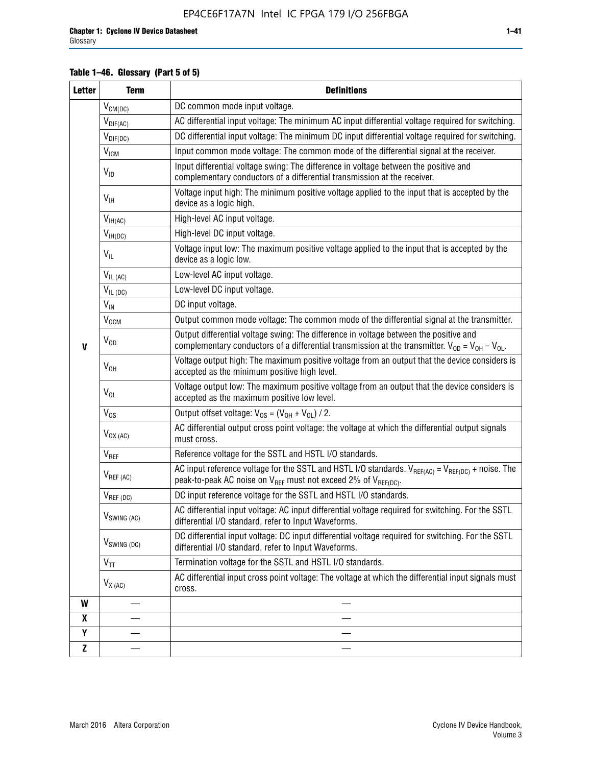**Table 1–46. Glossary (Part 5 of 5)**

| Letter | Term | Definitions |
|---|---|---|
| V | $V_{CM(DC)}$ | DC common mode input voltage. |
| | $V_{DIF(AC)}$ | AC differential input voltage: The minimum AC input differential voltage required for switching. |
| | $V_{DIF(DC)}$ | DC differential input voltage: The minimum DC input differential voltage required for switching. |
| | $V_{ICM}$ | Input common mode voltage: The common mode of the differential signal at the receiver. |
| | $V_{ID}$ | Input differential voltage swing: The difference in voltage between the positive and complementary conductors of a differential transmission at the receiver. |
| | $V_{IH}$ | Voltage input high: The minimum positive voltage applied to the input that is accepted by the device as a logic high. |
| | $V_{IH(AC)}$ | High-level AC input voltage. |
| | $V_{IH(DC)}$ | High-level DC input voltage. |
| | $V_{IL}$ | Voltage input low: The maximum positive voltage applied to the input that is accepted by the device as a logic low. |
| | $V_{IL (AC)}$ | Low-level AC input voltage. |
| | $V_{IL (DC)}$ | Low-level DC input voltage. |
| | $V_{IN}$ | DC input voltage. |
| | $V_{OCM}$ | Output common mode voltage: The common mode of the differential signal at the transmitter. |
| | $V_{OD}$ | Output differential voltage swing: The difference in voltage between the positive and complementary conductors of a differential transmission at the transmitter. $V_{OD} = V_{OH} – V_{OL}$. |
| | $V_{OH}$ | Voltage output high: The maximum positive voltage from an output that the device considers is accepted as the minimum positive high level. |
| | $V_{OL}$ | Voltage output low: The maximum positive voltage from an output that the device considers is accepted as the maximum positive low level. |
| | $V_{OS}$ | Output offset voltage: $V_{OS} = (V_{OH} + V_{OL}) / 2$. |
| | $V_{OX (AC)}$ | AC differential output cross point voltage: the voltage at which the differential output signals must cross. |
| | $V_{REF}$ | Reference voltage for the SSTL and HSTL I/O standards. |
| | $V_{REF (AC)}$ | AC input reference voltage for the SSTL and HSTL I/O standards. $V_{REF(AC)} = V_{REF(DC)}$ + noise. The peak-to-peak AC noise on $V_{REF}$ must not exceed 2% of $V_{REF(DC)}$. |
| | $V_{REF (DC)}$ | DC input reference voltage for the SSTL and HSTL I/O standards. |
| | $V_{SWING (AC)}$ | AC differential input voltage: AC input differential voltage required for switching. For the SSTL differential I/O standard, refer to Input Waveforms. |
| | $V_{SWING (DC)}$ | DC differential input voltage: DC input differential voltage required for switching. For the SSTL differential I/O standard, refer to Input Waveforms. |
| | $V_{TT}$ | Termination voltage for the SSTL and HSTL I/O standards. |
| | $V_{X (AC)}$ | AC differential input cross point voltage: The voltage at which the differential input signals must cross. |
| W | — | — |
| X | — | — |
| Y | — | — |
| Z | — | — |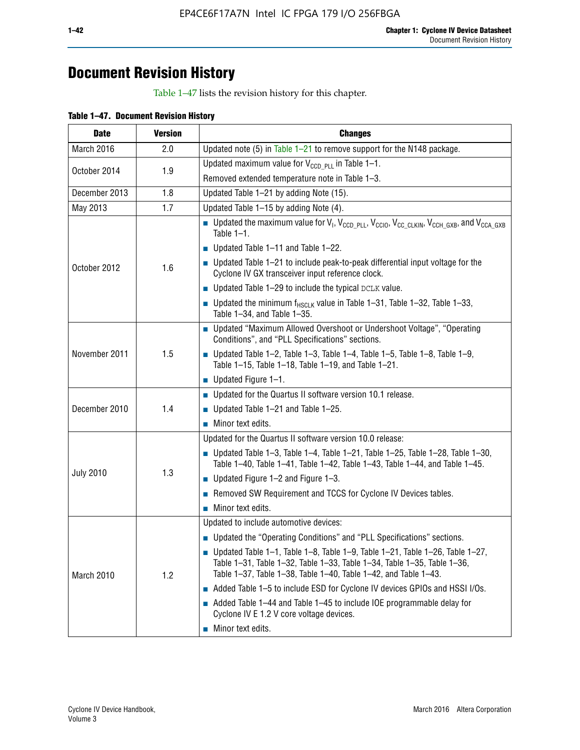# Document Revision History

Table 1–47 lists the revision history for this chapter.

**Table 1–47. Document Revision History**

| Date | Version | Changes |
|---|---|---|
| March 2016 | 2.0 | Updated note (5) in Table 1–21 to remove support for the N148 package. |
| October 2014 | 1.9 | Updated maximum value for $V_{CCD\_PLL}$ in Table 1–1.<br>Removed extended temperature note in Table 1–3. |
| December 2013 | 1.8 | Updated Table 1–21 by adding Note (15). |
| May 2013 | 1.7 | Updated Table 1–15 by adding Note (4). |
| October 2012 | 1.6 | ■ Updated the maximum value for $V_I$, $V_{CCD\_PLL}$, $V_{CCIO}$, $V_{CC\_CLKIN}$, $V_{CCH\_GXB}$, and $V_{CCA\_GXB}$ Table 1–1.<br>■ Updated Table 1–11 and Table 1–22.<br>■ Updated Table 1–21 to include peak-to-peak differential input voltage for the Cyclone IV GX transceiver input reference clock.<br>■ Updated Table 1–29 to include the typical DCLK value.<br>■ Updated the minimum $f_{HSCLK}$ value in Table 1–31, Table 1–32, Table 1–33, Table 1–34, and Table 1–35. |
| November 2011 | 1.5 | ■ Updated "Maximum Allowed Overshoot or Undershoot Voltage", "Operating Conditions", and "PLL Specifications" sections.<br>■ Updated Table 1–2, Table 1–3, Table 1–4, Table 1–5, Table 1–8, Table 1–9, Table 1–15, Table 1–18, Table 1–19, and Table 1–21.<br>■ Updated Figure 1–1. |
| December 2010 | 1.4 | ■ Updated for the Quartus II software version 10.1 release.<br>■ Updated Table 1–21 and Table 1–25.<br>■ Minor text edits. |
| July 2010 | 1.3 | Updated for the Quartus II software version 10.0 release:<br>■ Updated Table 1–3, Table 1–4, Table 1–21, Table 1–25, Table 1–28, Table 1–30, Table 1–40, Table 1–41, Table 1–42, Table 1–43, Table 1–44, and Table 1–45.<br>■ Updated Figure 1–2 and Figure 1–3.<br>■ Removed SW Requirement and TCCS for Cyclone IV Devices tables.<br>■ Minor text edits. |
| March 2010 | 1.2 | Updated to include automotive devices:<br>■ Updated the "Operating Conditions" and "PLL Specifications" sections.<br>■ Updated Table 1–1, Table 1–8, Table 1–9, Table 1–21, Table 1–26, Table 1–27, Table 1–31, Table 1–32, Table 1–33, Table 1–34, Table 1–35, Table 1–36, Table 1–37, Table 1–38, Table 1–40, Table 1–42, and Table 1–43.<br>■ Added Table 1–5 to include ESD for Cyclone IV devices GPIOs and HSSI I/Os.<br>■ Added Table 1–44 and Table 1–45 to include IOE programmable delay for Cyclone IV E 1.2 V core voltage devices.<br>■ Minor text edits. |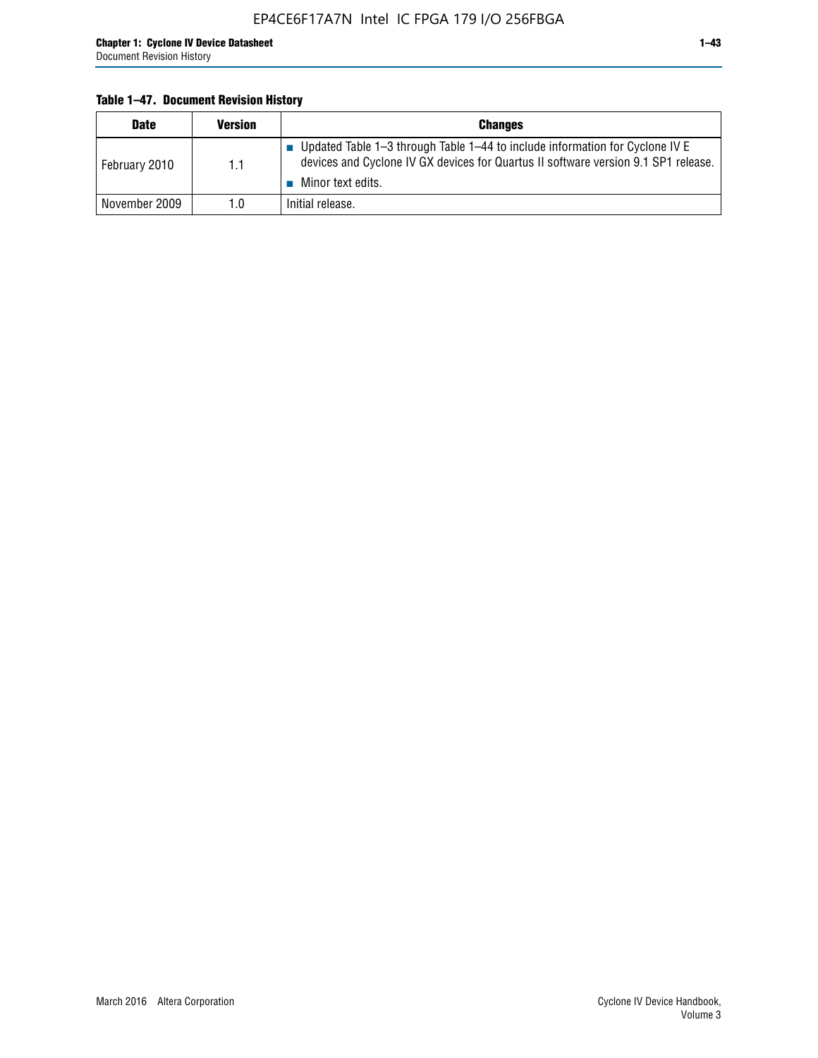**Table 1–47. Document Revision History**

| Date | Version | Changes |
|---|---|---|
| February 2010 | 1.1 | ■ Updated Table 1–3 through Table 1–44 to include information for Cyclone IV E devices and Cyclone IV GX devices for Quartus II software version 9.1 SP1 release.<br>■ Minor text edits. |
| November 2009 | 1.0 | Initial release. |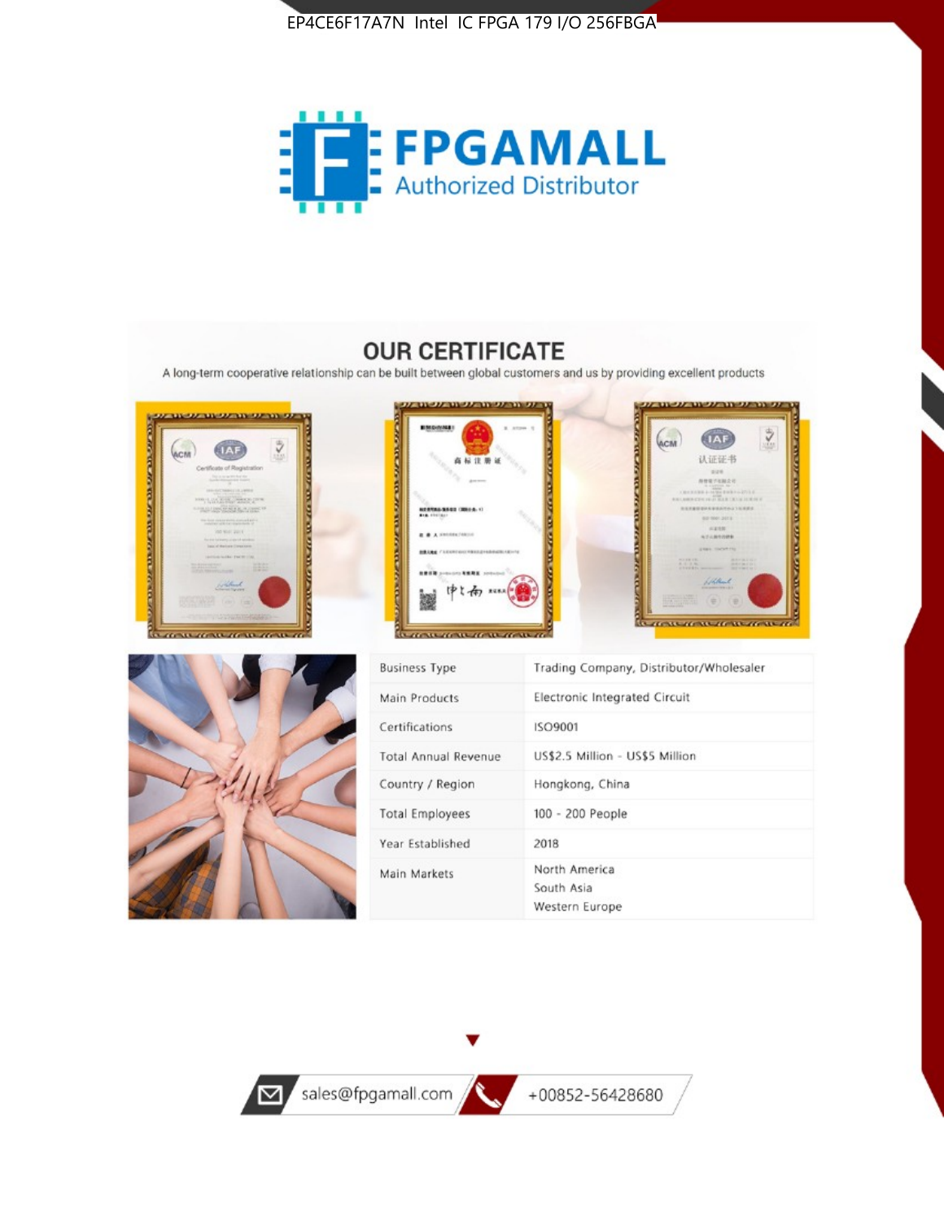FPGAMALL
Authorized Distributor

## OUR CERTIFICATE

A long-term cooperative relationship can be built between global customers and us by providing excellent products

| | |
|---|---|
| Business Type | Trading Company, Distributor/Wholesaler |
| Main Products | Electronic Integrated Circuit |
| Certifications | ISO9001 |
| Total Annual Revenue | US$2.5 Million - US$5 Million |
| Country / Region | Hongkong, China |
| Total Employees | 100 - 200 People |
| Year Established | 2018 |
| Main Markets | North America<br>South Asia<br>Western Europe |

sales@fpgamall.com +00852-56428680